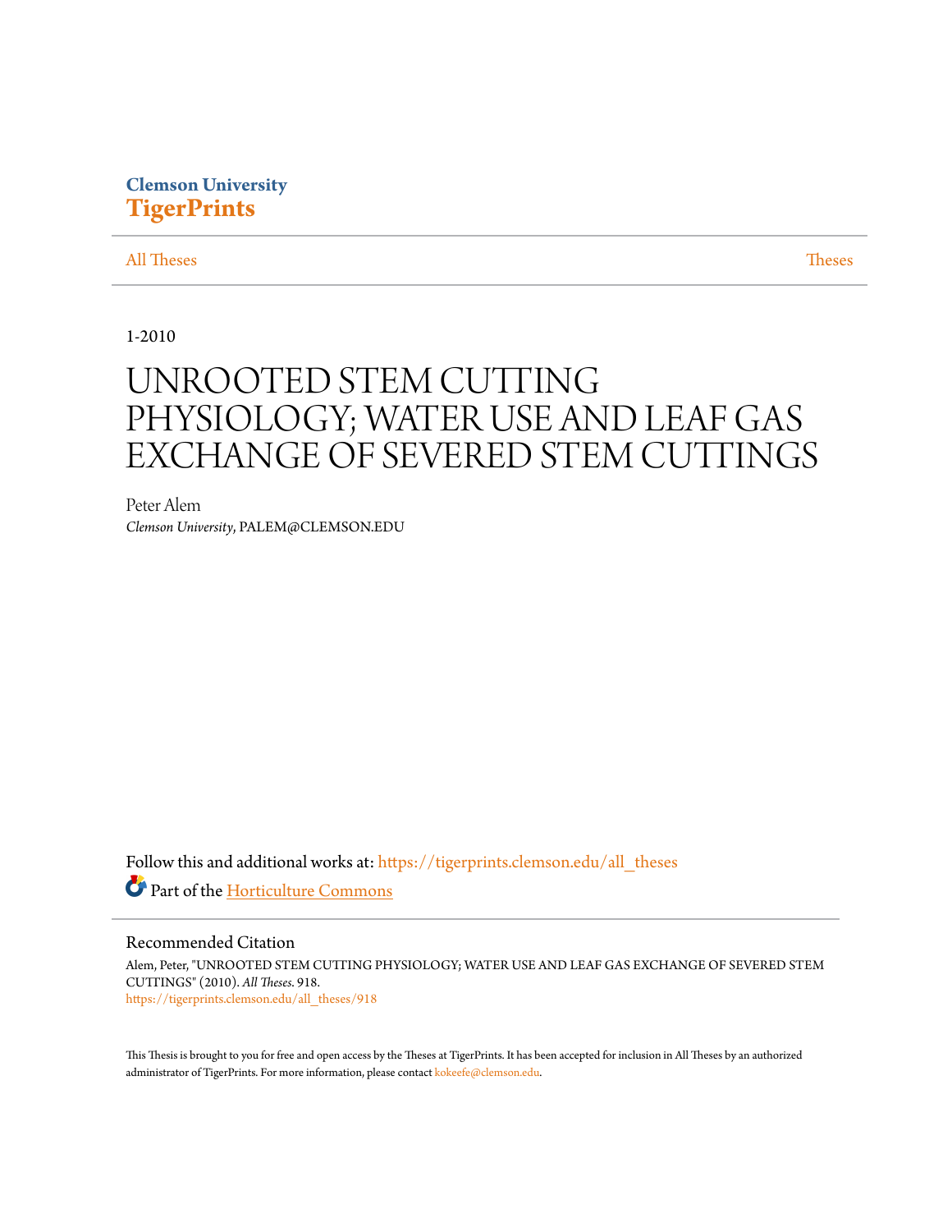Clemson University
**TigerPrints**

All Theses | Theses

1-2010

# UNROOTED STEM CUTTING PHYSIOLOGY; WATER USE AND LEAF GAS EXCHANGE OF SEVERED STEM CUTTINGS

Peter Alem
*Clemson University*, PALEM@CLEMSON.EDU

Follow this and additional works at: https://tigerprints.clemson.edu/all_theses

Part of the Horticulture Commons

## Recommended Citation

Alem, Peter, "UNROOTED STEM CUTTING PHYSIOLOGY; WATER USE AND LEAF GAS EXCHANGE OF SEVERED STEM CUTTINGS" (2010). *All Theses*. 918.
https://tigerprints.clemson.edu/all_theses/918

This Thesis is brought to you for free and open access by the Theses at TigerPrints. It has been accepted for inclusion in All Theses by an authorized administrator of TigerPrints. For more information, please contact kokeefe@clemson.edu.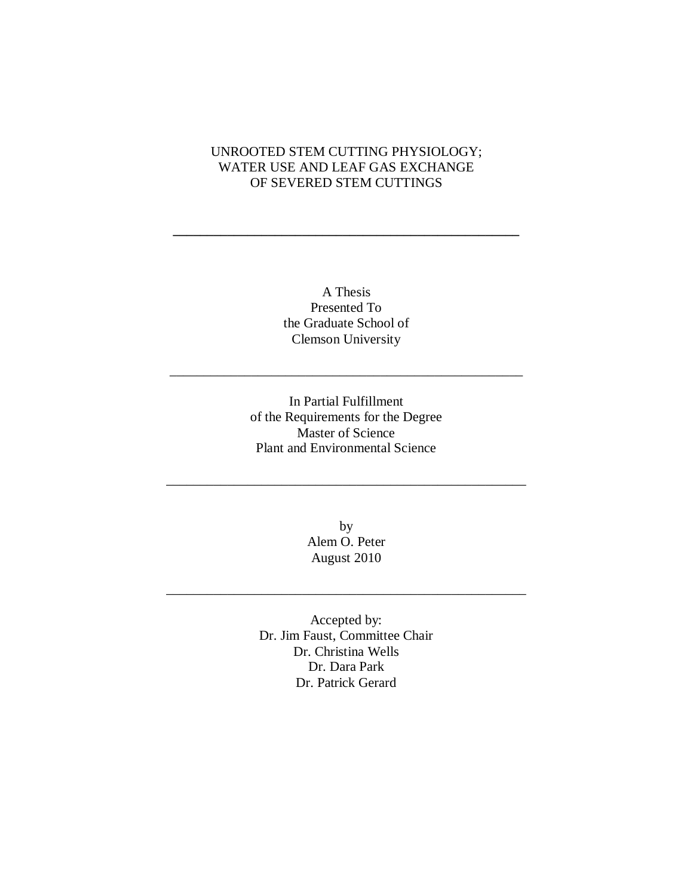# UNROOTED STEM CUTTING PHYSIOLOGY; WATER USE AND LEAF GAS EXCHANGE OF SEVERED STEM CUTTINGS

---

A Thesis
Presented To
the Graduate School of
Clemson University

---

In Partial Fulfillment
of the Requirements for the Degree
Master of Science
Plant and Environmental Science

---

by
Alem O. Peter
August 2010

---

Accepted by:
Dr. Jim Faust, Committee Chair
Dr. Christina Wells
Dr. Dara Park
Dr. Patrick Gerard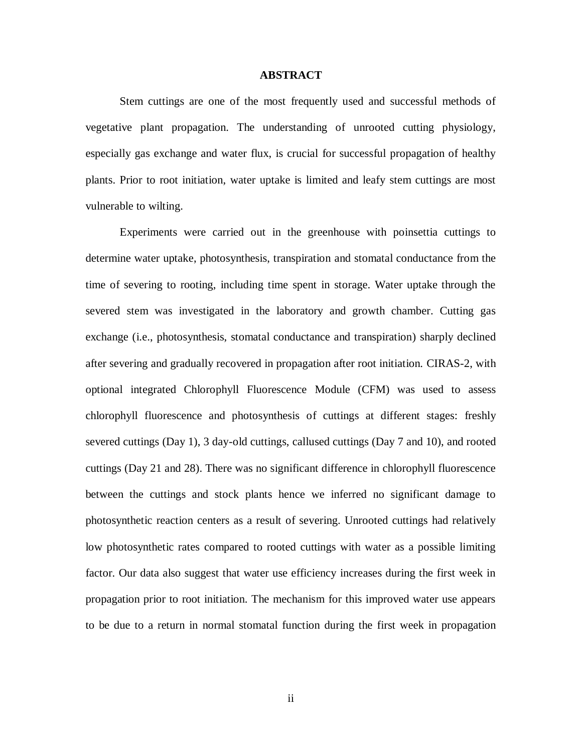## ABSTRACT

Stem cuttings are one of the most frequently used and successful methods of vegetative plant propagation. The understanding of unrooted cutting physiology, especially gas exchange and water flux, is crucial for successful propagation of healthy plants. Prior to root initiation, water uptake is limited and leafy stem cuttings are most vulnerable to wilting.

Experiments were carried out in the greenhouse with poinsettia cuttings to determine water uptake, photosynthesis, transpiration and stomatal conductance from the time of severing to rooting, including time spent in storage. Water uptake through the severed stem was investigated in the laboratory and growth chamber. Cutting gas exchange (i.e., photosynthesis, stomatal conductance and transpiration) sharply declined after severing and gradually recovered in propagation after root initiation. CIRAS-2, with optional integrated Chlorophyll Fluorescence Module (CFM) was used to assess chlorophyll fluorescence and photosynthesis of cuttings at different stages: freshly severed cuttings (Day 1), 3 day-old cuttings, callused cuttings (Day 7 and 10), and rooted cuttings (Day 21 and 28). There was no significant difference in chlorophyll fluorescence between the cuttings and stock plants hence we inferred no significant damage to photosynthetic reaction centers as a result of severing. Unrooted cuttings had relatively low photosynthetic rates compared to rooted cuttings with water as a possible limiting factor. Our data also suggest that water use efficiency increases during the first week in propagation prior to root initiation. The mechanism for this improved water use appears to be due to a return in normal stomatal function during the first week in propagation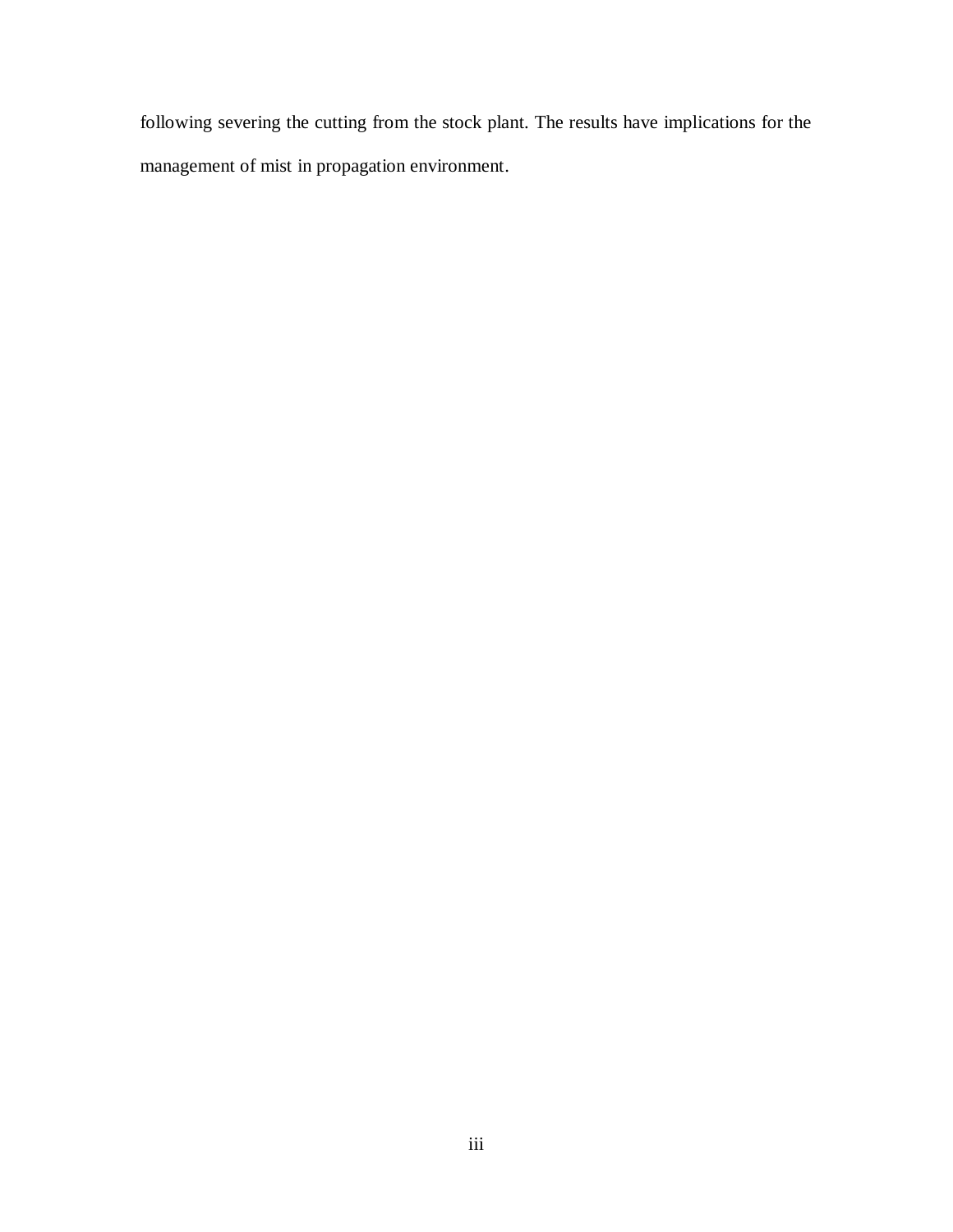following severing the cutting from the stock plant. The results have implications for the management of mist in propagation environment.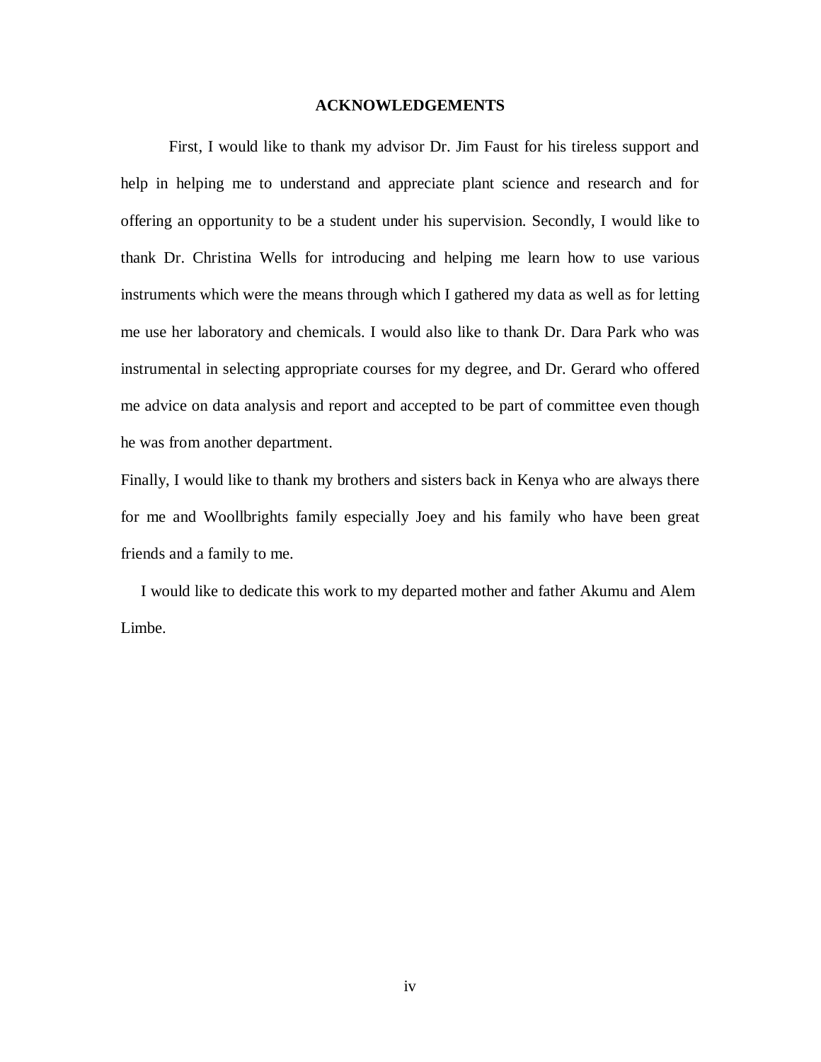## ACKNOWLEDGEMENTS

First, I would like to thank my advisor Dr. Jim Faust for his tireless support and help in helping me to understand and appreciate plant science and research and for offering an opportunity to be a student under his supervision. Secondly, I would like to thank Dr. Christina Wells for introducing and helping me learn how to use various instruments which were the means through which I gathered my data as well as for letting me use her laboratory and chemicals. I would also like to thank Dr. Dara Park who was instrumental in selecting appropriate courses for my degree, and Dr. Gerard who offered me advice on data analysis and report and accepted to be part of committee even though he was from another department.

Finally, I would like to thank my brothers and sisters back in Kenya who are always there for me and Woollbrights family especially Joey and his family who have been great friends and a family to me.

I would like to dedicate this work to my departed mother and father Akumu and Alem Limbe.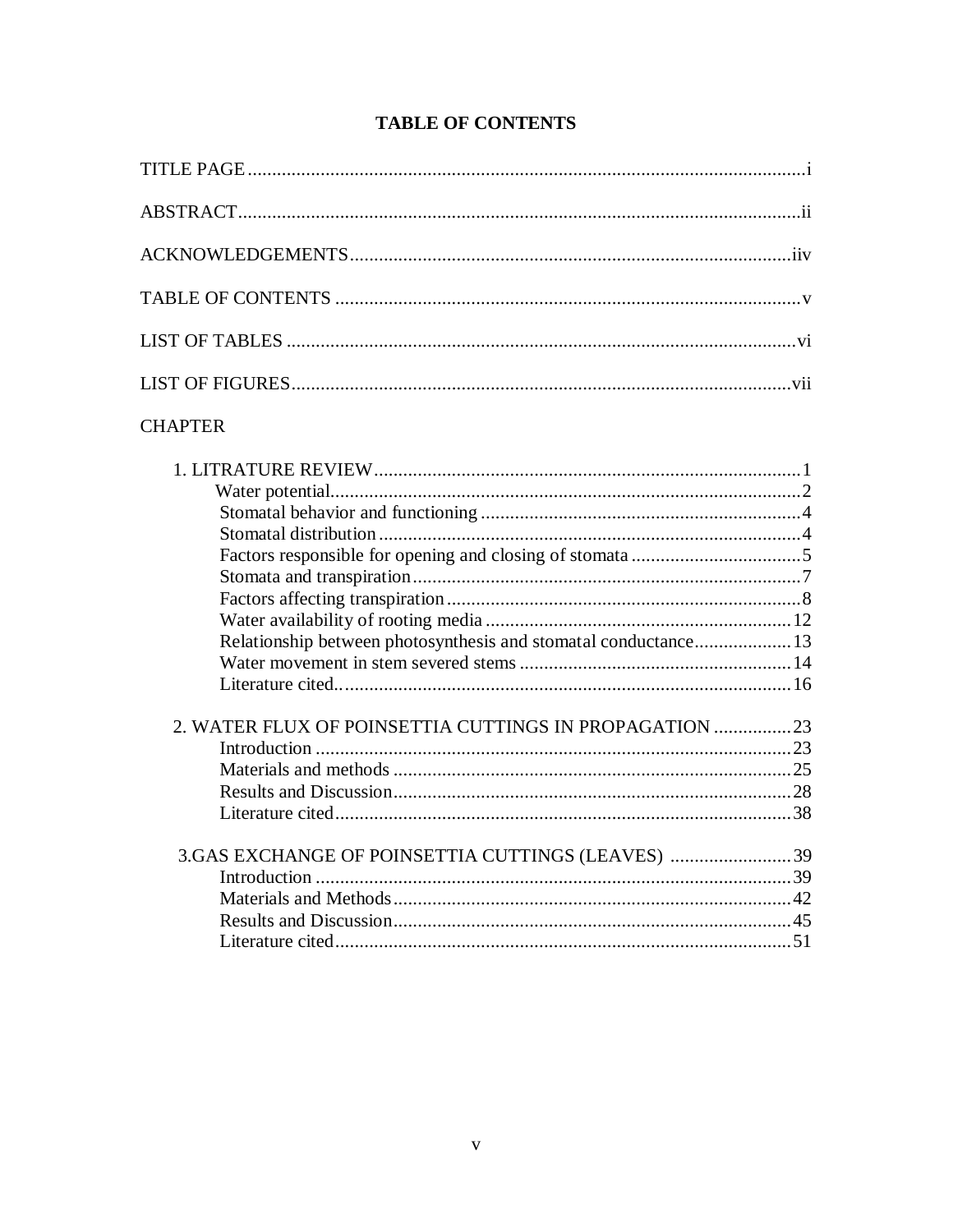# TABLE OF CONTENTS

TITLE PAGE....................................................................................................................i

ABSTRACT....................................................................................................................ii

ACKNOWLEDGEMENTS..........................................................................................iiv

TABLE OF CONTENTS ...............................................................................................v

LIST OF TABLES .........................................................................................................vi

LIST OF FIGURES.......................................................................................................vii

CHAPTER

1. LITRATURE REVIEW.......................................................................................1
   - Water potential.................................................................................................2
   - Stomatal behavior and functioning ..................................................................4
   - Stomatal distribution .......................................................................................4
   - Factors responsible for opening and closing of stomata ..................................5
   - Stomata and transpiration ...............................................................................7
   - Factors affecting transpiration ........................................................................8
   - Water availability of rooting media ..............................................................12
   - Relationship between photosynthesis and stomatal conductance...................13
   - Water movement in stem severed stems .......................................................14
   - Literature cited...............................................................................................16

2. WATER FLUX OF POINSETTIA CUTTINGS IN PROPAGATION ................23
   - Introduction ..................................................................................................23
   - Materials and methods ..................................................................................25
   - Results and Discussion..................................................................................28
   - Literature cited..............................................................................................38

3. GAS EXCHANGE OF POINSETTIA CUTTINGS (LEAVES) .........................39
   - Introduction ..................................................................................................39
   - Materials and Methods..................................................................................42
   - Results and Discussion..................................................................................45
   - Literature cited..............................................................................................51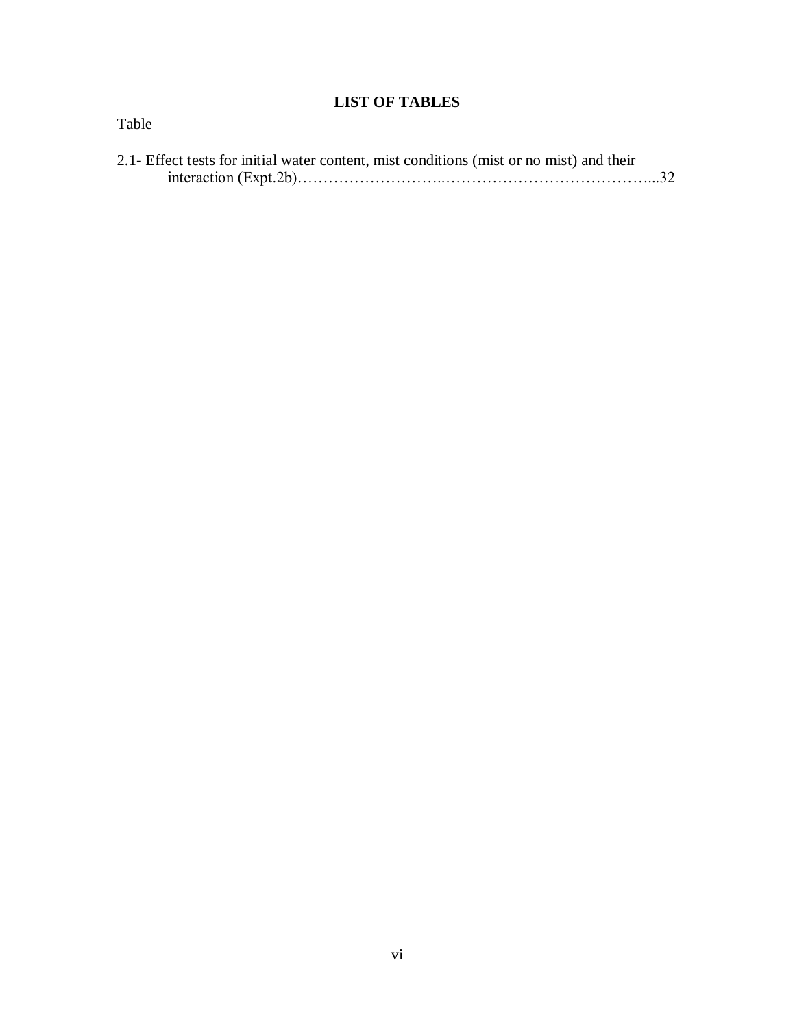# LIST OF TABLES

Table

2.1- Effect tests for initial water content, mist conditions (mist or no mist) and their interaction (Expt.2b)……………………..……………………………………...32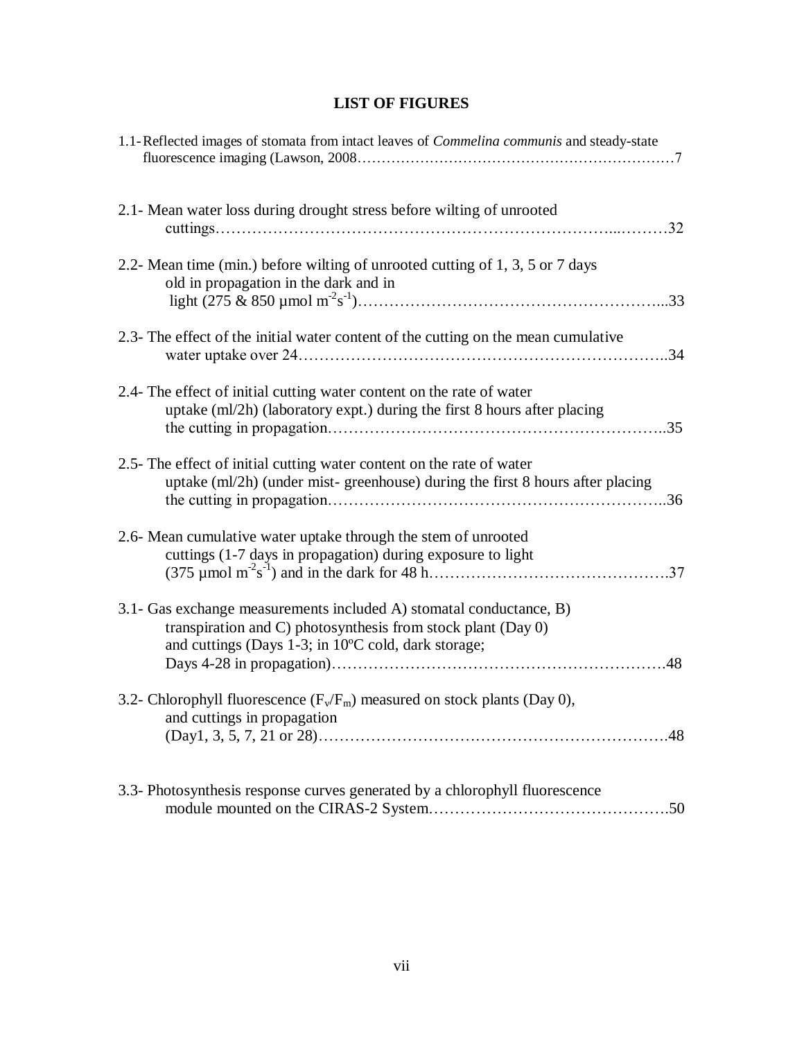# LIST OF FIGURES

1.1- Reflected images of stomata from intact leaves of *Commelina communis* and steady-state fluorescence imaging (Lawson, 2008……………………………………………………………7

2.1- Mean water loss during drought stress before wilting of unrooted cuttings…………………………………………………………………...………32

2.2- Mean time (min.) before wilting of unrooted cutting of 1, 3, 5 or 7 days old in propagation in the dark and in light (275 & 850 µmol $m^{-2}s^{-1}$)…………………………………………………...33

2.3- The effect of the initial water content of the cutting on the mean cumulative water uptake over 24……………………………………………………………..34

2.4- The effect of initial cutting water content on the rate of water uptake (ml/2h) (laboratory expt.) during the first 8 hours after placing the cutting in propagation……………………………………………………..35

2.5- The effect of initial cutting water content on the rate of water uptake (ml/2h) (under mist- greenhouse) during the first 8 hours after placing the cutting in propagation……………………………………………………..36

2.6- Mean cumulative water uptake through the stem of unrooted cuttings (1-7 days in propagation) during exposure to light (375 µmol $m^{-2}s^{-1}$) and in the dark for 48 h……………………………………….37

3.1- Gas exchange measurements included A) stomatal conductance, B) transpiration and C) photosynthesis from stock plant (Day 0) and cuttings (Days 1-3; in 10ºC cold, dark storage; Days 4-28 in propagation)…………………………………………………….48

3.2- Chlorophyll fluorescence ($F_v/F_m$) measured on stock plants (Day 0), and cuttings in propagation (Day1, 3, 5, 7, 21 or 28)………………………………………………………….48

3.3- Photosynthesis response curves generated by a chlorophyll fluorescence module mounted on the CIRAS-2 System……………………………………….50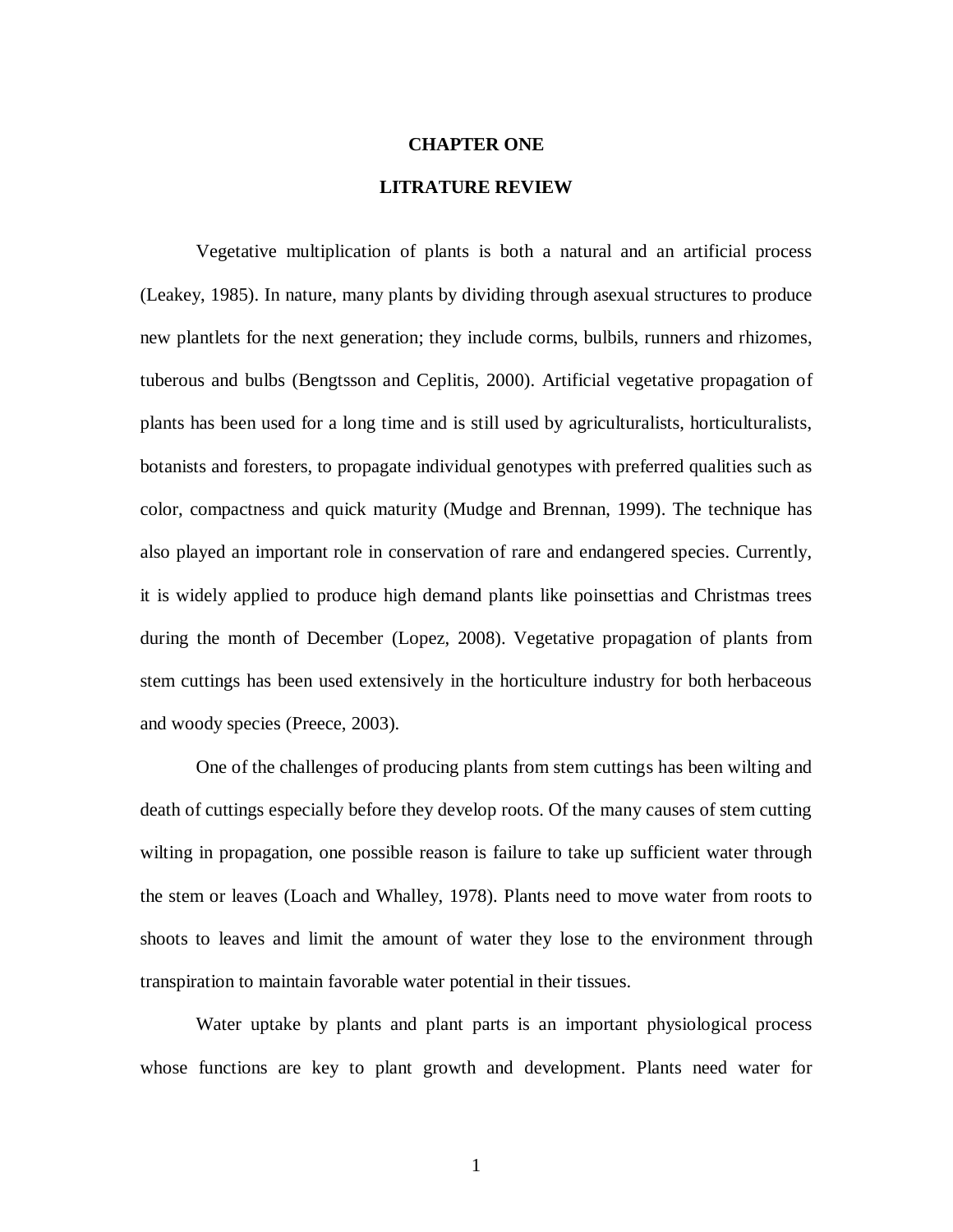# CHAPTER ONE

## LITRATURE REVIEW

Vegetative multiplication of plants is both a natural and an artificial process (Leakey, 1985). In nature, many plants by dividing through asexual structures to produce new plantlets for the next generation; they include corms, bulbils, runners and rhizomes, tuberous and bulbs (Bengtsson and Ceplitis, 2000). Artificial vegetative propagation of plants has been used for a long time and is still used by agriculturalists, horticulturalists, botanists and foresters, to propagate individual genotypes with preferred qualities such as color, compactness and quick maturity (Mudge and Brennan, 1999). The technique has also played an important role in conservation of rare and endangered species. Currently, it is widely applied to produce high demand plants like poinsettias and Christmas trees during the month of December (Lopez, 2008). Vegetative propagation of plants from stem cuttings has been used extensively in the horticulture industry for both herbaceous and woody species (Preece, 2003).

One of the challenges of producing plants from stem cuttings has been wilting and death of cuttings especially before they develop roots. Of the many causes of stem cutting wilting in propagation, one possible reason is failure to take up sufficient water through the stem or leaves (Loach and Whalley, 1978). Plants need to move water from roots to shoots to leaves and limit the amount of water they lose to the environment through transpiration to maintain favorable water potential in their tissues.

Water uptake by plants and plant parts is an important physiological process whose functions are key to plant growth and development. Plants need water for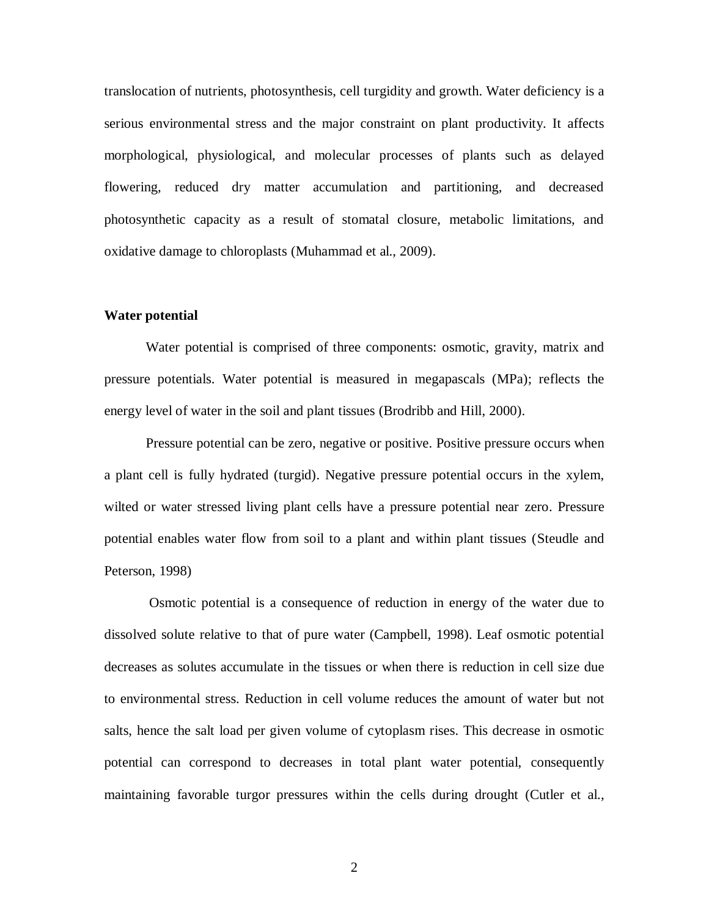translocation of nutrients, photosynthesis, cell turgidity and growth. Water deficiency is a serious environmental stress and the major constraint on plant productivity. It affects morphological, physiological, and molecular processes of plants such as delayed flowering, reduced dry matter accumulation and partitioning, and decreased photosynthetic capacity as a result of stomatal closure, metabolic limitations, and oxidative damage to chloroplasts (Muhammad et al., 2009).

**Water potential**

Water potential is comprised of three components: osmotic, gravity, matrix and pressure potentials. Water potential is measured in megapascals (MPa); reflects the energy level of water in the soil and plant tissues (Brodribb and Hill, 2000).

Pressure potential can be zero, negative or positive. Positive pressure occurs when a plant cell is fully hydrated (turgid). Negative pressure potential occurs in the xylem, wilted or water stressed living plant cells have a pressure potential near zero. Pressure potential enables water flow from soil to a plant and within plant tissues (Steudle and Peterson, 1998)

Osmotic potential is a consequence of reduction in energy of the water due to dissolved solute relative to that of pure water (Campbell, 1998). Leaf osmotic potential decreases as solutes accumulate in the tissues or when there is reduction in cell size due to environmental stress. Reduction in cell volume reduces the amount of water but not salts, hence the salt load per given volume of cytoplasm rises. This decrease in osmotic potential can correspond to decreases in total plant water potential, consequently maintaining favorable turgor pressures within the cells during drought (Cutler et al.,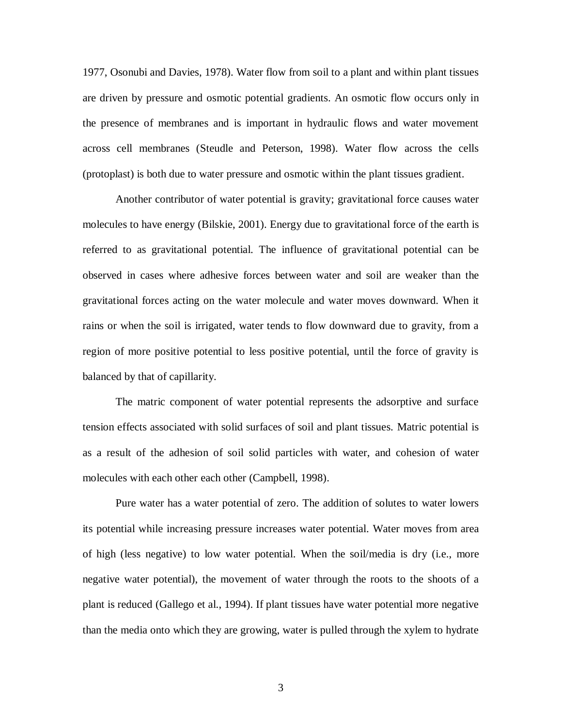1977, Osonubi and Davies, 1978). Water flow from soil to a plant and within plant tissues are driven by pressure and osmotic potential gradients. An osmotic flow occurs only in the presence of membranes and is important in hydraulic flows and water movement across cell membranes (Steudle and Peterson, 1998). Water flow across the cells (protoplast) is both due to water pressure and osmotic within the plant tissues gradient.

Another contributor of water potential is gravity; gravitational force causes water molecules to have energy (Bilskie, 2001). Energy due to gravitational force of the earth is referred to as gravitational potential. The influence of gravitational potential can be observed in cases where adhesive forces between water and soil are weaker than the gravitational forces acting on the water molecule and water moves downward. When it rains or when the soil is irrigated, water tends to flow downward due to gravity, from a region of more positive potential to less positive potential, until the force of gravity is balanced by that of capillarity.

The matric component of water potential represents the adsorptive and surface tension effects associated with solid surfaces of soil and plant tissues. Matric potential is as a result of the adhesion of soil solid particles with water, and cohesion of water molecules with each other each other (Campbell, 1998).

Pure water has a water potential of zero. The addition of solutes to water lowers its potential while increasing pressure increases water potential. Water moves from area of high (less negative) to low water potential. When the soil/media is dry (i.e., more negative water potential), the movement of water through the roots to the shoots of a plant is reduced (Gallego et al., 1994). If plant tissues have water potential more negative than the media onto which they are growing, water is pulled through the xylem to hydrate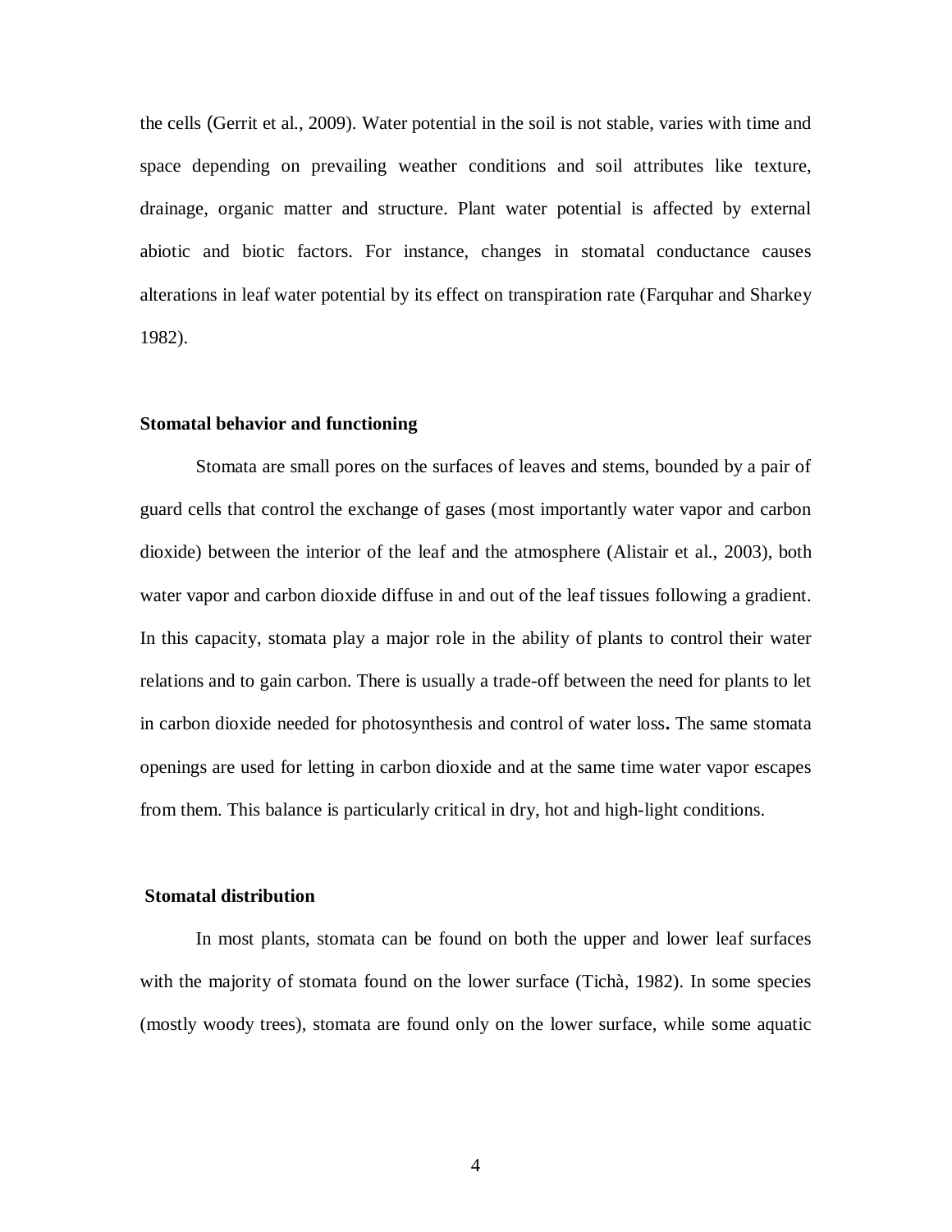the cells (Gerrit et al., 2009). Water potential in the soil is not stable, varies with time and space depending on prevailing weather conditions and soil attributes like texture, drainage, organic matter and structure. Plant water potential is affected by external abiotic and biotic factors. For instance, changes in stomatal conductance causes alterations in leaf water potential by its effect on transpiration rate (Farquhar and Sharkey 1982).

### Stomatal behavior and functioning

Stomata are small pores on the surfaces of leaves and stems, bounded by a pair of guard cells that control the exchange of gases (most importantly water vapor and carbon dioxide) between the interior of the leaf and the atmosphere (Alistair et al., 2003), both water vapor and carbon dioxide diffuse in and out of the leaf tissues following a gradient. In this capacity, stomata play a major role in the ability of plants to control their water relations and to gain carbon. There is usually a trade-off between the need for plants to let in carbon dioxide needed for photosynthesis and control of water loss**.** The same stomata openings are used for letting in carbon dioxide and at the same time water vapor escapes from them. This balance is particularly critical in dry, hot and high-light conditions.

### Stomatal distribution

In most plants, stomata can be found on both the upper and lower leaf surfaces with the majority of stomata found on the lower surface (Tichà, 1982). In some species (mostly woody trees), stomata are found only on the lower surface, while some aquatic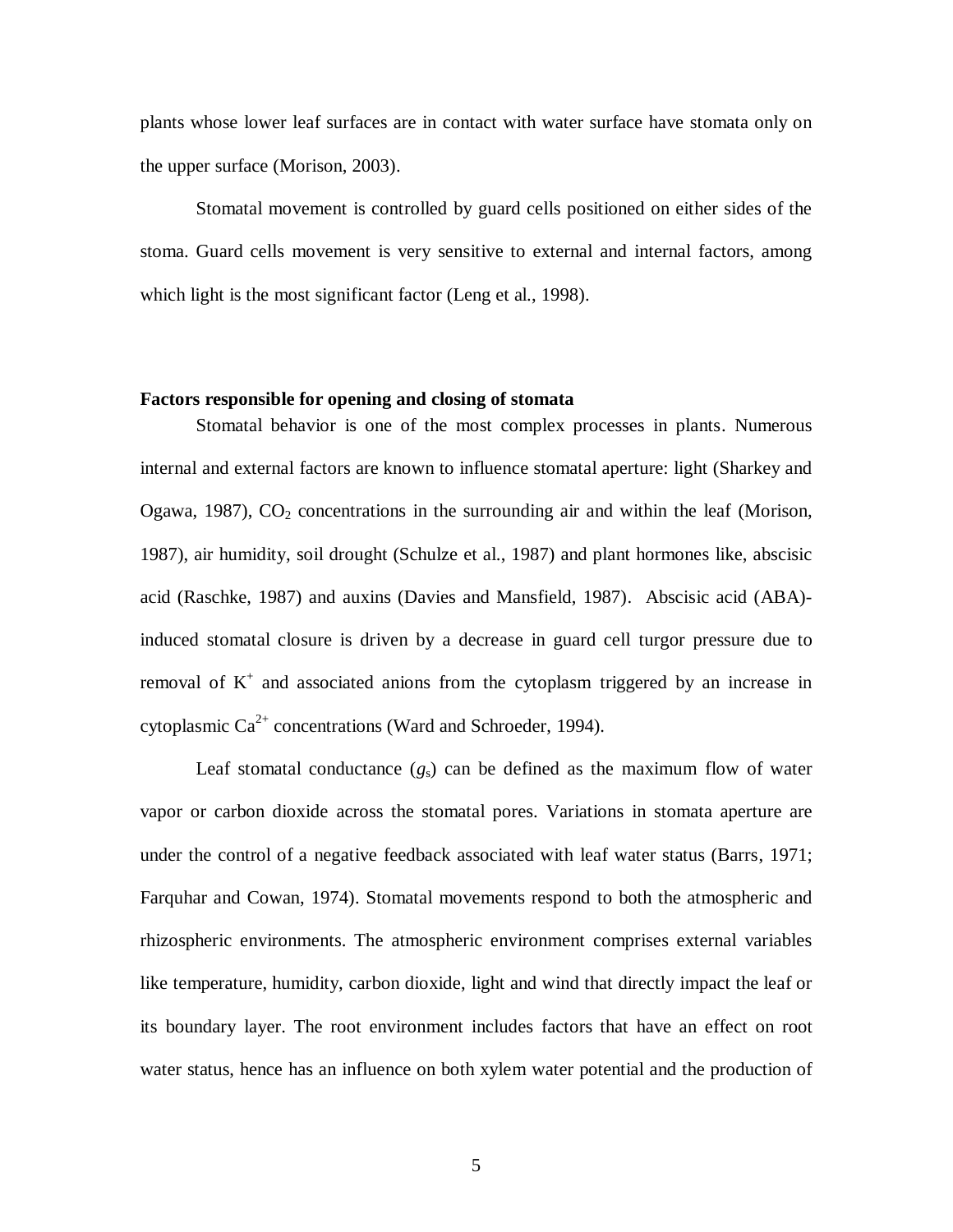plants whose lower leaf surfaces are in contact with water surface have stomata only on the upper surface (Morison, 2003).

Stomatal movement is controlled by guard cells positioned on either sides of the stoma. Guard cells movement is very sensitive to external and internal factors, among which light is the most significant factor (Leng et al., 1998).

**Factors responsible for opening and closing of stomata**

Stomatal behavior is one of the most complex processes in plants. Numerous internal and external factors are known to influence stomatal aperture: light (Sharkey and Ogawa, 1987), $CO_2$ concentrations in the surrounding air and within the leaf (Morison, 1987), air humidity, soil drought (Schulze et al., 1987) and plant hormones like, abscisic acid (Raschke, 1987) and auxins (Davies and Mansfield, 1987). Abscisic acid (ABA)-induced stomatal closure is driven by a decrease in guard cell turgor pressure due to removal of $K^+$ and associated anions from the cytoplasm triggered by an increase in cytoplasmic $Ca^{2+}$ concentrations (Ward and Schroeder, 1994).

Leaf stomatal conductance ($g_s$) can be defined as the maximum flow of water vapor or carbon dioxide across the stomatal pores. Variations in stomata aperture are under the control of a negative feedback associated with leaf water status (Barrs, 1971; Farquhar and Cowan, 1974). Stomatal movements respond to both the atmospheric and rhizospheric environments. The atmospheric environment comprises external variables like temperature, humidity, carbon dioxide, light and wind that directly impact the leaf or its boundary layer. The root environment includes factors that have an effect on root water status, hence has an influence on both xylem water potential and the production of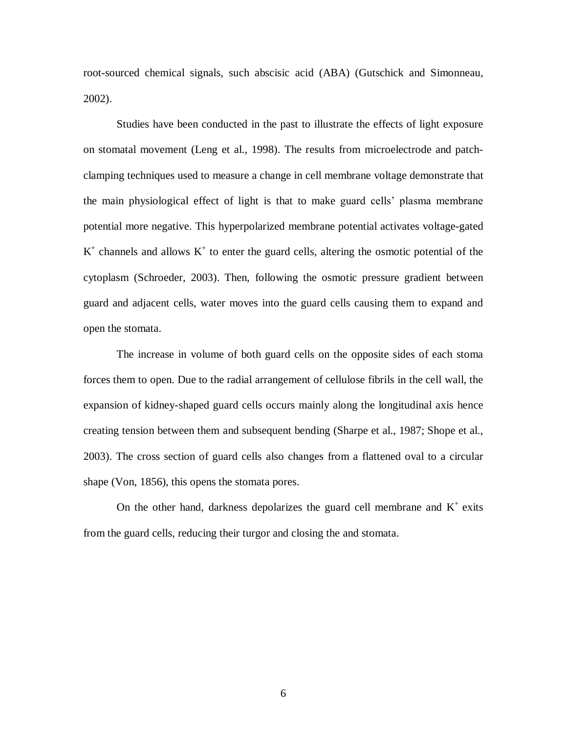root-sourced chemical signals, such abscisic acid (ABA) (Gutschick and Simonneau, 2002).

Studies have been conducted in the past to illustrate the effects of light exposure on stomatal movement (Leng et al., 1998). The results from microelectrode and patch-clamping techniques used to measure a change in cell membrane voltage demonstrate that the main physiological effect of light is that to make guard cells' plasma membrane potential more negative. This hyperpolarized membrane potential activates voltage-gated $K^+$ channels and allows $K^+$ to enter the guard cells, altering the osmotic potential of the cytoplasm (Schroeder, 2003). Then, following the osmotic pressure gradient between guard and adjacent cells, water moves into the guard cells causing them to expand and open the stomata.

The increase in volume of both guard cells on the opposite sides of each stoma forces them to open. Due to the radial arrangement of cellulose fibrils in the cell wall, the expansion of kidney-shaped guard cells occurs mainly along the longitudinal axis hence creating tension between them and subsequent bending (Sharpe et al., 1987; Shope et al., 2003). The cross section of guard cells also changes from a flattened oval to a circular shape (Von, 1856), this opens the stomata pores.

On the other hand, darkness depolarizes the guard cell membrane and $K^+$ exits from the guard cells, reducing their turgor and closing the and stomata.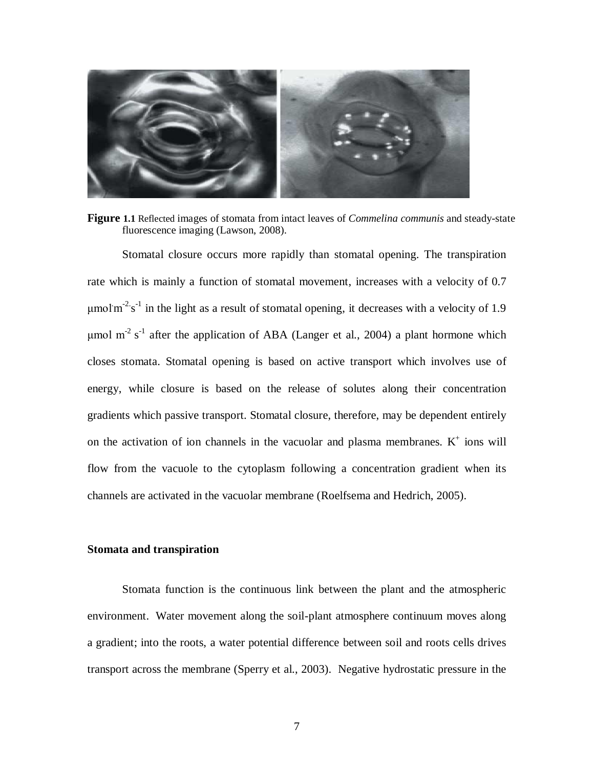**Figure 1.1** Reflected images of stomata from intact leaves of *Commelina communis* and steady-state fluorescence imaging (Lawson, 2008).

Stomatal closure occurs more rapidly than stomatal opening. The transpiration rate which is mainly a function of stomatal movement, increases with a velocity of 0.7 $\mu mol \cdot m^{-2} \cdot s^{-1}$ in the light as a result of stomatal opening, it decreases with a velocity of 1.9 $\mu mol\ m^{-2}\ s^{-1}$ after the application of ABA (Langer et al., 2004) a plant hormone which closes stomata. Stomatal opening is based on active transport which involves use of energy, while closure is based on the release of solutes along their concentration gradients which passive transport. Stomatal closure, therefore, may be dependent entirely on the activation of ion channels in the vacuolar and plasma membranes. $K^+$ ions will flow from the vacuole to the cytoplasm following a concentration gradient when its channels are activated in the vacuolar membrane (Roelfsema and Hedrich, 2005).

**Stomata and transpiration**

Stomata function is the continuous link between the plant and the atmospheric environment. Water movement along the soil-plant atmosphere continuum moves along a gradient; into the roots, a water potential difference between soil and roots cells drives transport across the membrane (Sperry et al., 2003). Negative hydrostatic pressure in the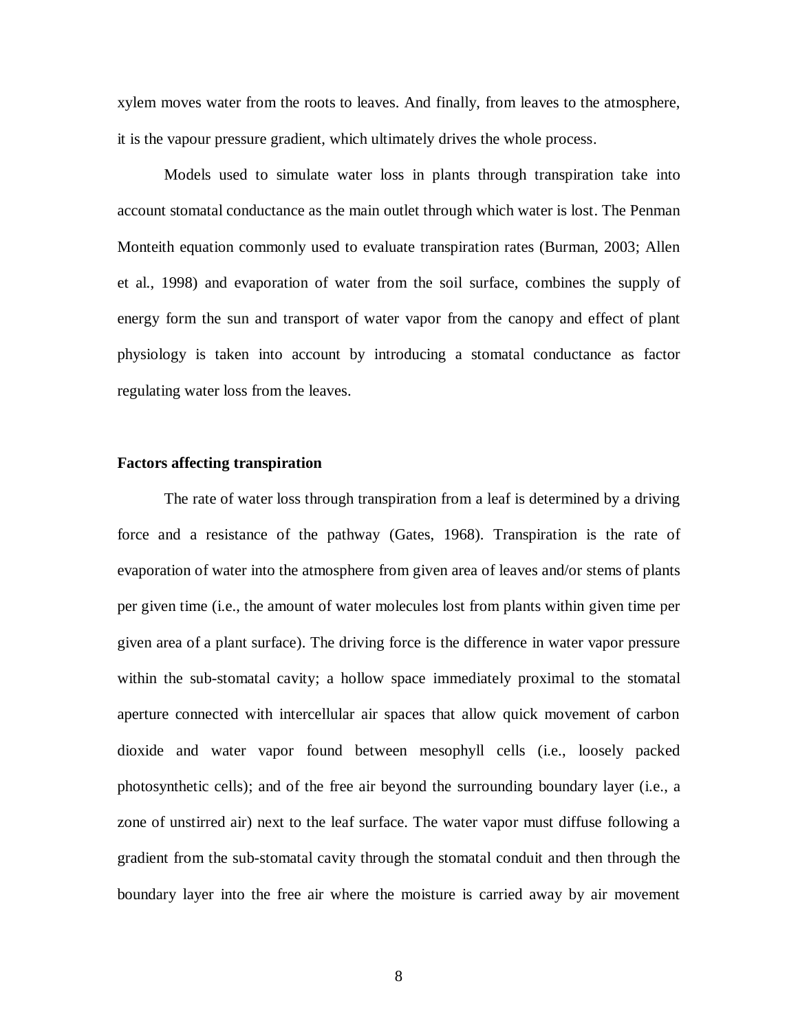xylem moves water from the roots to leaves. And finally, from leaves to the atmosphere, it is the vapour pressure gradient, which ultimately drives the whole process.

Models used to simulate water loss in plants through transpiration take into account stomatal conductance as the main outlet through which water is lost. The Penman Monteith equation commonly used to evaluate transpiration rates (Burman, 2003; Allen et al., 1998) and evaporation of water from the soil surface, combines the supply of energy form the sun and transport of water vapor from the canopy and effect of plant physiology is taken into account by introducing a stomatal conductance as factor regulating water loss from the leaves.

**Factors affecting transpiration**

The rate of water loss through transpiration from a leaf is determined by a driving force and a resistance of the pathway (Gates, 1968). Transpiration is the rate of evaporation of water into the atmosphere from given area of leaves and/or stems of plants per given time (i.e., the amount of water molecules lost from plants within given time per given area of a plant surface). The driving force is the difference in water vapor pressure within the sub-stomatal cavity; a hollow space immediately proximal to the stomatal aperture connected with intercellular air spaces that allow quick movement of carbon dioxide and water vapor found between mesophyll cells (i.e., loosely packed photosynthetic cells); and of the free air beyond the surrounding boundary layer (i.e., a zone of unstirred air) next to the leaf surface. The water vapor must diffuse following a gradient from the sub-stomatal cavity through the stomatal conduit and then through the boundary layer into the free air where the moisture is carried away by air movement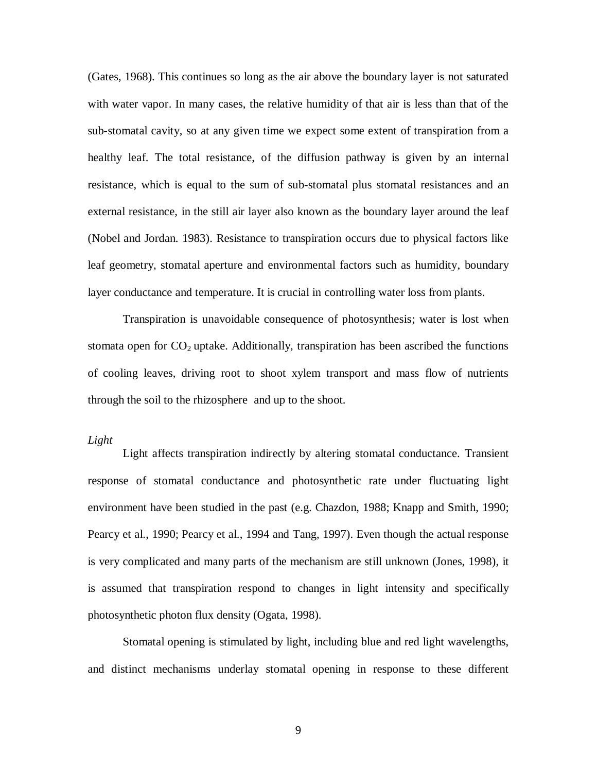(Gates, 1968). This continues so long as the air above the boundary layer is not saturated with water vapor. In many cases, the relative humidity of that air is less than that of the sub-stomatal cavity, so at any given time we expect some extent of transpiration from a healthy leaf. The total resistance, of the diffusion pathway is given by an internal resistance, which is equal to the sum of sub-stomatal plus stomatal resistances and an external resistance, in the still air layer also known as the boundary layer around the leaf (Nobel and Jordan. 1983). Resistance to transpiration occurs due to physical factors like leaf geometry, stomatal aperture and environmental factors such as humidity, boundary layer conductance and temperature. It is crucial in controlling water loss from plants.

Transpiration is unavoidable consequence of photosynthesis; water is lost when stomata open for $CO_2$ uptake. Additionally, transpiration has been ascribed the functions of cooling leaves, driving root to shoot xylem transport and mass flow of nutrients through the soil to the rhizosphere and up to the shoot.

*Light*

Light affects transpiration indirectly by altering stomatal conductance. Transient response of stomatal conductance and photosynthetic rate under fluctuating light environment have been studied in the past (e.g. Chazdon, 1988; Knapp and Smith, 1990; Pearcy et al., 1990; Pearcy et al., 1994 and Tang, 1997). Even though the actual response is very complicated and many parts of the mechanism are still unknown (Jones, 1998), it is assumed that transpiration respond to changes in light intensity and specifically photosynthetic photon flux density (Ogata, 1998).

Stomatal opening is stimulated by light, including blue and red light wavelengths, and distinct mechanisms underlay stomatal opening in response to these different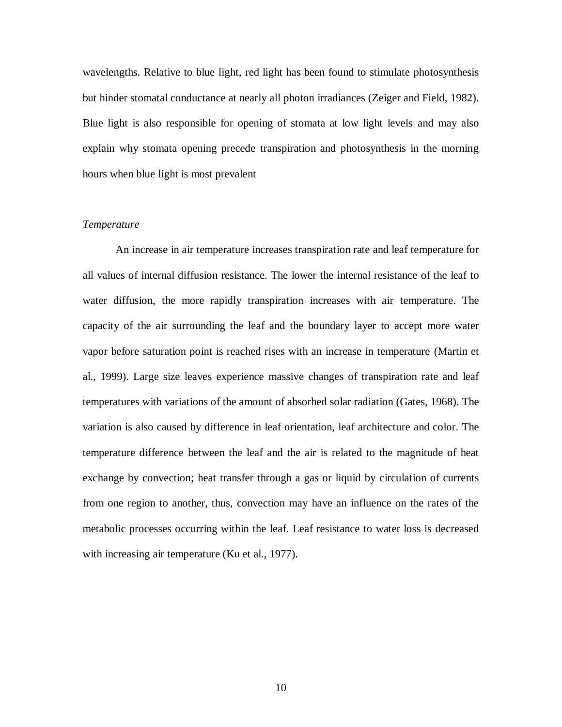wavelengths. Relative to blue light, red light has been found to stimulate photosynthesis but hinder stomatal conductance at nearly all photon irradiances (Zeiger and Field, 1982). Blue light is also responsible for opening of stomata at low light levels and may also explain why stomata opening precede transpiration and photosynthesis in the morning hours when blue light is most prevalent

*Temperature*

An increase in air temperature increases transpiration rate and leaf temperature for all values of internal diffusion resistance. The lower the internal resistance of the leaf to water diffusion, the more rapidly transpiration increases with air temperature. The capacity of the air surrounding the leaf and the boundary layer to accept more water vapor before saturation point is reached rises with an increase in temperature (Martin et al., 1999). Large size leaves experience massive changes of transpiration rate and leaf temperatures with variations of the amount of absorbed solar radiation (Gates, 1968). The variation is also caused by difference in leaf orientation, leaf architecture and color. The temperature difference between the leaf and the air is related to the magnitude of heat exchange by convection; heat transfer through a gas or liquid by circulation of currents from one region to another, thus, convection may have an influence on the rates of the metabolic processes occurring within the leaf. Leaf resistance to water loss is decreased with increasing air temperature (Ku et al., 1977).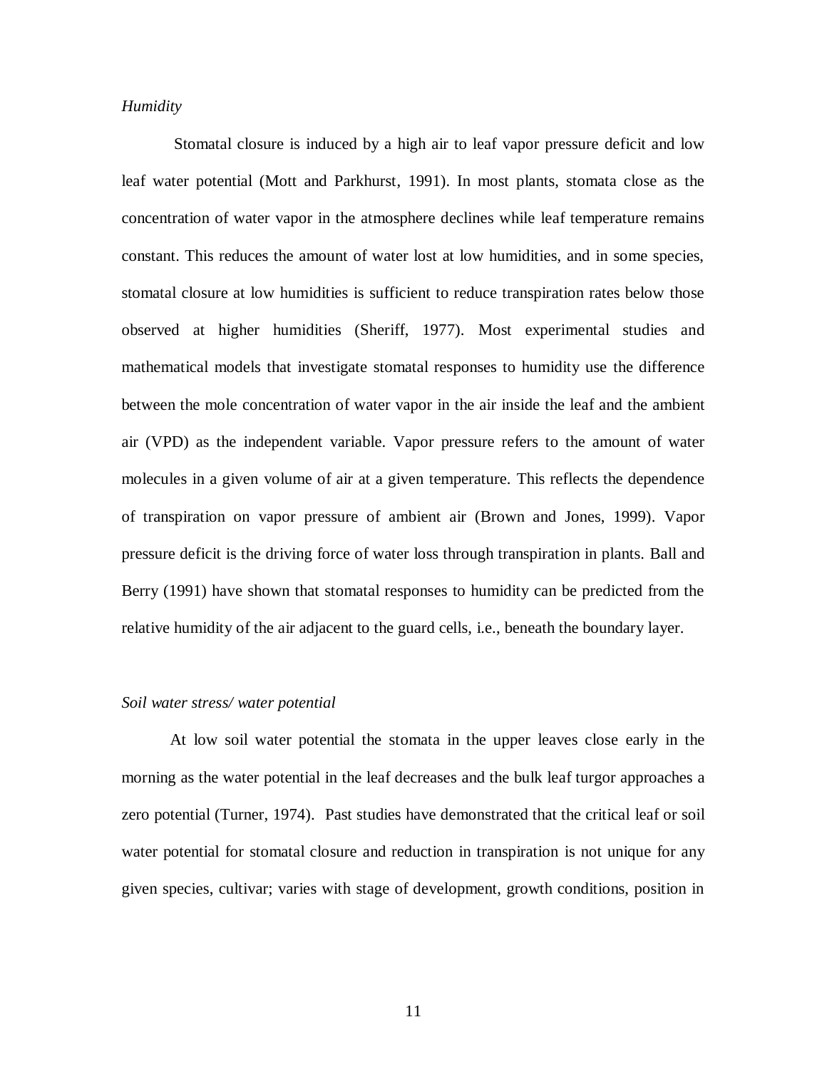*Humidity*

Stomatal closure is induced by a high air to leaf vapor pressure deficit and low leaf water potential (Mott and Parkhurst, 1991). In most plants, stomata close as the concentration of water vapor in the atmosphere declines while leaf temperature remains constant. This reduces the amount of water lost at low humidities, and in some species, stomatal closure at low humidities is sufficient to reduce transpiration rates below those observed at higher humidities (Sheriff, 1977). Most experimental studies and mathematical models that investigate stomatal responses to humidity use the difference between the mole concentration of water vapor in the air inside the leaf and the ambient air (VPD) as the independent variable. Vapor pressure refers to the amount of water molecules in a given volume of air at a given temperature. This reflects the dependence of transpiration on vapor pressure of ambient air (Brown and Jones, 1999). Vapor pressure deficit is the driving force of water loss through transpiration in plants. Ball and Berry (1991) have shown that stomatal responses to humidity can be predicted from the relative humidity of the air adjacent to the guard cells, i.e., beneath the boundary layer.

*Soil water stress/ water potential*

At low soil water potential the stomata in the upper leaves close early in the morning as the water potential in the leaf decreases and the bulk leaf turgor approaches a zero potential (Turner, 1974). Past studies have demonstrated that the critical leaf or soil water potential for stomatal closure and reduction in transpiration is not unique for any given species, cultivar; varies with stage of development, growth conditions, position in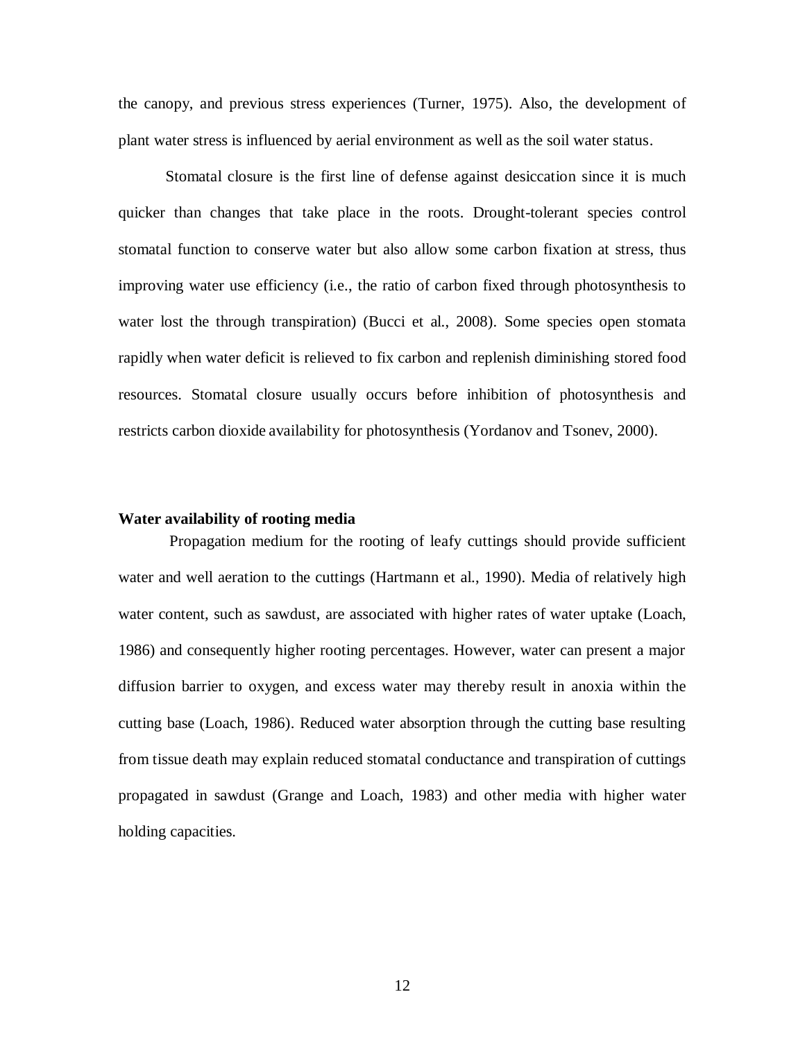the canopy, and previous stress experiences (Turner, 1975). Also, the development of plant water stress is influenced by aerial environment as well as the soil water status.

Stomatal closure is the first line of defense against desiccation since it is much quicker than changes that take place in the roots. Drought-tolerant species control stomatal function to conserve water but also allow some carbon fixation at stress, thus improving water use efficiency (i.e., the ratio of carbon fixed through photosynthesis to water lost the through transpiration) (Bucci et al., 2008). Some species open stomata rapidly when water deficit is relieved to fix carbon and replenish diminishing stored food resources. Stomatal closure usually occurs before inhibition of photosynthesis and restricts carbon dioxide availability for photosynthesis (Yordanov and Tsonev, 2000).

**Water availability of rooting media**

Propagation medium for the rooting of leafy cuttings should provide sufficient water and well aeration to the cuttings (Hartmann et al., 1990). Media of relatively high water content, such as sawdust, are associated with higher rates of water uptake (Loach, 1986) and consequently higher rooting percentages. However, water can present a major diffusion barrier to oxygen, and excess water may thereby result in anoxia within the cutting base (Loach, 1986). Reduced water absorption through the cutting base resulting from tissue death may explain reduced stomatal conductance and transpiration of cuttings propagated in sawdust (Grange and Loach, 1983) and other media with higher water holding capacities.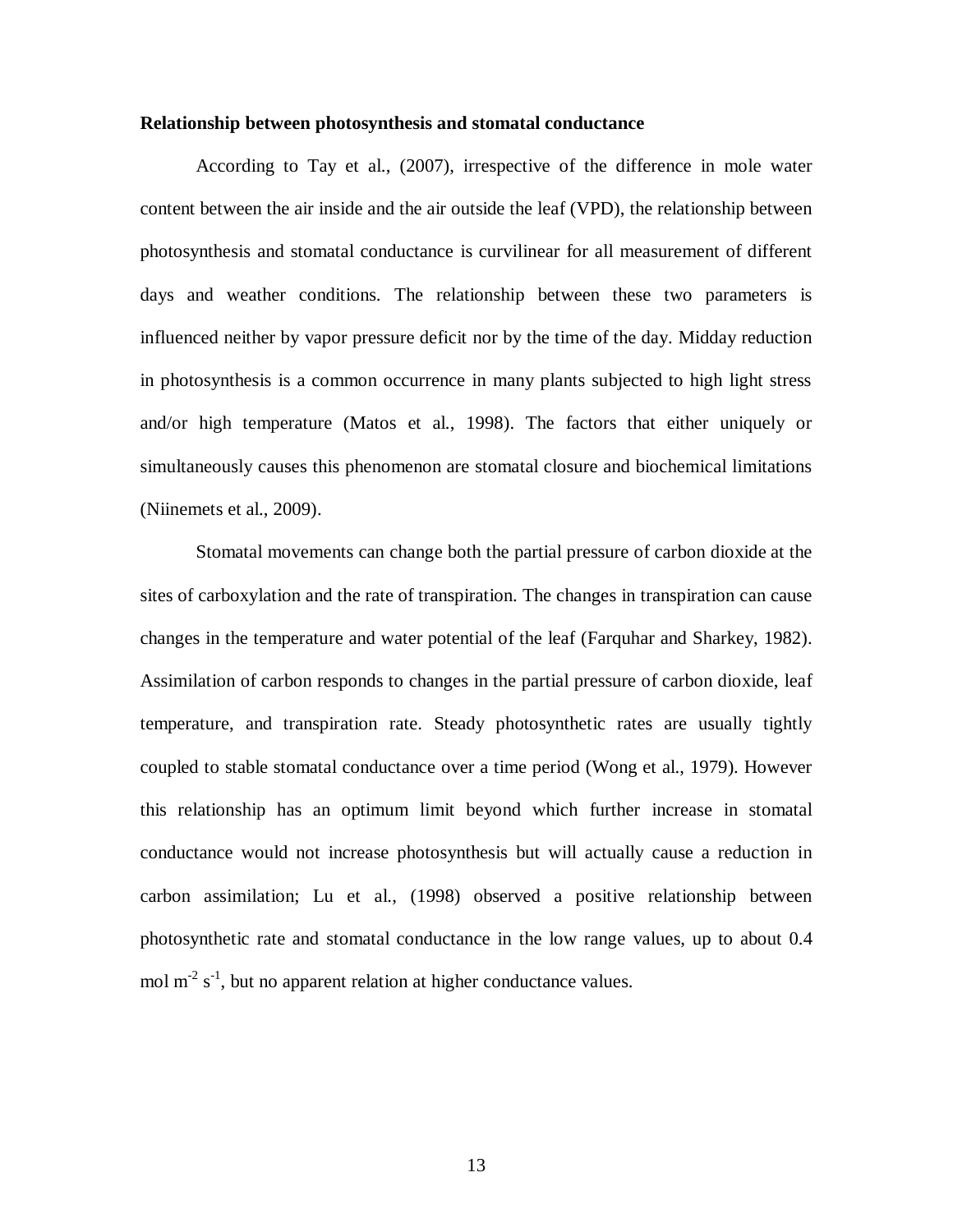**Relationship between photosynthesis and stomatal conductance**

According to Tay et al., (2007), irrespective of the difference in mole water content between the air inside and the air outside the leaf (VPD), the relationship between photosynthesis and stomatal conductance is curvilinear for all measurement of different days and weather conditions. The relationship between these two parameters is influenced neither by vapor pressure deficit nor by the time of the day. Midday reduction in photosynthesis is a common occurrence in many plants subjected to high light stress and/or high temperature (Matos et al., 1998). The factors that either uniquely or simultaneously causes this phenomenon are stomatal closure and biochemical limitations (Niinemets et al., 2009).

Stomatal movements can change both the partial pressure of carbon dioxide at the sites of carboxylation and the rate of transpiration. The changes in transpiration can cause changes in the temperature and water potential of the leaf (Farquhar and Sharkey, 1982). Assimilation of carbon responds to changes in the partial pressure of carbon dioxide, leaf temperature, and transpiration rate. Steady photosynthetic rates are usually tightly coupled to stable stomatal conductance over a time period (Wong et al., 1979). However this relationship has an optimum limit beyond which further increase in stomatal conductance would not increase photosynthesis but will actually cause a reduction in carbon assimilation; Lu et al., (1998) observed a positive relationship between photosynthetic rate and stomatal conductance in the low range values, up to about 0.4 mol $m^{-2}$ $s^{-1}$, but no apparent relation at higher conductance values.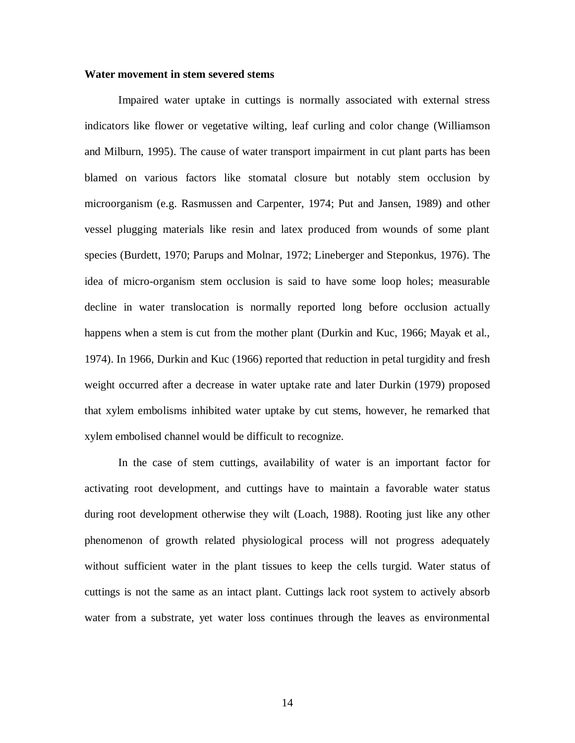**Water movement in stem severed stems**

Impaired water uptake in cuttings is normally associated with external stress indicators like flower or vegetative wilting, leaf curling and color change (Williamson and Milburn, 1995). The cause of water transport impairment in cut plant parts has been blamed on various factors like stomatal closure but notably stem occlusion by microorganism (e.g. Rasmussen and Carpenter, 1974; Put and Jansen, 1989) and other vessel plugging materials like resin and latex produced from wounds of some plant species (Burdett, 1970; Parups and Molnar, 1972; Lineberger and Steponkus, 1976). The idea of micro-organism stem occlusion is said to have some loop holes; measurable decline in water translocation is normally reported long before occlusion actually happens when a stem is cut from the mother plant (Durkin and Kuc, 1966; Mayak et al., 1974). In 1966, Durkin and Kuc (1966) reported that reduction in petal turgidity and fresh weight occurred after a decrease in water uptake rate and later Durkin (1979) proposed that xylem embolisms inhibited water uptake by cut stems, however, he remarked that xylem embolised channel would be difficult to recognize.

In the case of stem cuttings, availability of water is an important factor for activating root development, and cuttings have to maintain a favorable water status during root development otherwise they wilt (Loach, 1988). Rooting just like any other phenomenon of growth related physiological process will not progress adequately without sufficient water in the plant tissues to keep the cells turgid. Water status of cuttings is not the same as an intact plant. Cuttings lack root system to actively absorb water from a substrate, yet water loss continues through the leaves as environmental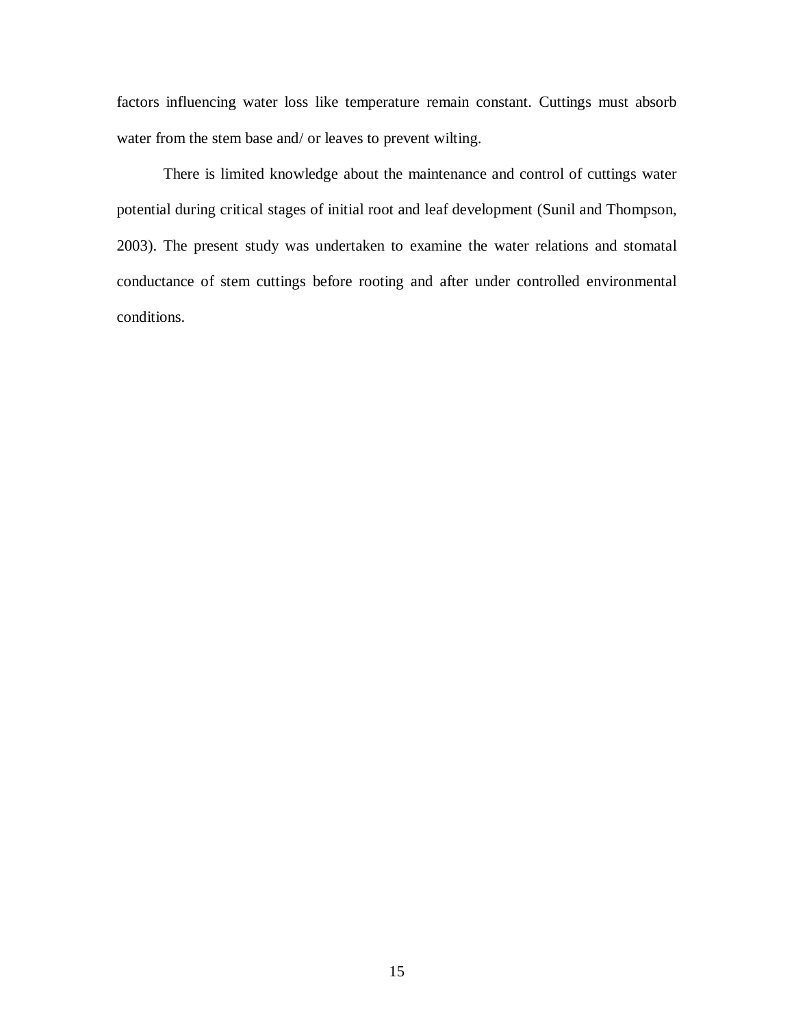factors influencing water loss like temperature remain constant. Cuttings must absorb water from the stem base and/ or leaves to prevent wilting.

There is limited knowledge about the maintenance and control of cuttings water potential during critical stages of initial root and leaf development (Sunil and Thompson, 2003). The present study was undertaken to examine the water relations and stomatal conductance of stem cuttings before rooting and after under controlled environmental conditions.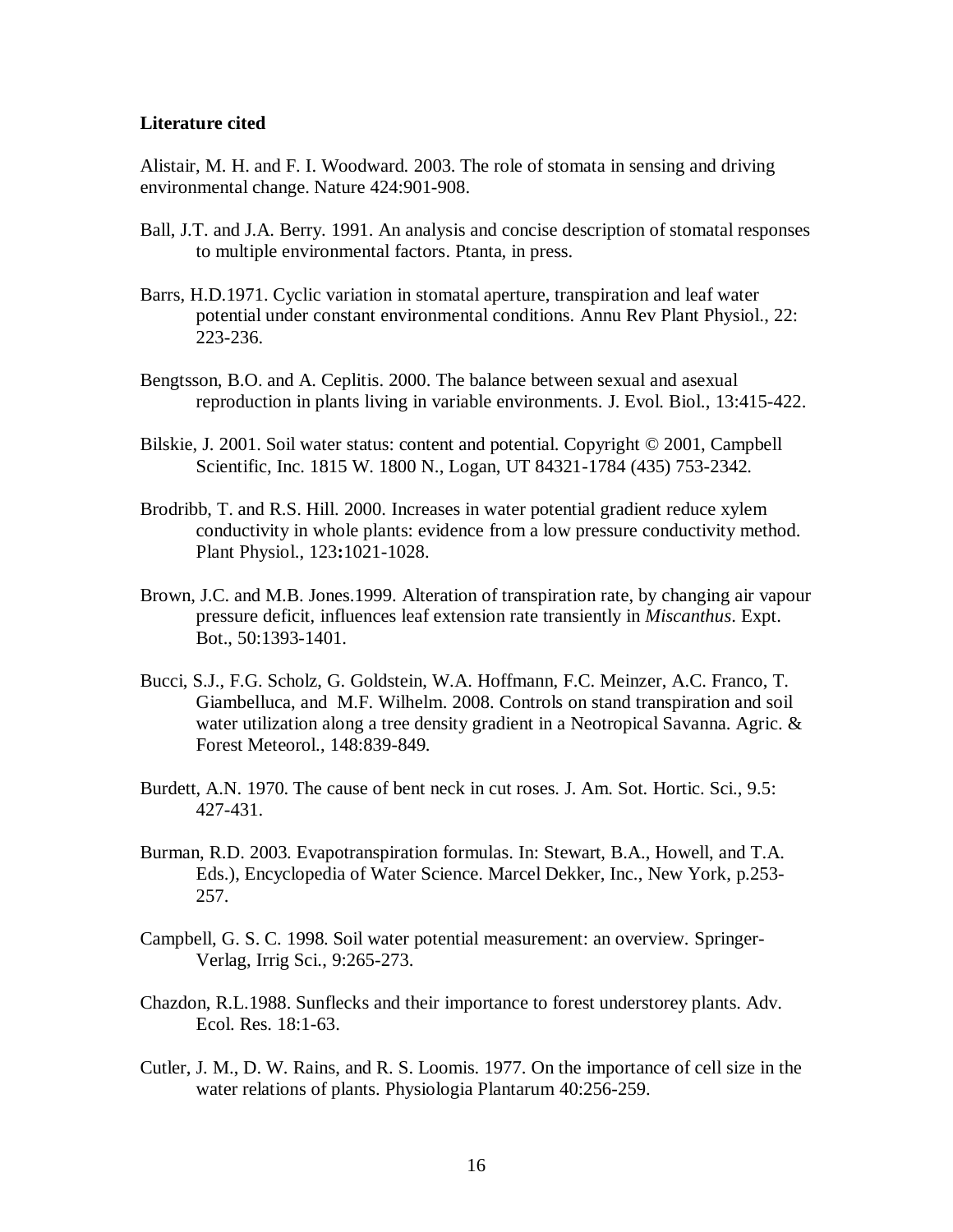**Literature cited**

Alistair, M. H. and F. I. Woodward. 2003. The role of stomata in sensing and driving environmental change. Nature 424:901-908.

Ball, J.T. and J.A. Berry. 1991. An analysis and concise description of stomatal responses to multiple environmental factors. Ptanta, in press.

Barrs, H.D.1971. Cyclic variation in stomatal aperture, transpiration and leaf water potential under constant environmental conditions. Annu Rev Plant Physiol., 22: 223-236.

Bengtsson, B.O. and A. Ceplitis. 2000. The balance between sexual and asexual reproduction in plants living in variable environments. J. Evol. Biol., 13:415-422.

Bilskie, J. 2001. Soil water status: content and potential. Copyright © 2001, Campbell Scientific, Inc. 1815 W. 1800 N., Logan, UT 84321-1784 (435) 753-2342.

Brodribb, T. and R.S. Hill. 2000. Increases in water potential gradient reduce xylem conductivity in whole plants: evidence from a low pressure conductivity method. Plant Physiol., 123**:**1021-1028.

Brown, J.C. and M.B. Jones.1999. Alteration of transpiration rate, by changing air vapour pressure deficit, influences leaf extension rate transiently in *Miscanthus*. Expt. Bot., 50:1393-1401.

Bucci, S.J., F.G. Scholz, G. Goldstein, W.A. Hoffmann, F.C. Meinzer, A.C. Franco, T. Giambelluca, and M.F. Wilhelm. 2008. Controls on stand transpiration and soil water utilization along a tree density gradient in a Neotropical Savanna. Agric. & Forest Meteorol., 148:839-849.

Burdett, A.N. 1970. The cause of bent neck in cut roses. J. Am. Sot. Hortic. Sci., 9.5: 427-431.

Burman, R.D. 2003. Evapotranspiration formulas. In: Stewart, B.A., Howell, and T.A. Eds.), Encyclopedia of Water Science. Marcel Dekker, Inc., New York, p.253-257.

Campbell, G. S. C. 1998. Soil water potential measurement: an overview. Springer-Verlag, Irrig Sci., 9:265-273.

Chazdon, R.L.1988. Sunflecks and their importance to forest understorey plants. Adv. Ecol. Res. 18:1-63.

Cutler, J. M., D. W. Rains, and R. S. Loomis. 1977. On the importance of cell size in the water relations of plants. Physiologia Plantarum 40:256-259.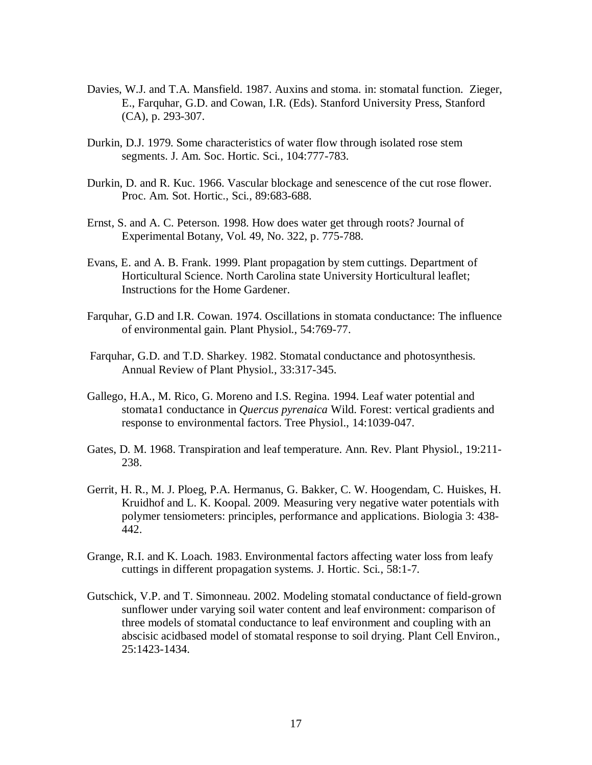Davies, W.J. and T.A. Mansfield. 1987. Auxins and stoma. in: stomatal function. Zieger, E., Farquhar, G.D. and Cowan, I.R. (Eds). Stanford University Press, Stanford (CA), p. 293-307.

Durkin, D.J. 1979. Some characteristics of water flow through isolated rose stem segments. J. Am. Soc. Hortic. Sci., 104:777-783.

Durkin, D. and R. Kuc. 1966. Vascular blockage and senescence of the cut rose flower. Proc. Am. Sot. Hortic., Sci., 89:683-688.

Ernst, S. and A. C. Peterson. 1998. How does water get through roots? Journal of Experimental Botany, Vol. 49, No. 322, p. 775-788.

Evans, E. and A. B. Frank. 1999. Plant propagation by stem cuttings. Department of Horticultural Science. North Carolina state University Horticultural leaflet; Instructions for the Home Gardener.

Farquhar, G.D and I.R. Cowan. 1974. Oscillations in stomata conductance: The influence of environmental gain. Plant Physiol., 54:769-77.

Farquhar, G.D. and T.D. Sharkey. 1982. Stomatal conductance and photosynthesis. Annual Review of Plant Physiol., 33:317-345.

Gallego, H.A., M. Rico, G. Moreno and I.S. Regina. 1994. Leaf water potential and stomata1 conductance in *Quercus pyrenaica* Wild. Forest: vertical gradients and response to environmental factors. Tree Physiol., 14:1039-047.

Gates, D. M. 1968. Transpiration and leaf temperature. Ann. Rev. Plant Physiol., 19:211-238.

Gerrit, H. R., M. J. Ploeg, P.A. Hermanus, G. Bakker, C. W. Hoogendam, C. Huiskes, H. Kruidhof and L. K. Koopal. 2009. Measuring very negative water potentials with polymer tensiometers: principles, performance and applications. Biologia 3: 438-442.

Grange, R.I. and K. Loach. 1983. Environmental factors affecting water loss from leafy cuttings in different propagation systems. J. Hortic. Sci., 58:1-7.

Gutschick, V.P. and T. Simonneau. 2002. Modeling stomatal conductance of field-grown sunflower under varying soil water content and leaf environment: comparison of three models of stomatal conductance to leaf environment and coupling with an abscisic acidbased model of stomatal response to soil drying. Plant Cell Environ., 25:1423-1434.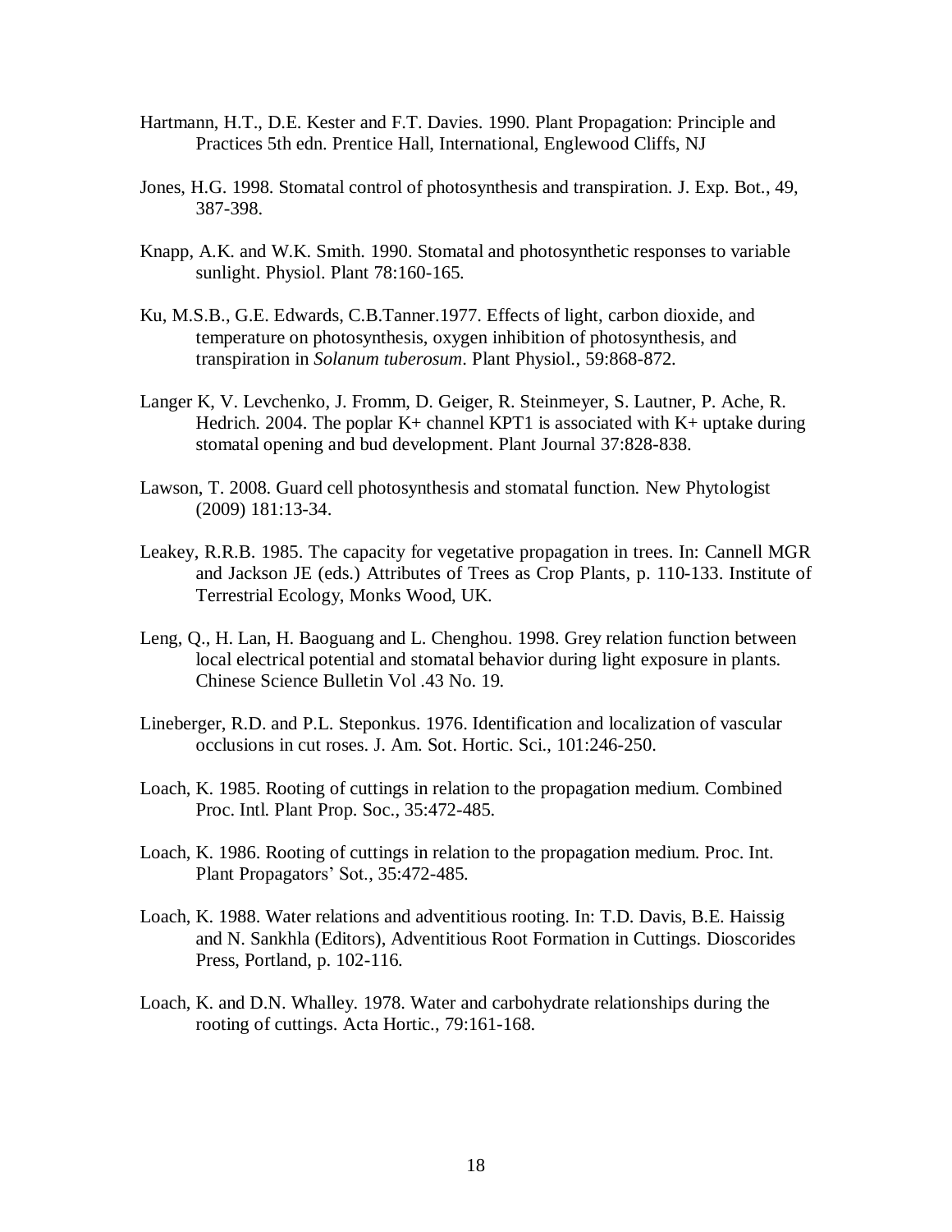Hartmann, H.T., D.E. Kester and F.T. Davies. 1990. Plant Propagation: Principle and Practices 5th edn. Prentice Hall, International, Englewood Cliffs, NJ

Jones, H.G. 1998. Stomatal control of photosynthesis and transpiration. J. Exp. Bot., 49, 387-398.

Knapp, A.K. and W.K. Smith. 1990. Stomatal and photosynthetic responses to variable sunlight. Physiol. Plant 78:160-165.

Ku, M.S.B., G.E. Edwards, C.B.Tanner.1977. Effects of light, carbon dioxide, and temperature on photosynthesis, oxygen inhibition of photosynthesis, and transpiration in *Solanum tuberosum*. Plant Physiol., 59:868-872.

Langer K, V. Levchenko, J. Fromm, D. Geiger, R. Steinmeyer, S. Lautner, P. Ache, R. Hedrich. 2004. The poplar K+ channel KPT1 is associated with K+ uptake during stomatal opening and bud development. Plant Journal 37:828-838.

Lawson, T. 2008. Guard cell photosynthesis and stomatal function. New Phytologist (2009) 181:13-34.

Leakey, R.R.B. 1985. The capacity for vegetative propagation in trees. In: Cannell MGR and Jackson JE (eds.) Attributes of Trees as Crop Plants, p. 110-133. Institute of Terrestrial Ecology, Monks Wood, UK.

Leng, Q., H. Lan, H. Baoguang and L. Chenghou. 1998. Grey relation function between local electrical potential and stomatal behavior during light exposure in plants. Chinese Science Bulletin Vol .43 No. 19.

Lineberger, R.D. and P.L. Steponkus. 1976. Identification and localization of vascular occlusions in cut roses. J. Am. Sot. Hortic. Sci., 101:246-250.

Loach, K. 1985. Rooting of cuttings in relation to the propagation medium. Combined Proc. Intl. Plant Prop. Soc., 35:472-485.

Loach, K. 1986. Rooting of cuttings in relation to the propagation medium. Proc. Int. Plant Propagators' Sot., 35:472-485.

Loach, K. 1988. Water relations and adventitious rooting. In: T.D. Davis, B.E. Haissig and N. Sankhla (Editors), Adventitious Root Formation in Cuttings. Dioscorides Press, Portland, p. 102-116.

Loach, K. and D.N. Whalley. 1978. Water and carbohydrate relationships during the rooting of cuttings. Acta Hortic., 79:161-168.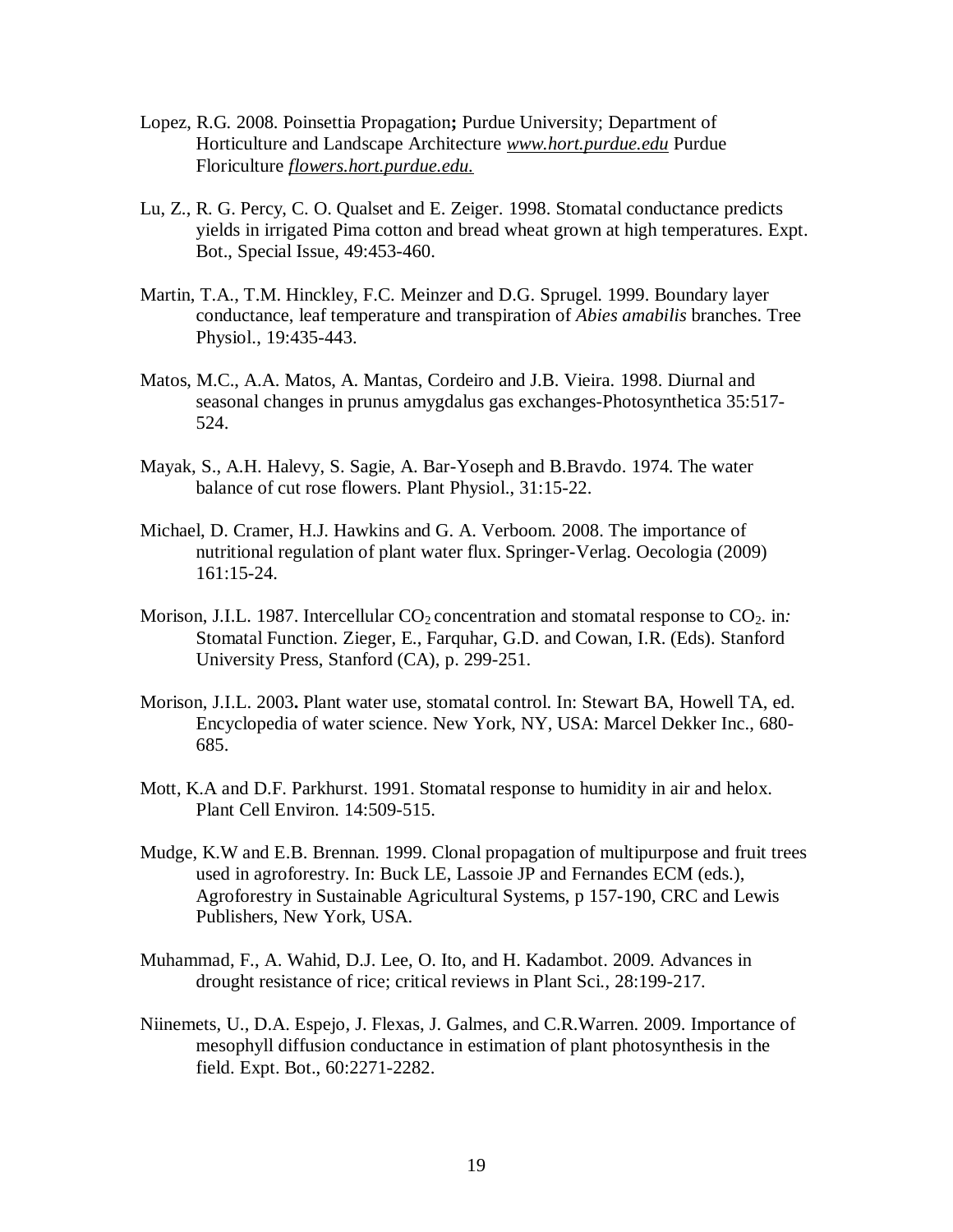Lopez, R.G. 2008. Poinsettia Propagation**;** Purdue University; Department of Horticulture and Landscape Architecture *www.hort.purdue.edu* Purdue Floriculture *flowers.hort.purdue.edu.*

Lu, Z., R. G. Percy, C. O. Qualset and E. Zeiger. 1998. Stomatal conductance predicts yields in irrigated Pima cotton and bread wheat grown at high temperatures. Expt. Bot., Special Issue, 49:453-460.

Martin, T.A., T.M. Hinckley, F.C. Meinzer and D.G. Sprugel. 1999. Boundary layer conductance, leaf temperature and transpiration of *Abies amabilis* branches. Tree Physiol., 19:435-443.

Matos, M.C., A.A. Matos, A. Mantas, Cordeiro and J.B. Vieira. 1998. Diurnal and seasonal changes in prunus amygdalus gas exchanges-Photosynthetica 35:517-524.

Mayak, S., A.H. Halevy, S. Sagie, A. Bar-Yoseph and B.Bravdo. 1974. The water balance of cut rose flowers. Plant Physiol., 31:15-22.

Michael, D. Cramer, H.J. Hawkins and G. A. Verboom. 2008. The importance of nutritional regulation of plant water flux. Springer-Verlag. Oecologia (2009) 161:15-24.

Morison, J.I.L. 1987. Intercellular $CO_2$ concentration and stomatal response to $CO_2$. in*:* Stomatal Function. Zieger, E., Farquhar, G.D. and Cowan, I.R. (Eds). Stanford University Press, Stanford (CA), p. 299-251.

Morison, J.I.L. 2003**.** Plant water use, stomatal control. In: Stewart BA, Howell TA, ed. Encyclopedia of water science. New York, NY, USA: Marcel Dekker Inc., 680-685.

Mott, K.A and D.F. Parkhurst. 1991. Stomatal response to humidity in air and helox. Plant Cell Environ. 14:509-515.

Mudge, K.W and E.B. Brennan. 1999. Clonal propagation of multipurpose and fruit trees used in agroforestry. In: Buck LE, Lassoie JP and Fernandes ECM (eds.), Agroforestry in Sustainable Agricultural Systems, p 157-190, CRC and Lewis Publishers, New York, USA.

Muhammad, F., A. Wahid, D.J. Lee, O. Ito, and H. Kadambot. 2009. Advances in drought resistance of rice; critical reviews in Plant Sci., 28:199-217.

Niinemets, U., D.A. Espejo, J. Flexas, J. Galmes, and C.R.Warren. 2009. Importance of mesophyll diffusion conductance in estimation of plant photosynthesis in the field. Expt. Bot., 60:2271-2282.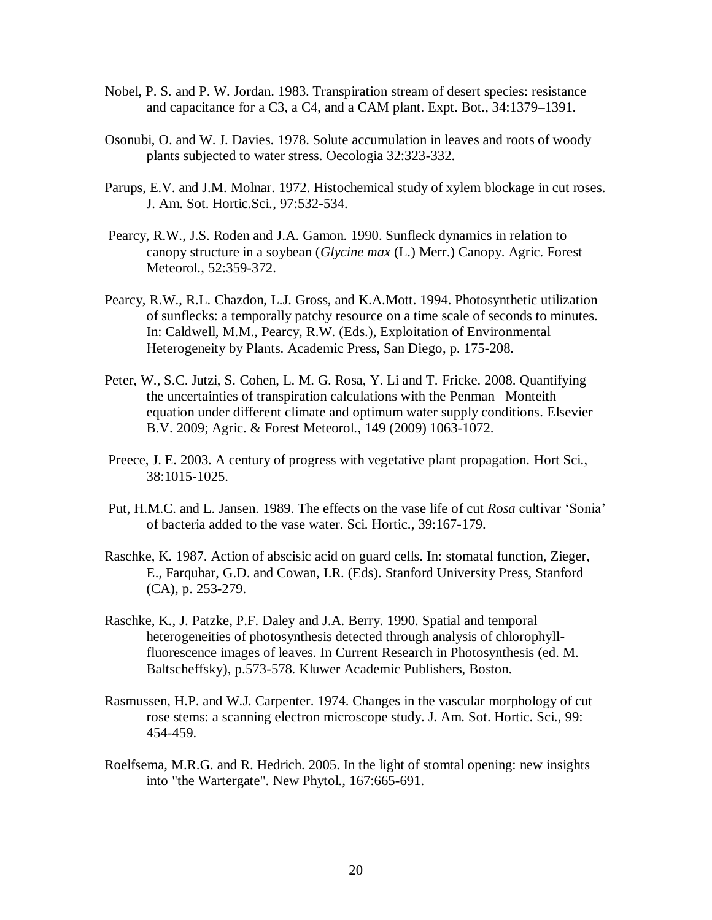Nobel, P. S. and P. W. Jordan. 1983. Transpiration stream of desert species: resistance and capacitance for a C3, a C4, and a CAM plant. Expt. Bot., 34:1379–1391.

Osonubi, O. and W. J. Davies. 1978. Solute accumulation in leaves and roots of woody plants subjected to water stress. Oecologia 32:323-332.

Parups, E.V. and J.M. Molnar. 1972. Histochemical study of xylem blockage in cut roses. J. Am. Sot. Hortic.Sci., 97:532-534.

Pearcy, R.W., J.S. Roden and J.A. Gamon. 1990. Sunfleck dynamics in relation to canopy structure in a soybean (*Glycine max* (L.) Merr.) Canopy. Agric. Forest Meteorol., 52:359-372.

Pearcy, R.W., R.L. Chazdon, L.J. Gross, and K.A.Mott. 1994. Photosynthetic utilization of sunflecks: a temporally patchy resource on a time scale of seconds to minutes. In: Caldwell, M.M., Pearcy, R.W. (Eds.), Exploitation of Environmental Heterogeneity by Plants. Academic Press, San Diego, p. 175-208.

Peter, W., S.C. Jutzi, S. Cohen, L. M. G. Rosa, Y. Li and T. Fricke. 2008. Quantifying the uncertainties of transpiration calculations with the Penman– Monteith equation under different climate and optimum water supply conditions. Elsevier B.V. 2009; Agric. & Forest Meteorol., 149 (2009) 1063-1072.

Preece, J. E. 2003. A century of progress with vegetative plant propagation. Hort Sci., 38:1015-1025.

Put, H.M.C. and L. Jansen. 1989. The effects on the vase life of cut *Rosa* cultivar 'Sonia' of bacteria added to the vase water. Sci. Hortic., 39:167-179.

Raschke, K. 1987. Action of abscisic acid on guard cells. In: stomatal function, Zieger, E., Farquhar, G.D. and Cowan, I.R. (Eds). Stanford University Press, Stanford (CA), p. 253-279.

Raschke, K., J. Patzke, P.F. Daley and J.A. Berry. 1990. Spatial and temporal heterogeneities of photosynthesis detected through analysis of chlorophyll-fluorescence images of leaves. In Current Research in Photosynthesis (ed. M. Baltscheffsky), p.573-578. Kluwer Academic Publishers, Boston.

Rasmussen, H.P. and W.J. Carpenter. 1974. Changes in the vascular morphology of cut rose stems: a scanning electron microscope study. J. Am. Sot. Hortic. Sci., 99: 454-459.

Roelfsema, M.R.G. and R. Hedrich. 2005. In the light of stomtal opening: new insights into "the Wartergate". New Phytol., 167:665-691.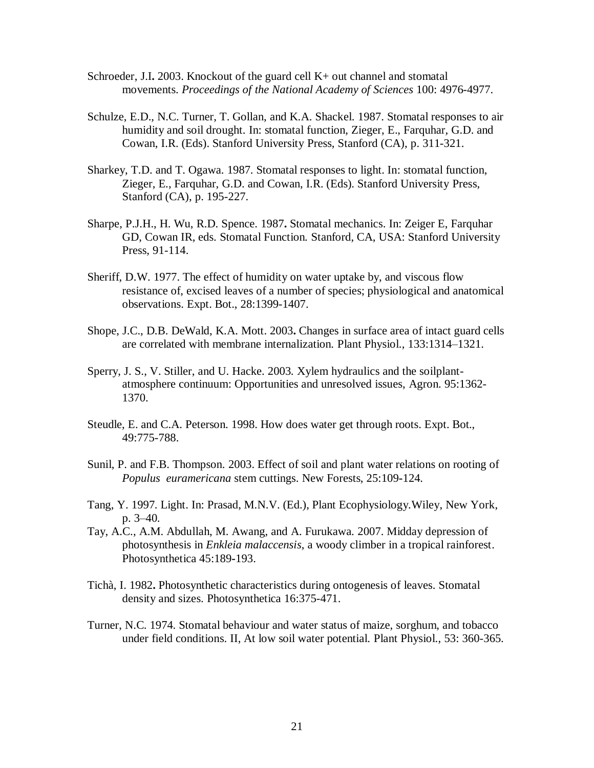Schroeder, J.I**.** 2003. Knockout of the guard cell K+ out channel and stomatal movements. *Proceedings of the National Academy of Sciences* 100: 4976-4977.

Schulze, E.D., N.C. Turner, T. Gollan, and K.A. Shackel. 1987. Stomatal responses to air humidity and soil drought. In: stomatal function, Zieger, E., Farquhar, G.D. and Cowan, I.R. (Eds). Stanford University Press, Stanford (CA), p. 311-321.

Sharkey, T.D. and T. Ogawa. 1987. Stomatal responses to light. In: stomatal function, Zieger, E., Farquhar, G.D. and Cowan, I.R. (Eds). Stanford University Press, Stanford (CA), p. 195-227.

Sharpe, P.J.H., H. Wu, R.D. Spence. 1987**.** Stomatal mechanics. In: Zeiger E, Farquhar GD, Cowan IR, eds. Stomatal Function. Stanford, CA, USA: Stanford University Press, 91-114.

Sheriff, D.W. 1977. The effect of humidity on water uptake by, and viscous flow resistance of, excised leaves of a number of species; physiological and anatomical observations. Expt. Bot., 28:1399-1407.

Shope, J.C., D.B. DeWald, K.A. Mott. 2003**.** Changes in surface area of intact guard cells are correlated with membrane internalization. Plant Physiol., 133:1314–1321.

Sperry, J. S., V. Stiller, and U. Hacke. 2003. Xylem hydraulics and the soilplant-atmosphere continuum: Opportunities and unresolved issues, Agron. 95:1362-1370.

Steudle, E. and C.A. Peterson. 1998. How does water get through roots. Expt. Bot., 49:775-788.

Sunil, P. and F.B. Thompson. 2003. Effect of soil and plant water relations on rooting of *Populus euramericana* stem cuttings. New Forests, 25:109-124.

Tang, Y. 1997. Light. In: Prasad, M.N.V. (Ed.), Plant Ecophysiology.Wiley, New York, p. 3–40.

Tay, A.C., A.M. Abdullah, M. Awang, and A. Furukawa. 2007. Midday depression of photosynthesis in *Enkleia malaccensis*, a woody climber in a tropical rainforest. Photosynthetica 45:189-193.

Tichà, I. 1982**.** Photosynthetic characteristics during ontogenesis of leaves. Stomatal density and sizes. Photosynthetica 16:375-471.

Turner, N.C. 1974. Stomatal behaviour and water status of maize, sorghum, and tobacco under field conditions. II, At low soil water potential. Plant Physiol., 53: 360-365.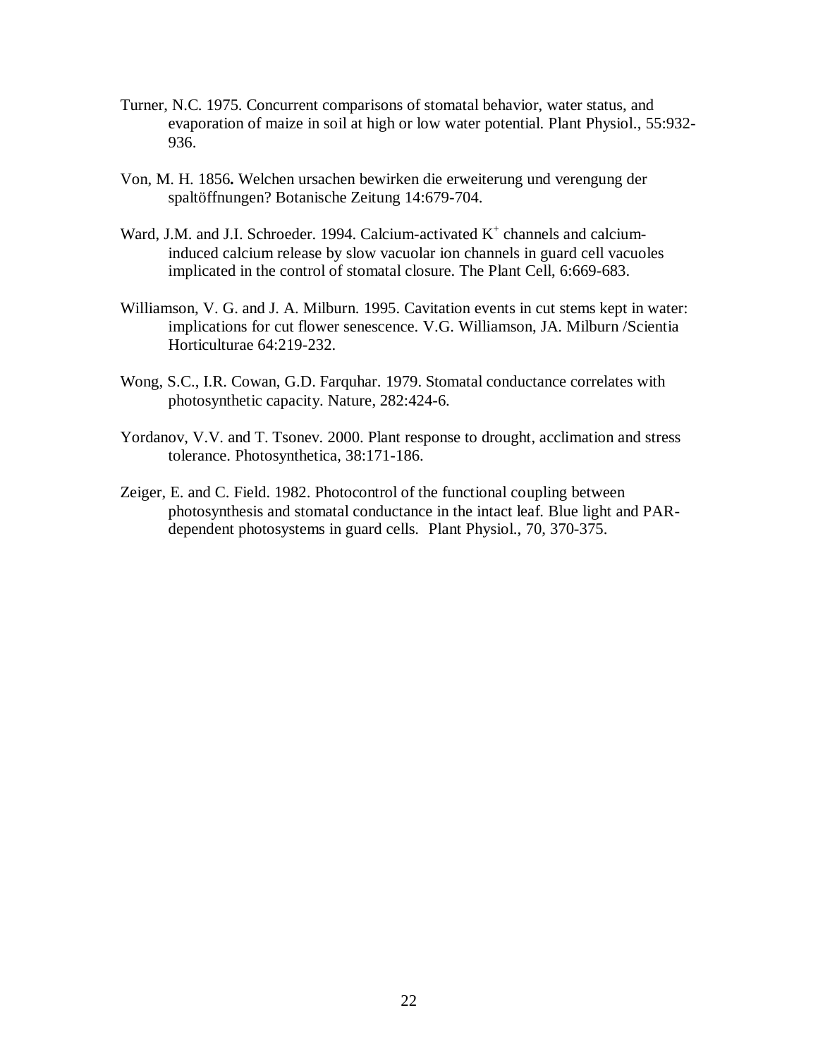Turner, N.C. 1975. Concurrent comparisons of stomatal behavior, water status, and evaporation of maize in soil at high or low water potential. Plant Physiol., 55:932-936.

Von, M. H. 1856**.** Welchen ursachen bewirken die erweiterung und verengung der spaltöffnungen? Botanische Zeitung 14:679-704.

Ward, J.M. and J.I. Schroeder. 1994. Calcium-activated $K^+$ channels and calcium-induced calcium release by slow vacuolar ion channels in guard cell vacuoles implicated in the control of stomatal closure. The Plant Cell, 6:669-683.

Williamson, V. G. and J. A. Milburn. 1995. Cavitation events in cut stems kept in water: implications for cut flower senescence. V.G. Williamson, JA. Milburn /Scientia Horticulturae 64:219-232.

Wong, S.C., I.R. Cowan, G.D. Farquhar. 1979. Stomatal conductance correlates with photosynthetic capacity. Nature, 282:424-6.

Yordanov, V.V. and T. Tsonev. 2000. Plant response to drought, acclimation and stress tolerance. Photosynthetica, 38:171-186.

Zeiger, E. and C. Field. 1982. Photocontrol of the functional coupling between photosynthesis and stomatal conductance in the intact leaf. Blue light and PAR-dependent photosystems in guard cells. Plant Physiol., 70, 370-375.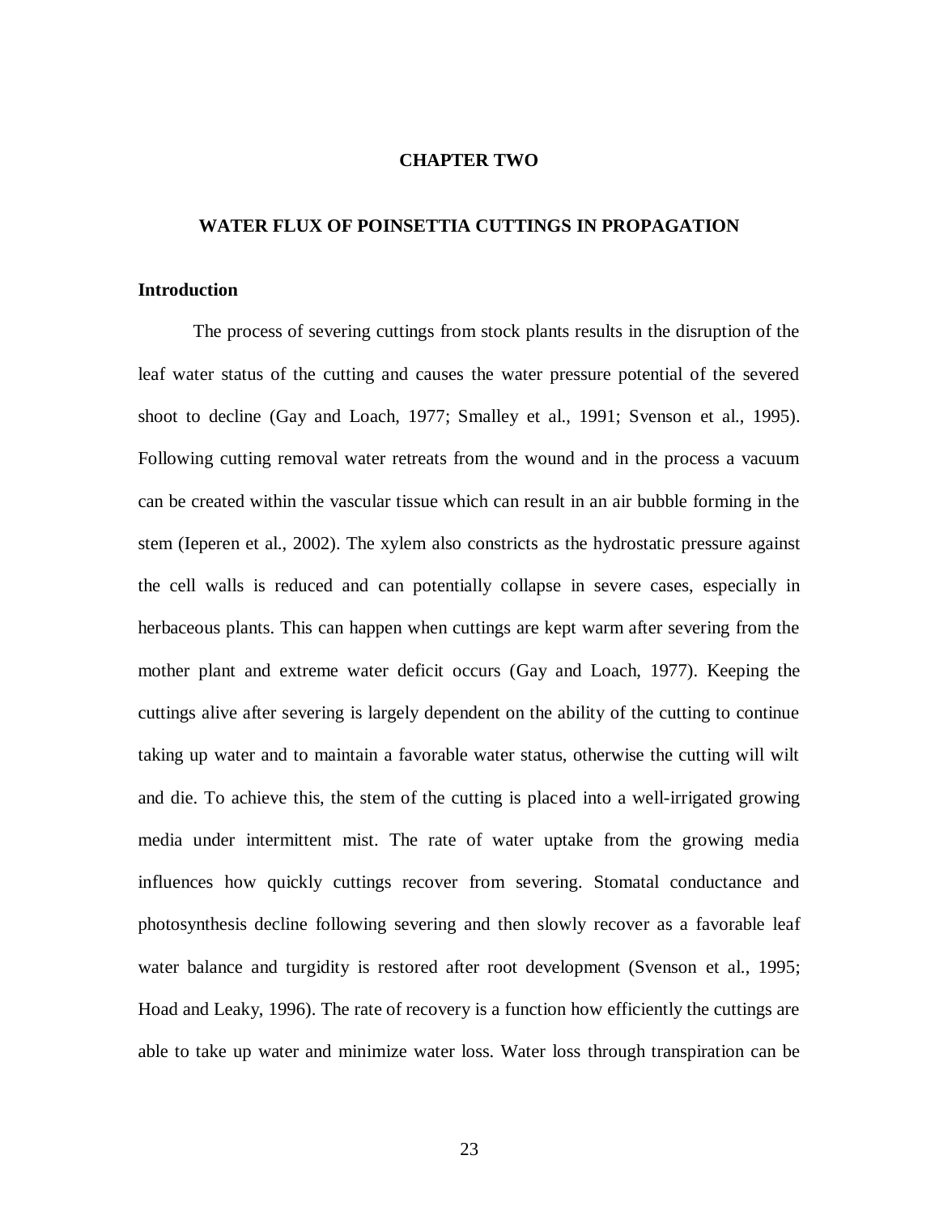# CHAPTER TWO

## WATER FLUX OF POINSETTIA CUTTINGS IN PROPAGATION

### Introduction

The process of severing cuttings from stock plants results in the disruption of the leaf water status of the cutting and causes the water pressure potential of the severed shoot to decline (Gay and Loach, 1977; Smalley et al., 1991; Svenson et al., 1995). Following cutting removal water retreats from the wound and in the process a vacuum can be created within the vascular tissue which can result in an air bubble forming in the stem (Ieperen et al., 2002). The xylem also constricts as the hydrostatic pressure against the cell walls is reduced and can potentially collapse in severe cases, especially in herbaceous plants. This can happen when cuttings are kept warm after severing from the mother plant and extreme water deficit occurs (Gay and Loach, 1977). Keeping the cuttings alive after severing is largely dependent on the ability of the cutting to continue taking up water and to maintain a favorable water status, otherwise the cutting will wilt and die. To achieve this, the stem of the cutting is placed into a well-irrigated growing media under intermittent mist. The rate of water uptake from the growing media influences how quickly cuttings recover from severing. Stomatal conductance and photosynthesis decline following severing and then slowly recover as a favorable leaf water balance and turgidity is restored after root development (Svenson et al., 1995; Hoad and Leaky, 1996). The rate of recovery is a function how efficiently the cuttings are able to take up water and minimize water loss. Water loss through transpiration can be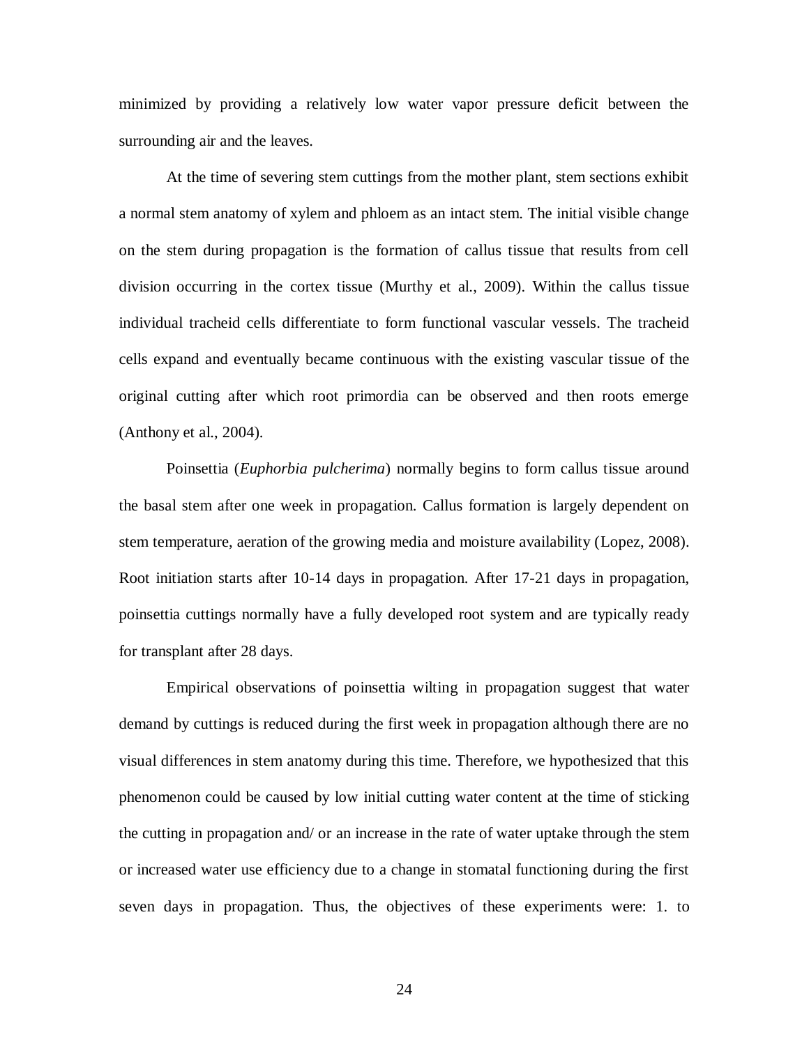minimized by providing a relatively low water vapor pressure deficit between the surrounding air and the leaves.

At the time of severing stem cuttings from the mother plant, stem sections exhibit a normal stem anatomy of xylem and phloem as an intact stem. The initial visible change on the stem during propagation is the formation of callus tissue that results from cell division occurring in the cortex tissue (Murthy et al., 2009). Within the callus tissue individual tracheid cells differentiate to form functional vascular vessels. The tracheid cells expand and eventually became continuous with the existing vascular tissue of the original cutting after which root primordia can be observed and then roots emerge (Anthony et al., 2004).

Poinsettia (*Euphorbia pulcherima*) normally begins to form callus tissue around the basal stem after one week in propagation. Callus formation is largely dependent on stem temperature, aeration of the growing media and moisture availability (Lopez, 2008). Root initiation starts after 10-14 days in propagation. After 17-21 days in propagation, poinsettia cuttings normally have a fully developed root system and are typically ready for transplant after 28 days.

Empirical observations of poinsettia wilting in propagation suggest that water demand by cuttings is reduced during the first week in propagation although there are no visual differences in stem anatomy during this time. Therefore, we hypothesized that this phenomenon could be caused by low initial cutting water content at the time of sticking the cutting in propagation and/ or an increase in the rate of water uptake through the stem or increased water use efficiency due to a change in stomatal functioning during the first seven days in propagation. Thus, the objectives of these experiments were: 1. to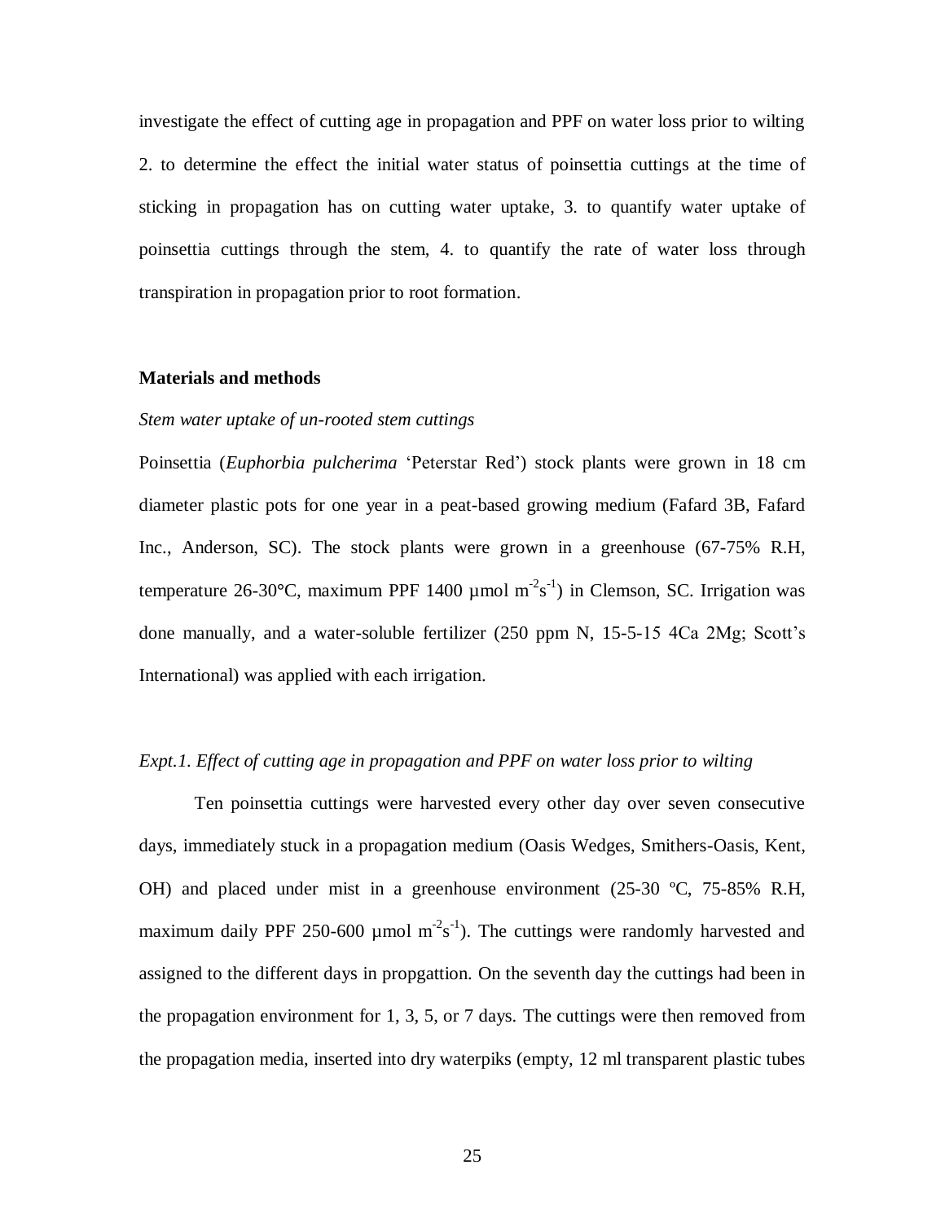investigate the effect of cutting age in propagation and PPF on water loss prior to wilting 2. to determine the effect the initial water status of poinsettia cuttings at the time of sticking in propagation has on cutting water uptake, 3. to quantify water uptake of poinsettia cuttings through the stem, 4. to quantify the rate of water loss through transpiration in propagation prior to root formation.

### Materials and methods

*Stem water uptake of un-rooted stem cuttings*

Poinsettia (*Euphorbia pulcherima* 'Peterstar Red') stock plants were grown in 18 cm diameter plastic pots for one year in a peat-based growing medium (Fafard 3B, Fafard Inc., Anderson, SC). The stock plants were grown in a greenhouse (67-75% R.H, temperature 26-30°C, maximum PPF 1400 µmol $m^{-2}s^{-1}$) in Clemson, SC. Irrigation was done manually, and a water-soluble fertilizer (250 ppm N, 15-5-15 4Ca 2Mg; Scott's International) was applied with each irrigation.

*Expt.1. Effect of cutting age in propagation and PPF on water loss prior to wilting*

Ten poinsettia cuttings were harvested every other day over seven consecutive days, immediately stuck in a propagation medium (Oasis Wedges, Smithers-Oasis, Kent, OH) and placed under mist in a greenhouse environment (25-30 ºC, 75-85% R.H, maximum daily PPF 250-600 µmol $m^{-2}s^{-1}$). The cuttings were randomly harvested and assigned to the different days in propgattion. On the seventh day the cuttings had been in the propagation environment for 1, 3, 5, or 7 days. The cuttings were then removed from the propagation media, inserted into dry waterpiks (empty, 12 ml transparent plastic tubes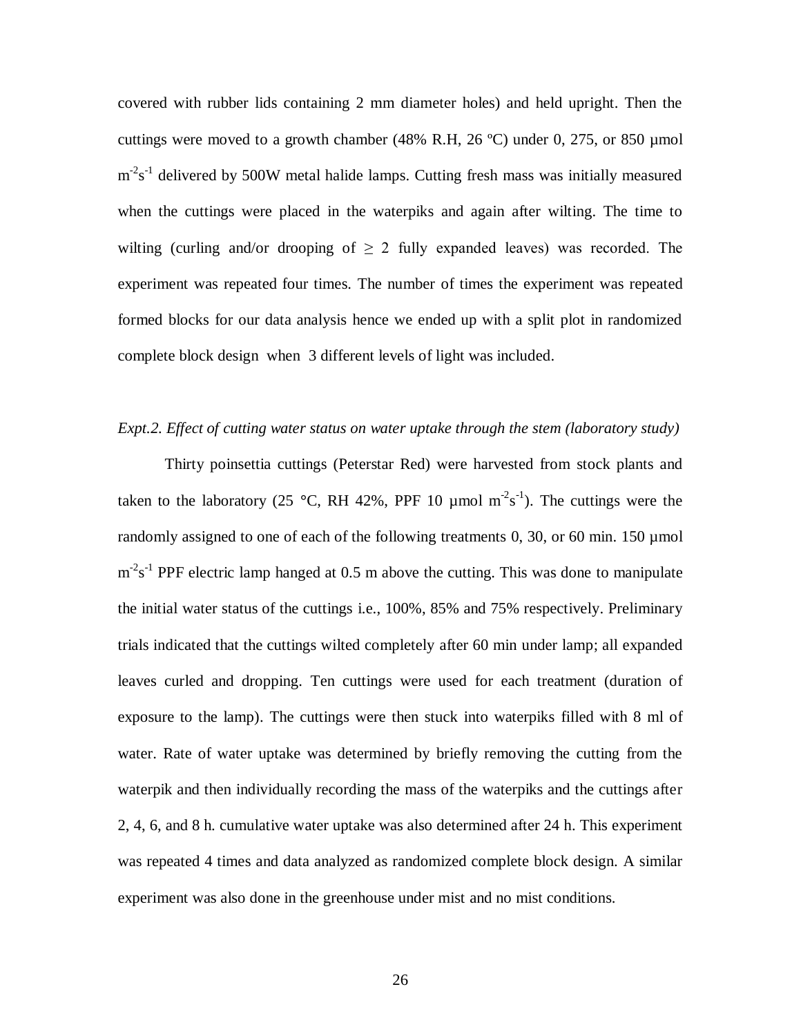covered with rubber lids containing 2 mm diameter holes) and held upright. Then the cuttings were moved to a growth chamber (48% R.H, 26 ºC) under 0, 275, or 850 µmol $m^{-2}s^{-1}$ delivered by 500W metal halide lamps. Cutting fresh mass was initially measured when the cuttings were placed in the waterpiks and again after wilting. The time to wilting (curling and/or drooping of $\geq$ 2 fully expanded leaves) was recorded. The experiment was repeated four times. The number of times the experiment was repeated formed blocks for our data analysis hence we ended up with a split plot in randomized complete block design when 3 different levels of light was included.

*Expt.2. Effect of cutting water status on water uptake through the stem (laboratory study)*

Thirty poinsettia cuttings (Peterstar Red) were harvested from stock plants and taken to the laboratory (25 °C, RH 42%, PPF 10 µmol $m^{-2}s^{-1}$). The cuttings were the randomly assigned to one of each of the following treatments 0, 30, or 60 min. 150 µmol $m^{-2}s^{-1}$ PPF electric lamp hanged at 0.5 m above the cutting. This was done to manipulate the initial water status of the cuttings i.e., 100%, 85% and 75% respectively. Preliminary trials indicated that the cuttings wilted completely after 60 min under lamp; all expanded leaves curled and dropping. Ten cuttings were used for each treatment (duration of exposure to the lamp). The cuttings were then stuck into waterpiks filled with 8 ml of water. Rate of water uptake was determined by briefly removing the cutting from the waterpik and then individually recording the mass of the waterpiks and the cuttings after 2, 4, 6, and 8 h. cumulative water uptake was also determined after 24 h. This experiment was repeated 4 times and data analyzed as randomized complete block design. A similar experiment was also done in the greenhouse under mist and no mist conditions.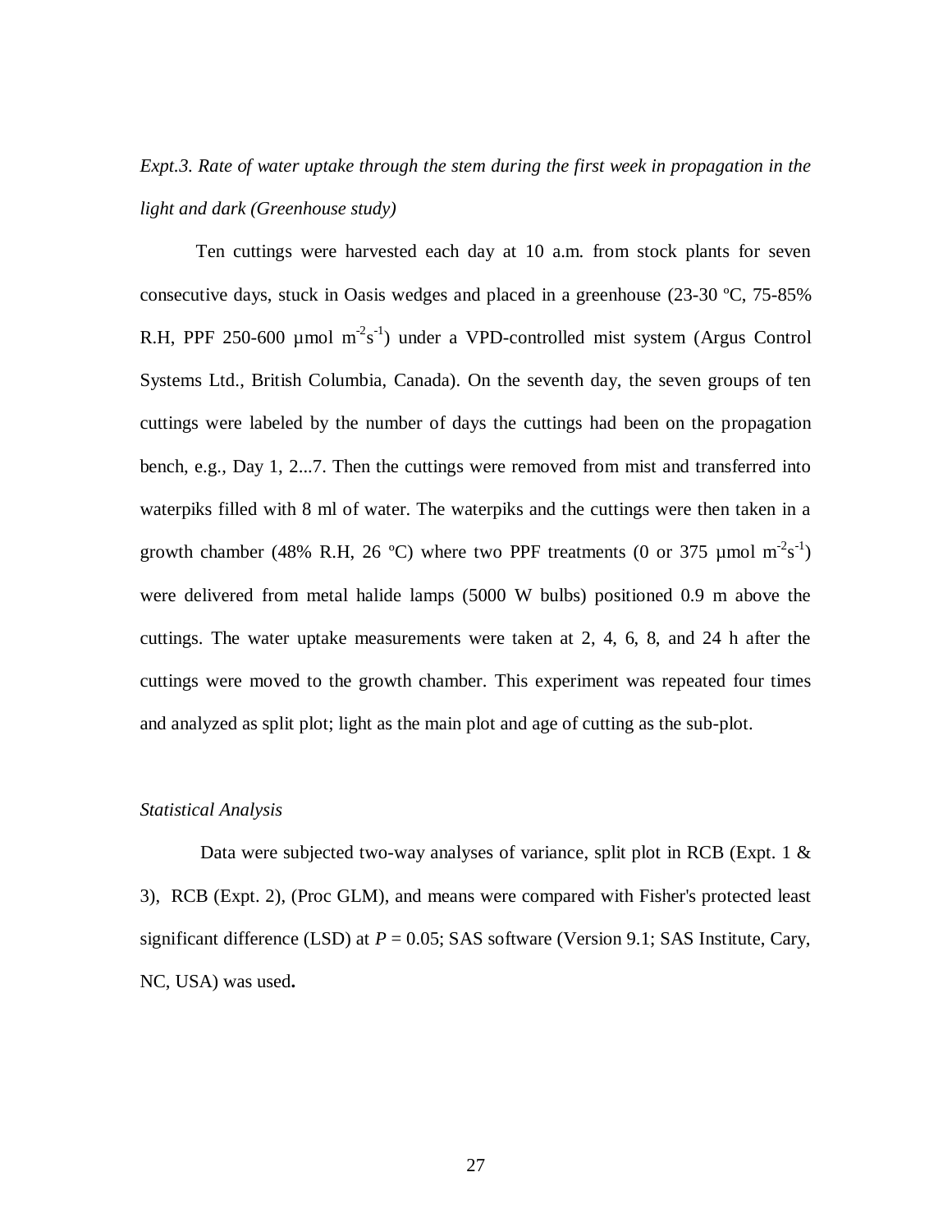*Expt.3. Rate of water uptake through the stem during the first week in propagation in the light and dark (Greenhouse study)*

Ten cuttings were harvested each day at 10 a.m. from stock plants for seven consecutive days, stuck in Oasis wedges and placed in a greenhouse (23-30 ºC, 75-85% R.H, PPF 250-600 µmol $m^{-2}s^{-1}$) under a VPD-controlled mist system (Argus Control Systems Ltd., British Columbia, Canada). On the seventh day, the seven groups of ten cuttings were labeled by the number of days the cuttings had been on the propagation bench, e.g., Day 1, 2...7. Then the cuttings were removed from mist and transferred into waterpiks filled with 8 ml of water. The waterpiks and the cuttings were then taken in a growth chamber (48% R.H, 26 ºC) where two PPF treatments (0 or 375 µmol $m^{-2}s^{-1}$) were delivered from metal halide lamps (5000 W bulbs) positioned 0.9 m above the cuttings. The water uptake measurements were taken at 2, 4, 6, 8, and 24 h after the cuttings were moved to the growth chamber. This experiment was repeated four times and analyzed as split plot; light as the main plot and age of cutting as the sub-plot.

*Statistical Analysis*

Data were subjected two-way analyses of variance, split plot in RCB (Expt. 1 & 3), RCB (Expt. 2), (Proc GLM), and means were compared with Fisher's protected least significant difference (LSD) at $P = 0.05$; SAS software (Version 9.1; SAS Institute, Cary, NC, USA) was used**.**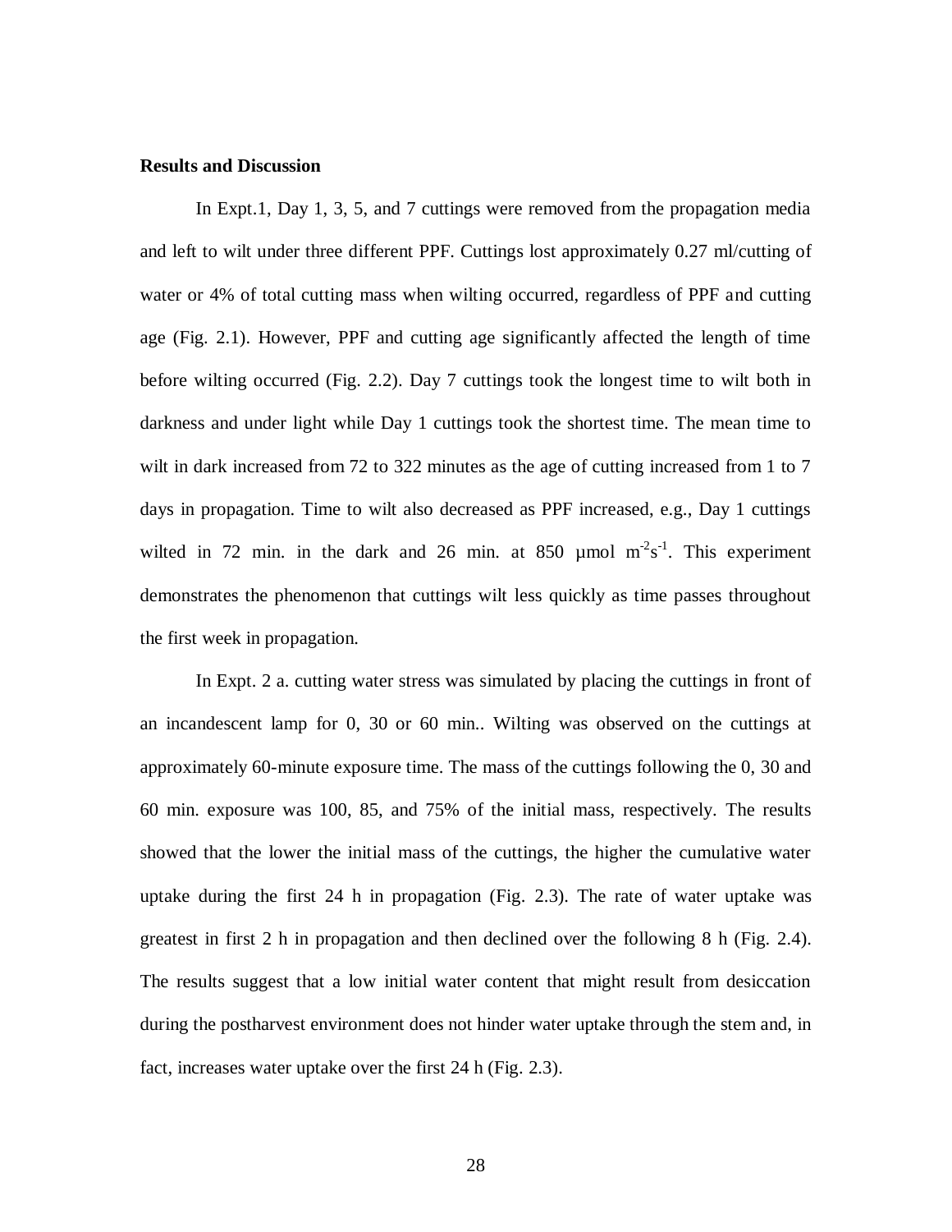**Results and Discussion**

In Expt.1, Day 1, 3, 5, and 7 cuttings were removed from the propagation media and left to wilt under three different PPF. Cuttings lost approximately 0.27 ml/cutting of water or 4% of total cutting mass when wilting occurred, regardless of PPF and cutting age (Fig. 2.1). However, PPF and cutting age significantly affected the length of time before wilting occurred (Fig. 2.2). Day 7 cuttings took the longest time to wilt both in darkness and under light while Day 1 cuttings took the shortest time. The mean time to wilt in dark increased from 72 to 322 minutes as the age of cutting increased from 1 to 7 days in propagation. Time to wilt also decreased as PPF increased, e.g., Day 1 cuttings wilted in 72 min. in the dark and 26 min. at 850 µmol $m^{-2}s^{-1}$. This experiment demonstrates the phenomenon that cuttings wilt less quickly as time passes throughout the first week in propagation.

In Expt. 2 a. cutting water stress was simulated by placing the cuttings in front of an incandescent lamp for 0, 30 or 60 min.. Wilting was observed on the cuttings at approximately 60-minute exposure time. The mass of the cuttings following the 0, 30 and 60 min. exposure was 100, 85, and 75% of the initial mass, respectively. The results showed that the lower the initial mass of the cuttings, the higher the cumulative water uptake during the first 24 h in propagation (Fig. 2.3). The rate of water uptake was greatest in first 2 h in propagation and then declined over the following 8 h (Fig. 2.4). The results suggest that a low initial water content that might result from desiccation during the postharvest environment does not hinder water uptake through the stem and, in fact, increases water uptake over the first 24 h (Fig. 2.3).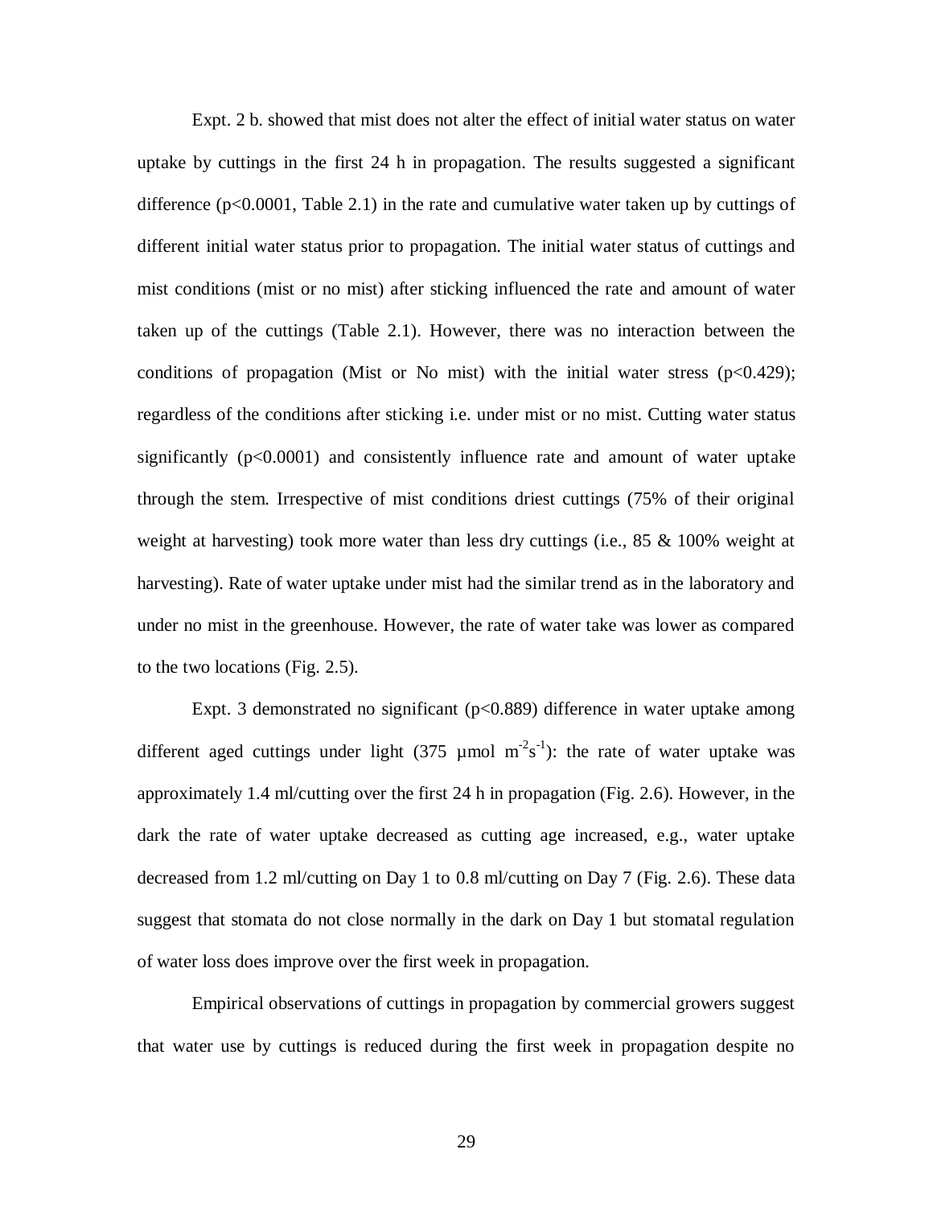Expt. 2 b. showed that mist does not alter the effect of initial water status on water uptake by cuttings in the first 24 h in propagation. The results suggested a significant difference ($p<0.0001$, Table 2.1) in the rate and cumulative water taken up by cuttings of different initial water status prior to propagation. The initial water status of cuttings and mist conditions (mist or no mist) after sticking influenced the rate and amount of water taken up of the cuttings (Table 2.1). However, there was no interaction between the conditions of propagation (Mist or No mist) with the initial water stress ($p<0.429$); regardless of the conditions after sticking i.e. under mist or no mist. Cutting water status significantly ($p<0.0001$) and consistently influence rate and amount of water uptake through the stem. Irrespective of mist conditions driest cuttings (75% of their original weight at harvesting) took more water than less dry cuttings (i.e., 85 & 100% weight at harvesting). Rate of water uptake under mist had the similar trend as in the laboratory and under no mist in the greenhouse. However, the rate of water take was lower as compared to the two locations (Fig. 2.5).

Expt. 3 demonstrated no significant ($p<0.889$) difference in water uptake among different aged cuttings under light (375 µmol $m^{-2}s^{-1}$): the rate of water uptake was approximately 1.4 ml/cutting over the first 24 h in propagation (Fig. 2.6). However, in the dark the rate of water uptake decreased as cutting age increased, e.g., water uptake decreased from 1.2 ml/cutting on Day 1 to 0.8 ml/cutting on Day 7 (Fig. 2.6). These data suggest that stomata do not close normally in the dark on Day 1 but stomatal regulation of water loss does improve over the first week in propagation.

Empirical observations of cuttings in propagation by commercial growers suggest that water use by cuttings is reduced during the first week in propagation despite no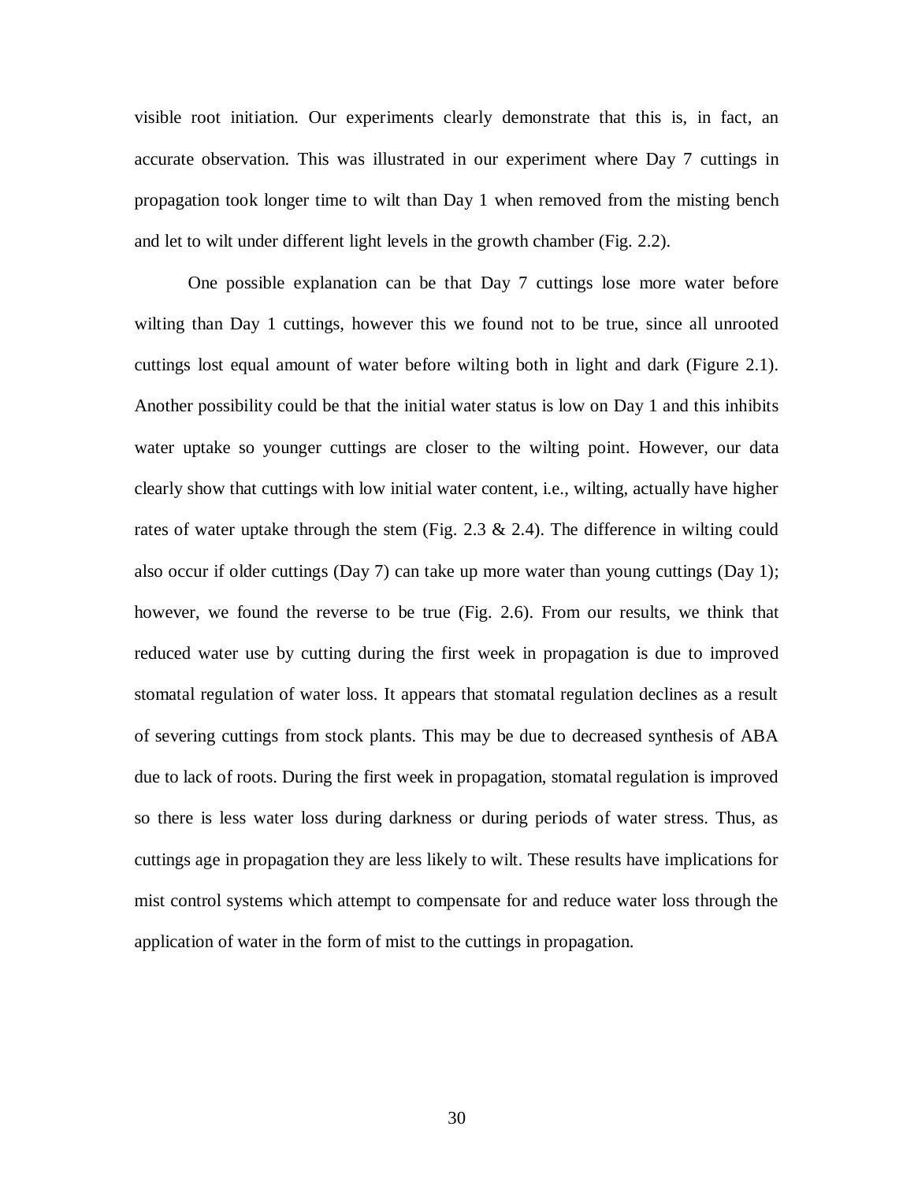visible root initiation. Our experiments clearly demonstrate that this is, in fact, an accurate observation. This was illustrated in our experiment where Day 7 cuttings in propagation took longer time to wilt than Day 1 when removed from the misting bench and let to wilt under different light levels in the growth chamber (Fig. 2.2).

One possible explanation can be that Day 7 cuttings lose more water before wilting than Day 1 cuttings, however this we found not to be true, since all unrooted cuttings lost equal amount of water before wilting both in light and dark (Figure 2.1). Another possibility could be that the initial water status is low on Day 1 and this inhibits water uptake so younger cuttings are closer to the wilting point. However, our data clearly show that cuttings with low initial water content, i.e., wilting, actually have higher rates of water uptake through the stem (Fig. 2.3 & 2.4). The difference in wilting could also occur if older cuttings (Day 7) can take up more water than young cuttings (Day 1); however, we found the reverse to be true (Fig. 2.6). From our results, we think that reduced water use by cutting during the first week in propagation is due to improved stomatal regulation of water loss. It appears that stomatal regulation declines as a result of severing cuttings from stock plants. This may be due to decreased synthesis of ABA due to lack of roots. During the first week in propagation, stomatal regulation is improved so there is less water loss during darkness or during periods of water stress. Thus, as cuttings age in propagation they are less likely to wilt. These results have implications for mist control systems which attempt to compensate for and reduce water loss through the application of water in the form of mist to the cuttings in propagation.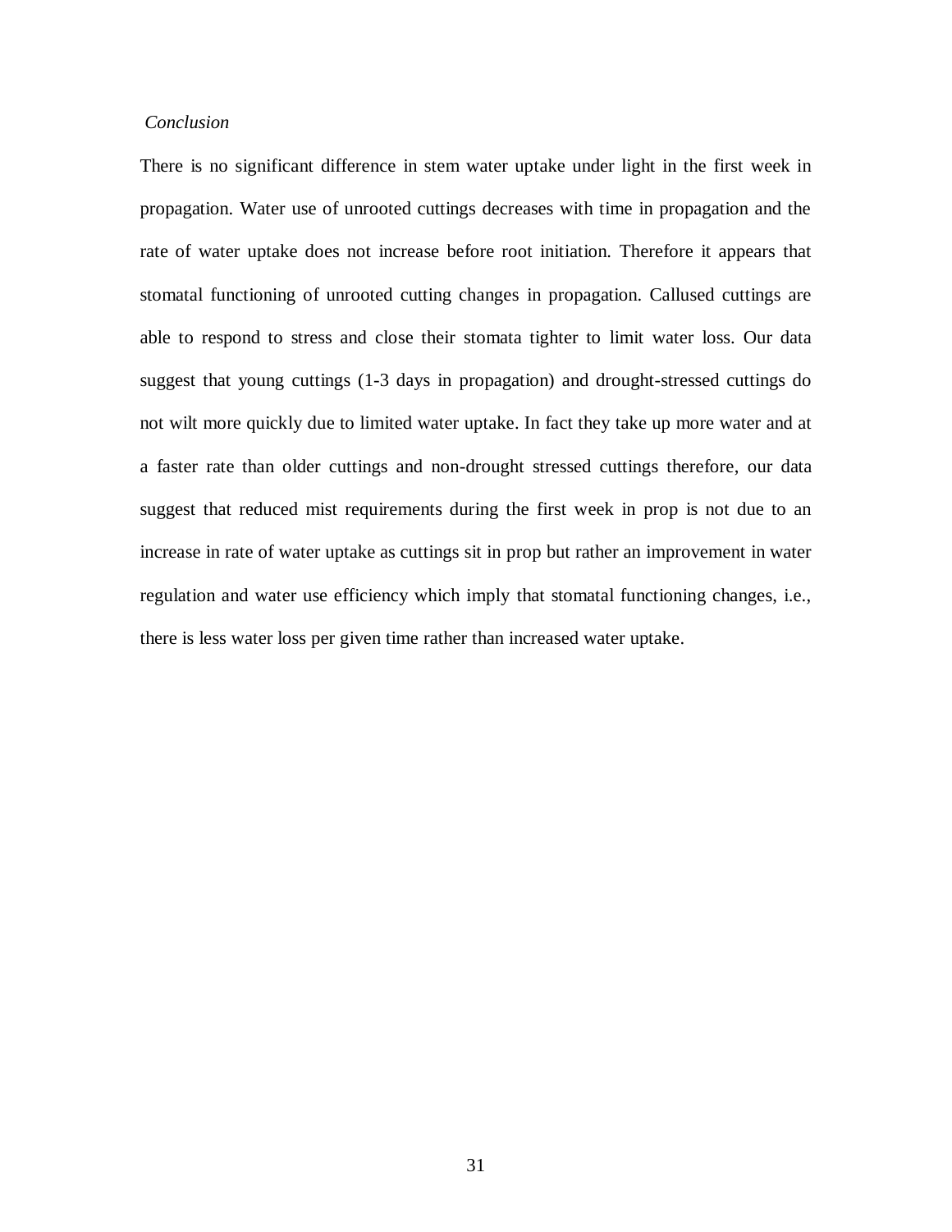*Conclusion*

There is no significant difference in stem water uptake under light in the first week in propagation. Water use of unrooted cuttings decreases with time in propagation and the rate of water uptake does not increase before root initiation. Therefore it appears that stomatal functioning of unrooted cutting changes in propagation. Callused cuttings are able to respond to stress and close their stomata tighter to limit water loss. Our data suggest that young cuttings (1-3 days in propagation) and drought-stressed cuttings do not wilt more quickly due to limited water uptake. In fact they take up more water and at a faster rate than older cuttings and non-drought stressed cuttings therefore, our data suggest that reduced mist requirements during the first week in prop is not due to an increase in rate of water uptake as cuttings sit in prop but rather an improvement in water regulation and water use efficiency which imply that stomatal functioning changes, i.e., there is less water loss per given time rather than increased water uptake.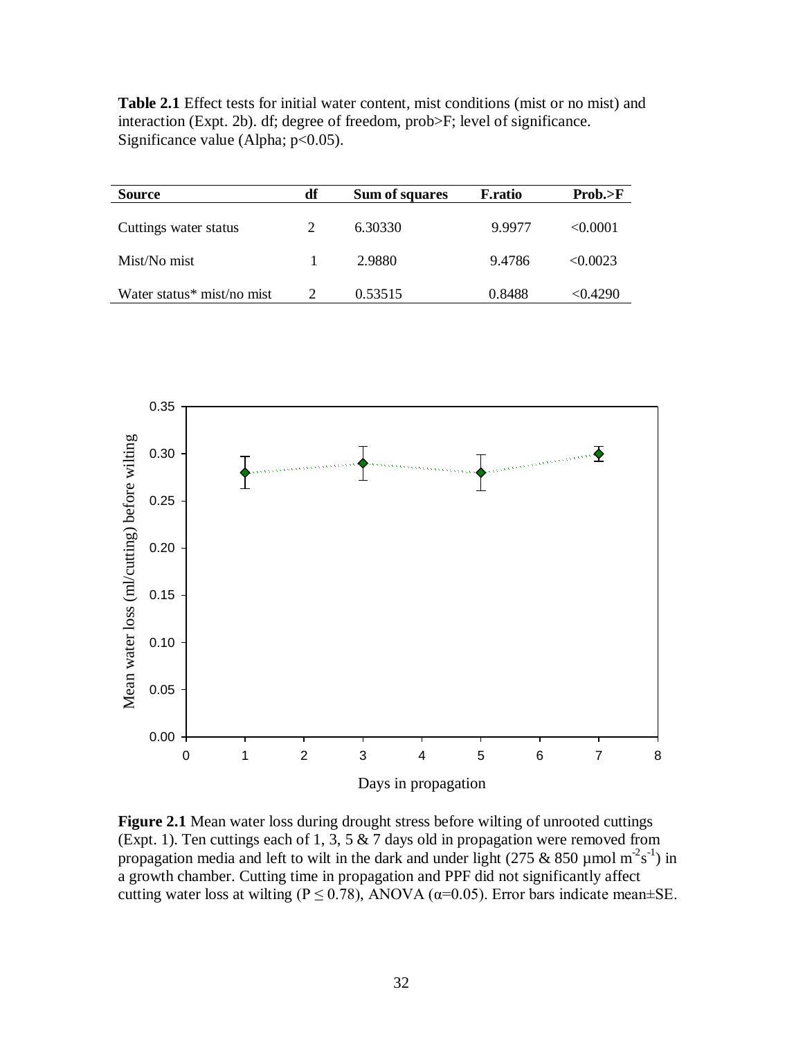**Table 2.1** Effect tests for initial water content, mist conditions (mist or no mist) and interaction (Expt. 2b). df; degree of freedom, prob>F; level of significance. Significance value (Alpha; p<0.05).

| Source | df | Sum of squares | F.ratio | Prob.>F |
|---|---|---|---|---|
| Cuttings water status | 2 | 6.30330 | 9.9977 | <0.0001 |
| Mist/No mist | 1 | 2.9880 | 9.4786 | <0.0023 |
| Water status* mist/no mist | 2 | 0.53515 | 0.8488 | <0.4290 |

**Figure 2.1** Mean water loss during drought stress before wilting of unrooted cuttings (Expt. 1). Ten cuttings each of 1, 3, 5 & 7 days old in propagation were removed from propagation media and left to wilt in the dark and under light (275 & 850 µmol $m^{-2}s^{-1}$) in a growth chamber. Cutting time in propagation and PPF did not significantly affect cutting water loss at wilting ($P \leq 0.78$), ANOVA ($\alpha$=0.05). Error bars indicate mean±SE.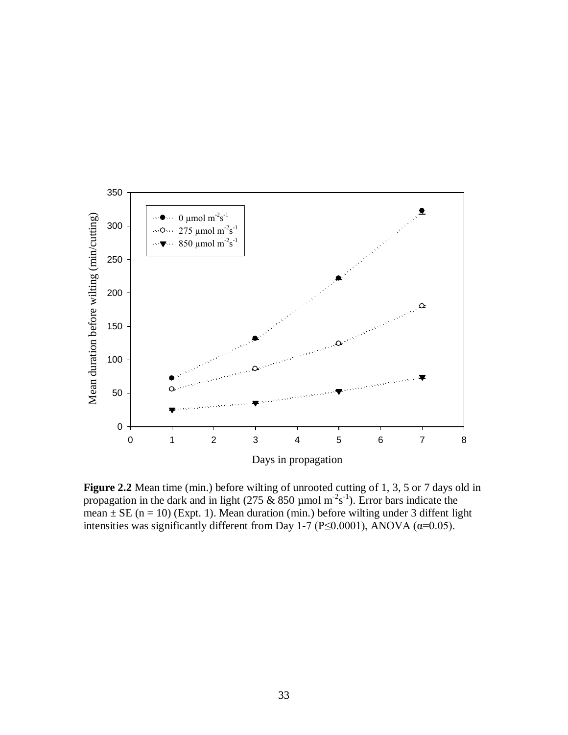**Figure 2.2** Mean time (min.) before wilting of unrooted cutting of 1, 3, 5 or 7 days old in propagation in the dark and in light (275 & 850 µmol $m^{-2}s^{-1}$). Error bars indicate the mean ± SE (n = 10) (Expt. 1). Mean duration (min.) before wilting under 3 diffent light intensities was significantly different from Day 1-7 ($P \leq 0.0001$), ANOVA ($\alpha = 0.05$).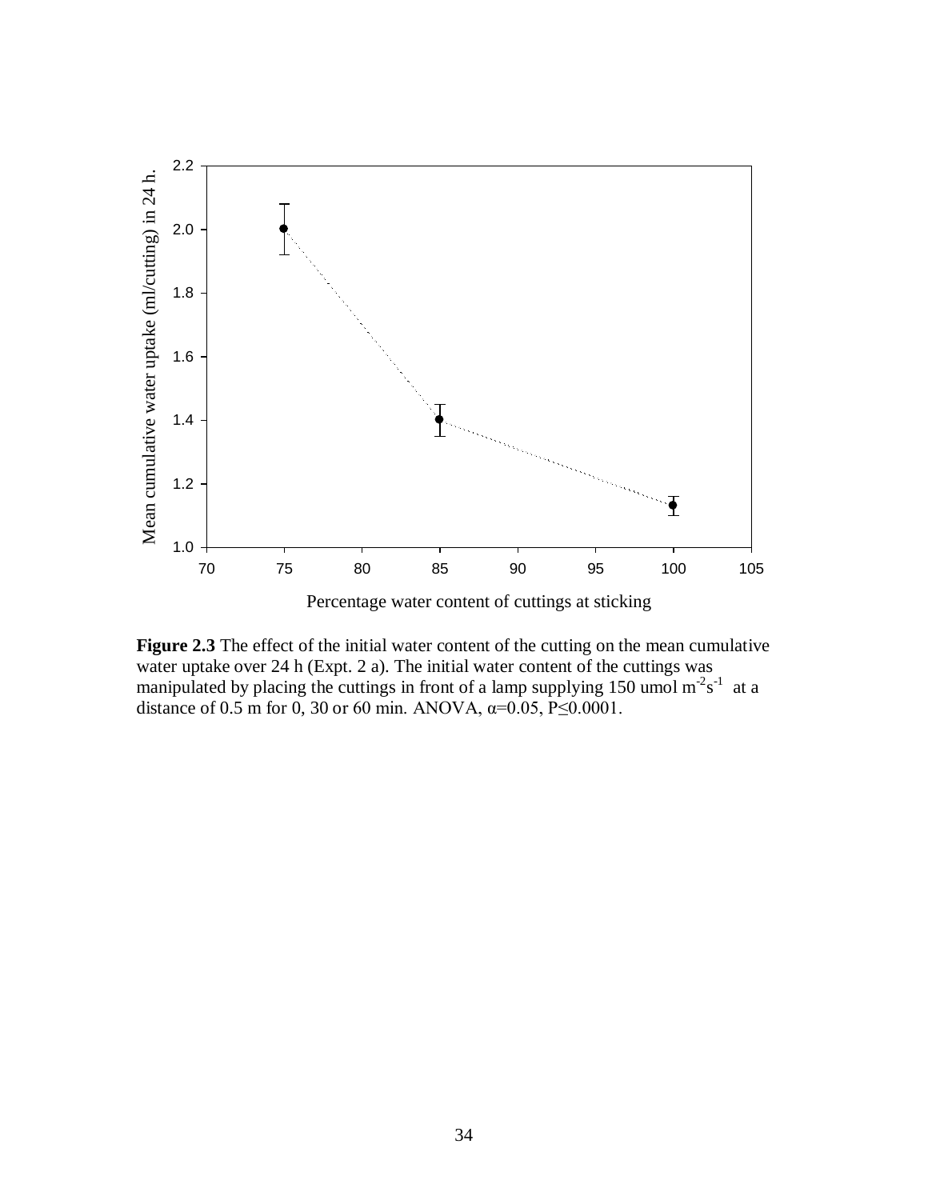**Figure 2.3** The effect of the initial water content of the cutting on the mean cumulative water uptake over 24 h (Expt. 2 a). The initial water content of the cuttings was manipulated by placing the cuttings in front of a lamp supplying 150 umol $m^{-2}s^{-1}$ at a distance of 0.5 m for 0, 30 or 60 min. ANOVA, $\alpha$=0.05, P≤0.0001.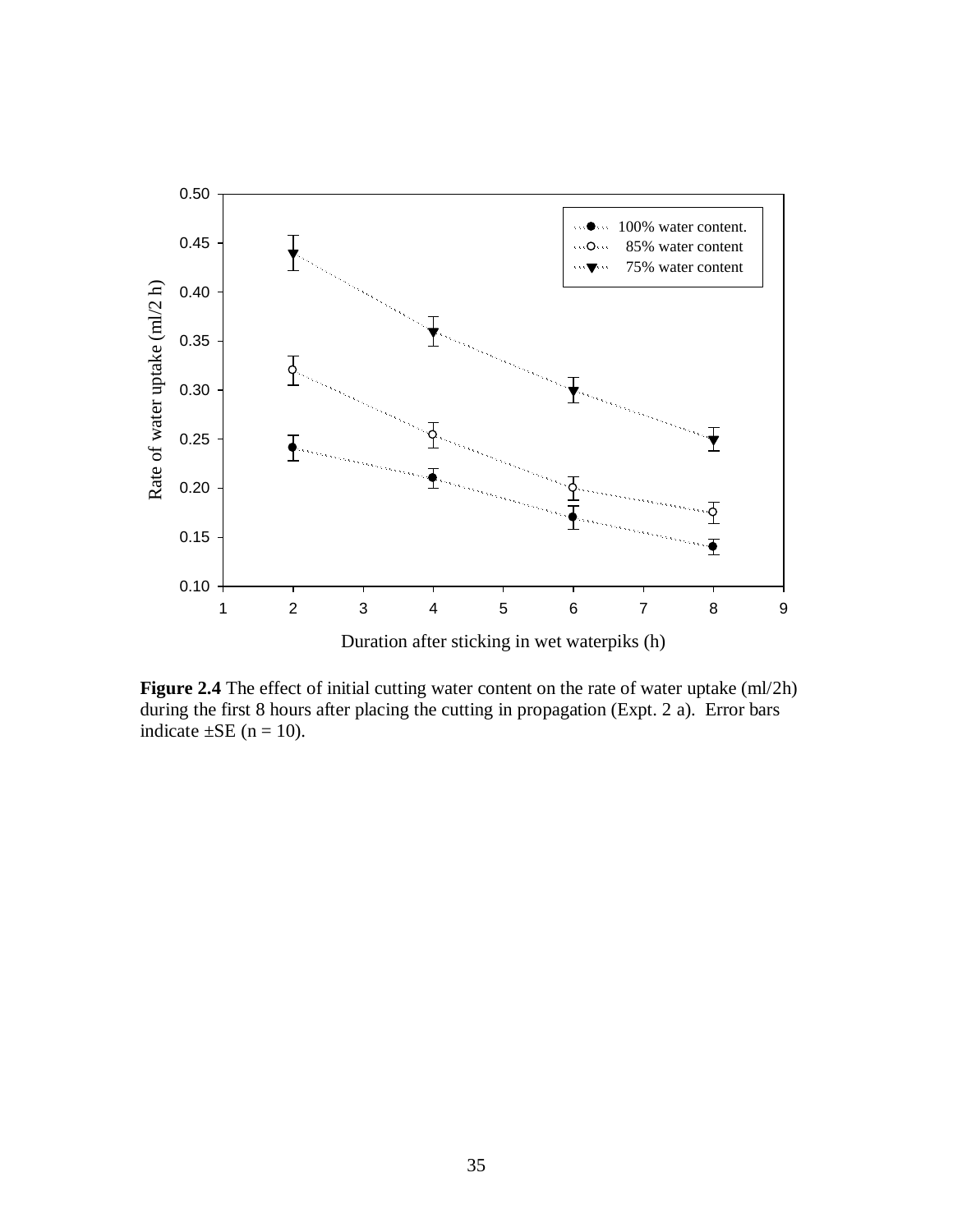**Figure 2.4** The effect of initial cutting water content on the rate of water uptake (ml/2h) during the first 8 hours after placing the cutting in propagation (Expt. 2 a). Error bars indicate ±SE (n = 10).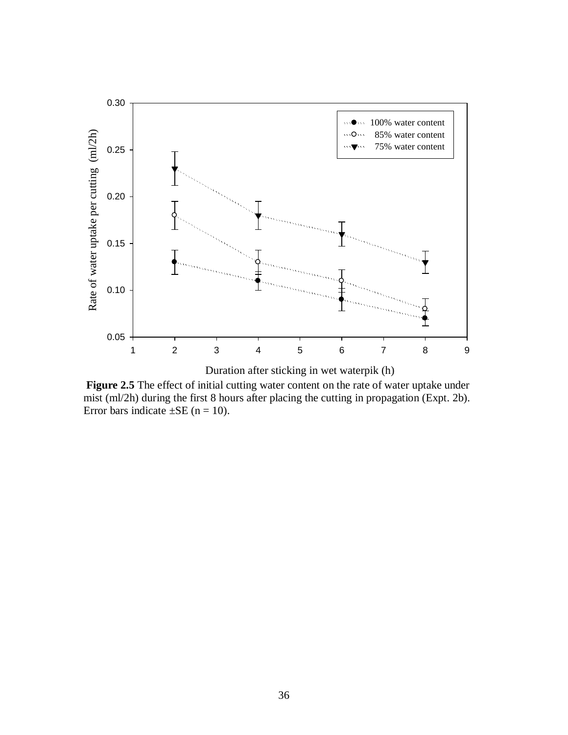**Figure 2.5** The effect of initial cutting water content on the rate of water uptake under mist (ml/2h) during the first 8 hours after placing the cutting in propagation (Expt. 2b). Error bars indicate ±SE (n = 10).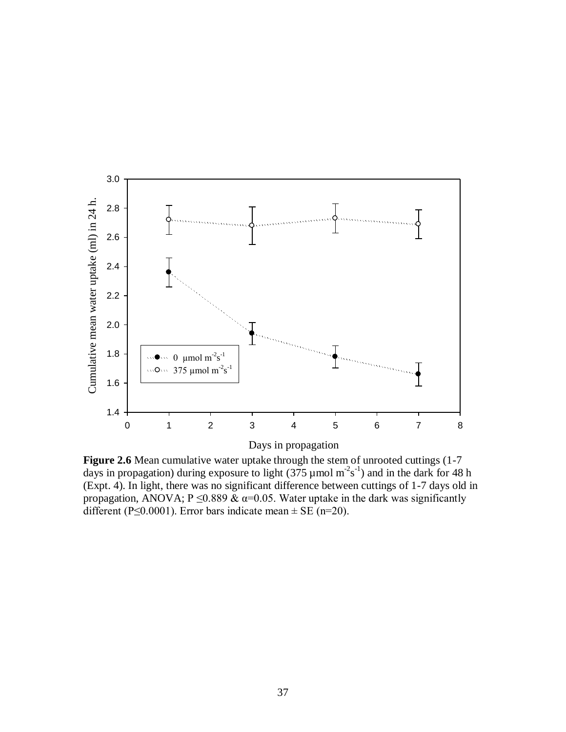**Figure 2.6** Mean cumulative water uptake through the stem of unrooted cuttings (1-7 days in propagation) during exposure to light (375 µmol $m^{-2}s^{-1}$) and in the dark for 48 h (Expt. 4). In light, there was no significant difference between cuttings of 1-7 days old in propagation, ANOVA; $P \leq 0.889$ & $\alpha = 0.05$. Water uptake in the dark was significantly different ($P \leq 0.0001$). Error bars indicate mean ± SE (n=20).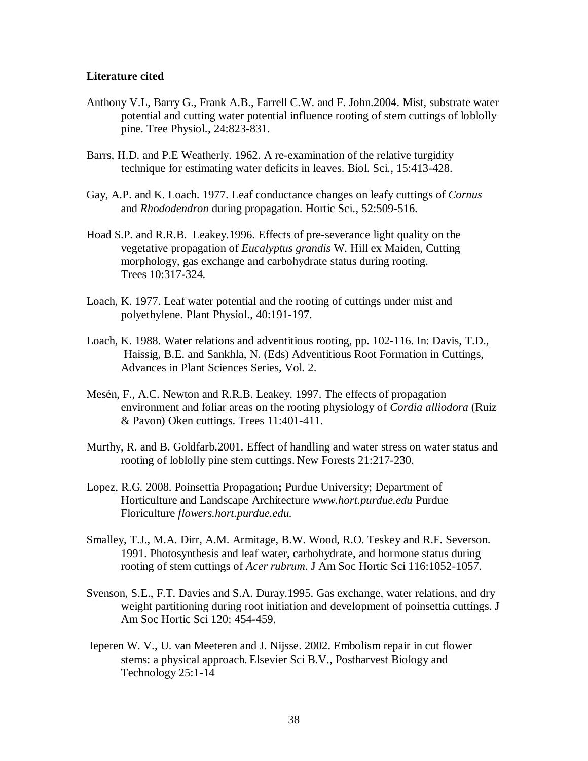**Literature cited**

Anthony V.L, Barry G., Frank A.B., Farrell C.W. and F. John.2004. Mist, substrate water potential and cutting water potential influence rooting of stem cuttings of loblolly pine. Tree Physiol., 24:823-831.

Barrs, H.D. and P.E Weatherly. 1962. A re-examination of the relative turgidity technique for estimating water deficits in leaves. Biol. Sci., 15:413-428.

Gay, A.P. and K. Loach. 1977. Leaf conductance changes on leafy cuttings of *Cornus* and *Rhododendron* during propagation. Hortic Sci., 52:509-516.

Hoad S.P. and R.R.B. Leakey.1996. Effects of pre-severance light quality on the vegetative propagation of *Eucalyptus grandis* W. Hill ex Maiden, Cutting morphology, gas exchange and carbohydrate status during rooting. Trees 10:317-324.

Loach, K. 1977. Leaf water potential and the rooting of cuttings under mist and polyethylene. Plant Physiol., 40:191-197.

Loach, K. 1988. Water relations and adventitious rooting, pp. 102-116. In: Davis, T.D., Haissig, B.E. and Sankhla, N. (Eds) Adventitious Root Formation in Cuttings, Advances in Plant Sciences Series, Vol. 2.

Mesén, F., A.C. Newton and R.R.B. Leakey. 1997. The effects of propagation environment and foliar areas on the rooting physiology of *Cordia alliodora* (Ruiz & Pavon) Oken cuttings. Trees 11:401-411.

Murthy, R. and B. Goldfarb.2001. Effect of handling and water stress on water status and rooting of loblolly pine stem cuttings. New Forests 21:217-230.

Lopez, R.G. 2008. Poinsettia Propagation**;** Purdue University; Department of Horticulture and Landscape Architecture *www.hort.purdue.edu* Purdue Floriculture *flowers.hort.purdue.edu.*

Smalley, T.J., M.A. Dirr, A.M. Armitage, B.W. Wood, R.O. Teskey and R.F. Severson. 1991. Photosynthesis and leaf water, carbohydrate, and hormone status during rooting of stem cuttings of *Acer rubrum*. J Am Soc Hortic Sci 116:1052-1057.

Svenson, S.E., F.T. Davies and S.A. Duray.1995. Gas exchange, water relations, and dry weight partitioning during root initiation and development of poinsettia cuttings. J Am Soc Hortic Sci 120: 454-459.

Ieperen W. V., U. van Meeteren and J. Nijsse. 2002. Embolism repair in cut flower stems: a physical approach. Elsevier Sci B.V., Postharvest Biology and Technology 25:1-14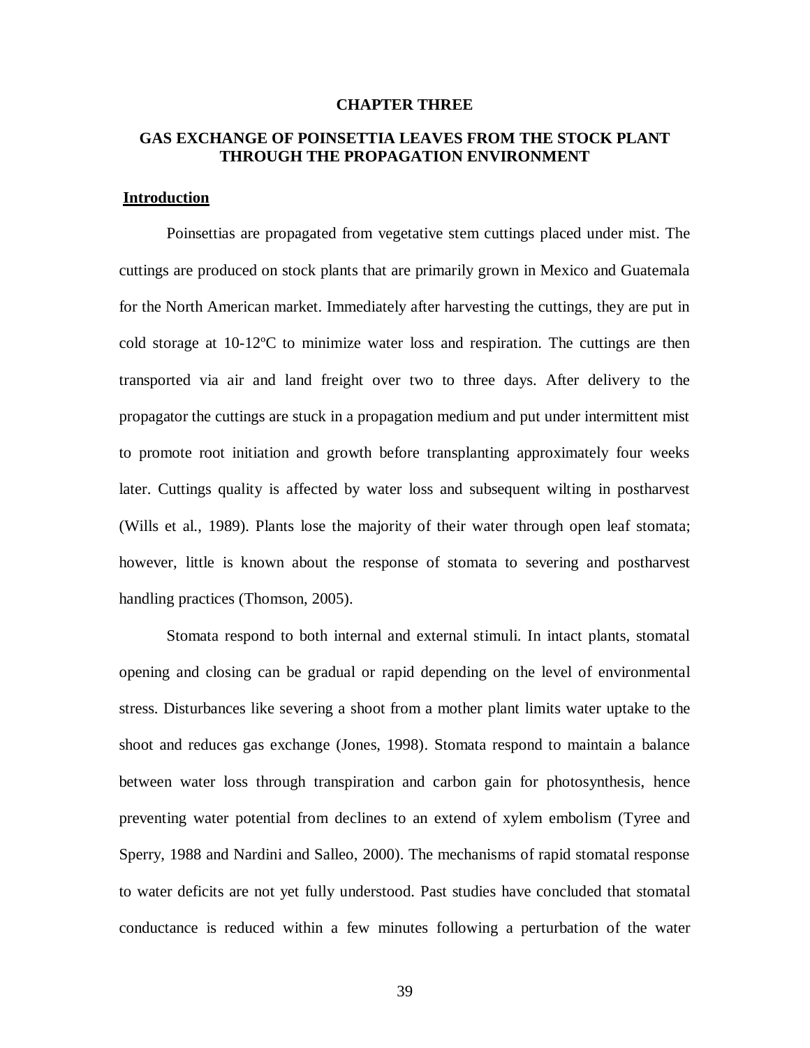# CHAPTER THREE

## GAS EXCHANGE OF POINSETTIA LEAVES FROM THE STOCK PLANT THROUGH THE PROPAGATION ENVIRONMENT

### Introduction

Poinsettias are propagated from vegetative stem cuttings placed under mist. The cuttings are produced on stock plants that are primarily grown in Mexico and Guatemala for the North American market. Immediately after harvesting the cuttings, they are put in cold storage at 10-12ºC to minimize water loss and respiration. The cuttings are then transported via air and land freight over two to three days. After delivery to the propagator the cuttings are stuck in a propagation medium and put under intermittent mist to promote root initiation and growth before transplanting approximately four weeks later. Cuttings quality is affected by water loss and subsequent wilting in postharvest (Wills et al., 1989). Plants lose the majority of their water through open leaf stomata; however, little is known about the response of stomata to severing and postharvest handling practices (Thomson, 2005).

Stomata respond to both internal and external stimuli. In intact plants, stomatal opening and closing can be gradual or rapid depending on the level of environmental stress. Disturbances like severing a shoot from a mother plant limits water uptake to the shoot and reduces gas exchange (Jones, 1998). Stomata respond to maintain a balance between water loss through transpiration and carbon gain for photosynthesis, hence preventing water potential from declines to an extend of xylem embolism (Tyree and Sperry, 1988 and Nardini and Salleo, 2000). The mechanisms of rapid stomatal response to water deficits are not yet fully understood. Past studies have concluded that stomatal conductance is reduced within a few minutes following a perturbation of the water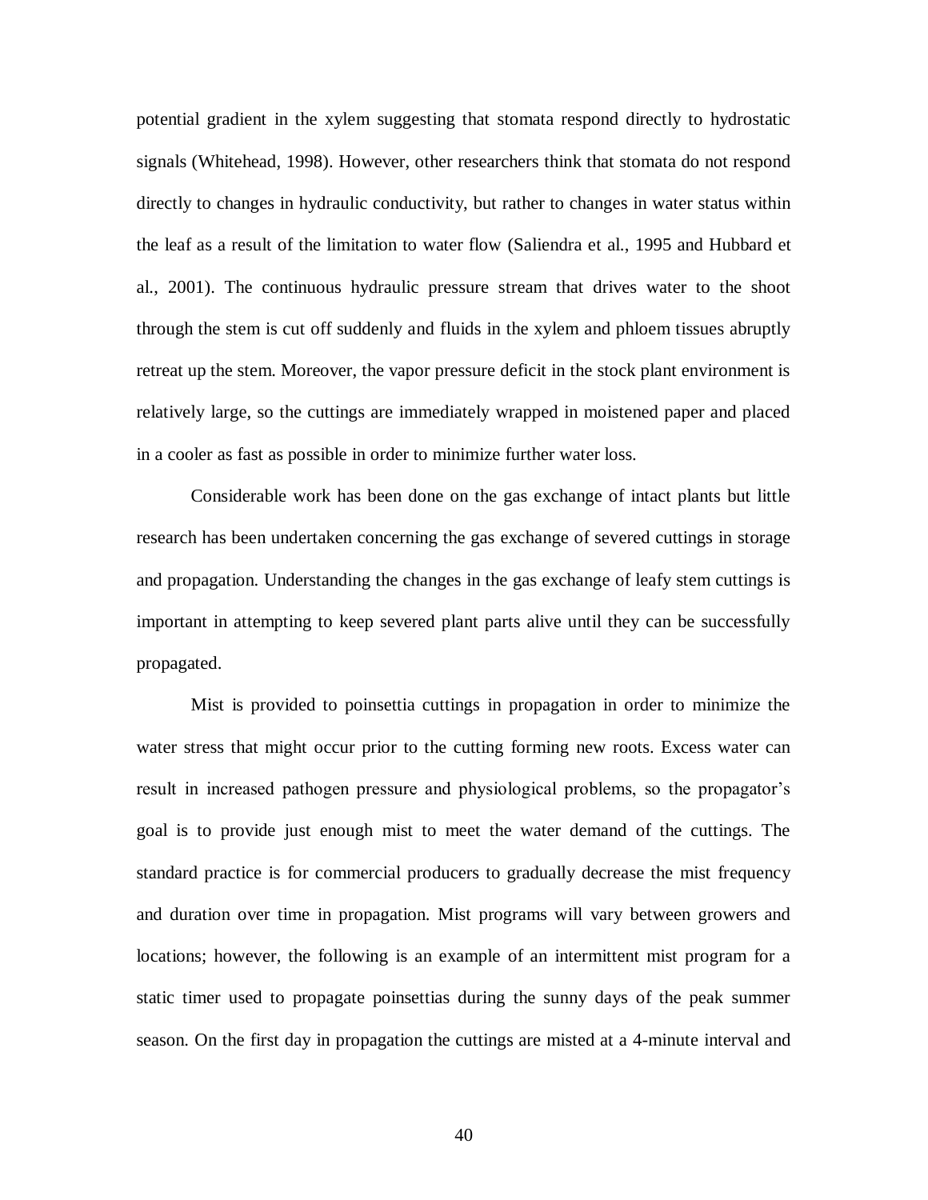potential gradient in the xylem suggesting that stomata respond directly to hydrostatic signals (Whitehead, 1998). However, other researchers think that stomata do not respond directly to changes in hydraulic conductivity, but rather to changes in water status within the leaf as a result of the limitation to water flow (Saliendra et al., 1995 and Hubbard et al., 2001). The continuous hydraulic pressure stream that drives water to the shoot through the stem is cut off suddenly and fluids in the xylem and phloem tissues abruptly retreat up the stem. Moreover, the vapor pressure deficit in the stock plant environment is relatively large, so the cuttings are immediately wrapped in moistened paper and placed in a cooler as fast as possible in order to minimize further water loss.

Considerable work has been done on the gas exchange of intact plants but little research has been undertaken concerning the gas exchange of severed cuttings in storage and propagation. Understanding the changes in the gas exchange of leafy stem cuttings is important in attempting to keep severed plant parts alive until they can be successfully propagated.

Mist is provided to poinsettia cuttings in propagation in order to minimize the water stress that might occur prior to the cutting forming new roots. Excess water can result in increased pathogen pressure and physiological problems, so the propagator's goal is to provide just enough mist to meet the water demand of the cuttings. The standard practice is for commercial producers to gradually decrease the mist frequency and duration over time in propagation. Mist programs will vary between growers and locations; however, the following is an example of an intermittent mist program for a static timer used to propagate poinsettias during the sunny days of the peak summer season. On the first day in propagation the cuttings are misted at a 4-minute interval and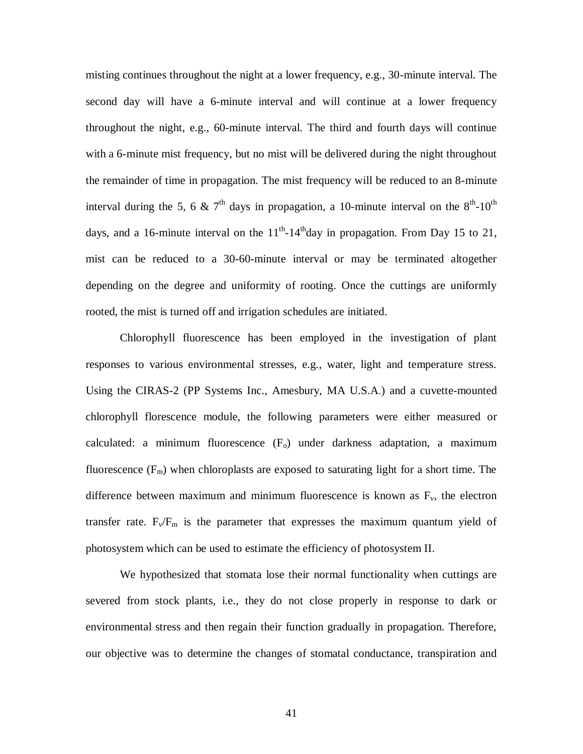misting continues throughout the night at a lower frequency, e.g., 30-minute interval. The second day will have a 6-minute interval and will continue at a lower frequency throughout the night, e.g., 60-minute interval. The third and fourth days will continue with a 6-minute mist frequency, but no mist will be delivered during the night throughout the remainder of time in propagation. The mist frequency will be reduced to an 8-minute interval during the 5, 6 & 7$^{th}$ days in propagation, a 10-minute interval on the 8$^{th}$-10$^{th}$ days, and a 16-minute interval on the 11$^{th}$-14$^{th}$day in propagation. From Day 15 to 21, mist can be reduced to a 30-60-minute interval or may be terminated altogether depending on the degree and uniformity of rooting. Once the cuttings are uniformly rooted, the mist is turned off and irrigation schedules are initiated.

Chlorophyll fluorescence has been employed in the investigation of plant responses to various environmental stresses, e.g., water, light and temperature stress. Using the CIRAS-2 (PP Systems Inc., Amesbury, MA U.S.A.) and a cuvette-mounted chlorophyll florescence module, the following parameters were either measured or calculated: a minimum fluorescence ($F_o$) under darkness adaptation, a maximum fluorescence ($F_m$) when chloroplasts are exposed to saturating light for a short time. The difference between maximum and minimum fluorescence is known as $F_v$, the electron transfer rate. $F_v/F_m$ is the parameter that expresses the maximum quantum yield of photosystem which can be used to estimate the efficiency of photosystem II.

We hypothesized that stomata lose their normal functionality when cuttings are severed from stock plants, i.e., they do not close properly in response to dark or environmental stress and then regain their function gradually in propagation. Therefore, our objective was to determine the changes of stomatal conductance, transpiration and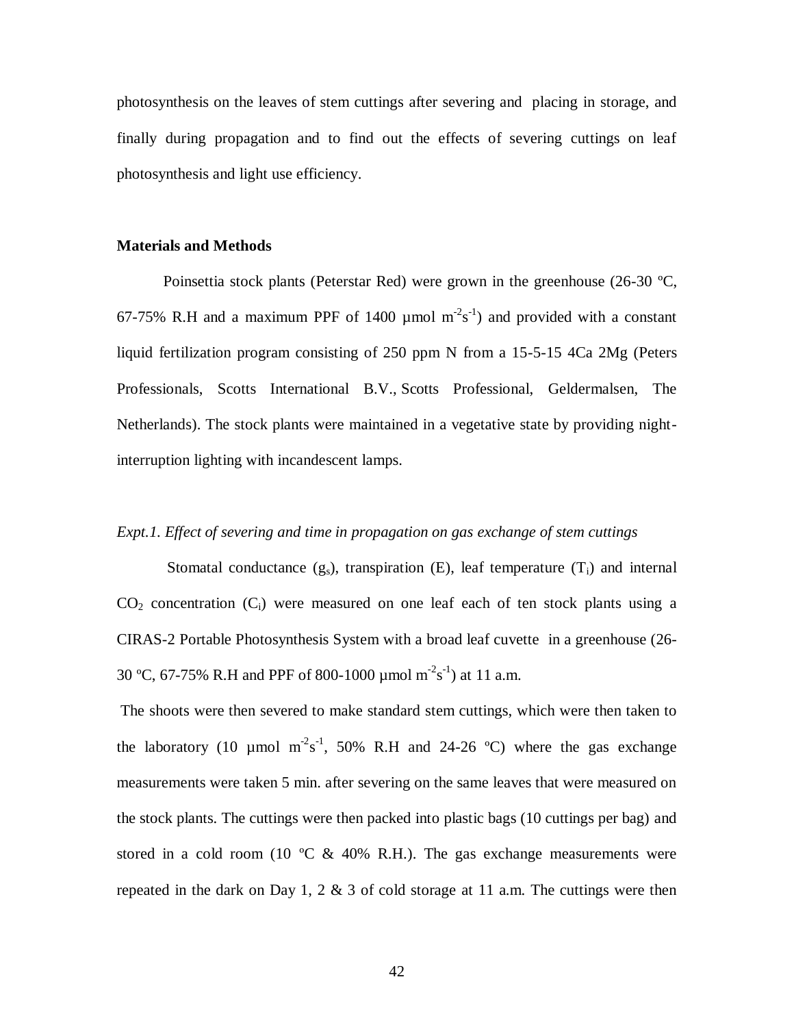photosynthesis on the leaves of stem cuttings after severing and placing in storage, and finally during propagation and to find out the effects of severing cuttings on leaf photosynthesis and light use efficiency.

**Materials and Methods**

Poinsettia stock plants (Peterstar Red) were grown in the greenhouse (26-30 ºC, 67-75% R.H and a maximum PPF of 1400 µmol $m^{-2}s^{-1}$) and provided with a constant liquid fertilization program consisting of 250 ppm N from a 15-5-15 4Ca 2Mg (Peters Professionals, Scotts International B.V., Scotts Professional, Geldermalsen, The Netherlands). The stock plants were maintained in a vegetative state by providing night-interruption lighting with incandescent lamps.

*Expt.1. Effect of severing and time in propagation on gas exchange of stem cuttings*

Stomatal conductance ($g_s$), transpiration (E), leaf temperature ($T_l$) and internal $CO_2$ concentration ($C_i$) were measured on one leaf each of ten stock plants using a CIRAS-2 Portable Photosynthesis System with a broad leaf cuvette in a greenhouse (26-30 ºC, 67-75% R.H and PPF of 800-1000 µmol $m^{-2}s^{-1}$) at 11 a.m.

The shoots were then severed to make standard stem cuttings, which were then taken to the laboratory (10 µmol $m^{-2}s^{-1}$, 50% R.H and 24-26 ºC) where the gas exchange measurements were taken 5 min. after severing on the same leaves that were measured on the stock plants. The cuttings were then packed into plastic bags (10 cuttings per bag) and stored in a cold room (10 ºC & 40% R.H.). The gas exchange measurements were repeated in the dark on Day 1, 2 & 3 of cold storage at 11 a.m. The cuttings were then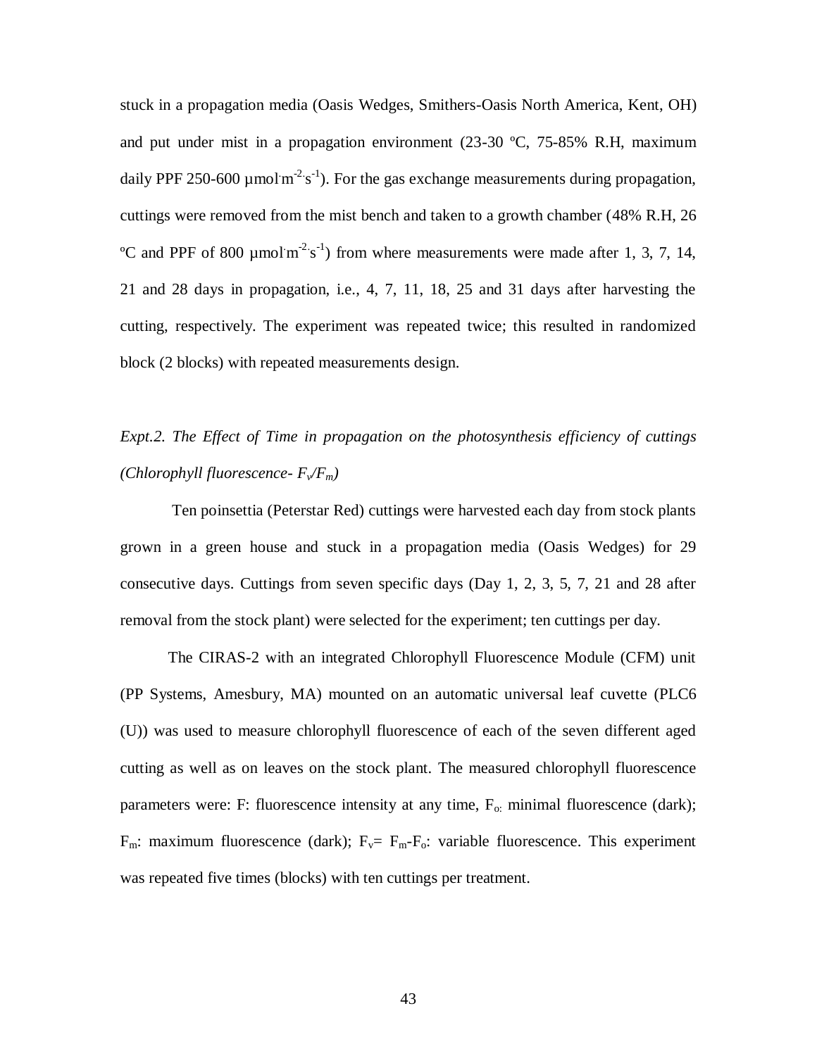stuck in a propagation media (Oasis Wedges, Smithers-Oasis North America, Kent, OH) and put under mist in a propagation environment (23-30 ºC, 75-85% R.H, maximum daily PPF 250-600 $\mu mol \cdot m^{-2} \cdot s^{-1}$). For the gas exchange measurements during propagation, cuttings were removed from the mist bench and taken to a growth chamber (48% R.H, 26 ºC and PPF of 800 $\mu mol \cdot m^{-2} \cdot s^{-1}$) from where measurements were made after 1, 3, 7, 14, 21 and 28 days in propagation, i.e., 4, 7, 11, 18, 25 and 31 days after harvesting the cutting, respectively. The experiment was repeated twice; this resulted in randomized block (2 blocks) with repeated measurements design.

*Expt.2. The Effect of Time in propagation on the photosynthesis efficiency of cuttings (Chlorophyll fluorescence- $F_v/F_m$)*

Ten poinsettia (Peterstar Red) cuttings were harvested each day from stock plants grown in a green house and stuck in a propagation media (Oasis Wedges) for 29 consecutive days. Cuttings from seven specific days (Day 1, 2, 3, 5, 7, 21 and 28 after removal from the stock plant) were selected for the experiment; ten cuttings per day.

The CIRAS-2 with an integrated Chlorophyll Fluorescence Module (CFM) unit (PP Systems, Amesbury, MA) mounted on an automatic universal leaf cuvette (PLC6 (U)) was used to measure chlorophyll fluorescence of each of the seven different aged cutting as well as on leaves on the stock plant. The measured chlorophyll fluorescence parameters were: F: fluorescence intensity at any time, $F_o$: minimal fluorescence (dark); $F_m$: maximum fluorescence (dark); $F_v = F_m - F_o$: variable fluorescence. This experiment was repeated five times (blocks) with ten cuttings per treatment.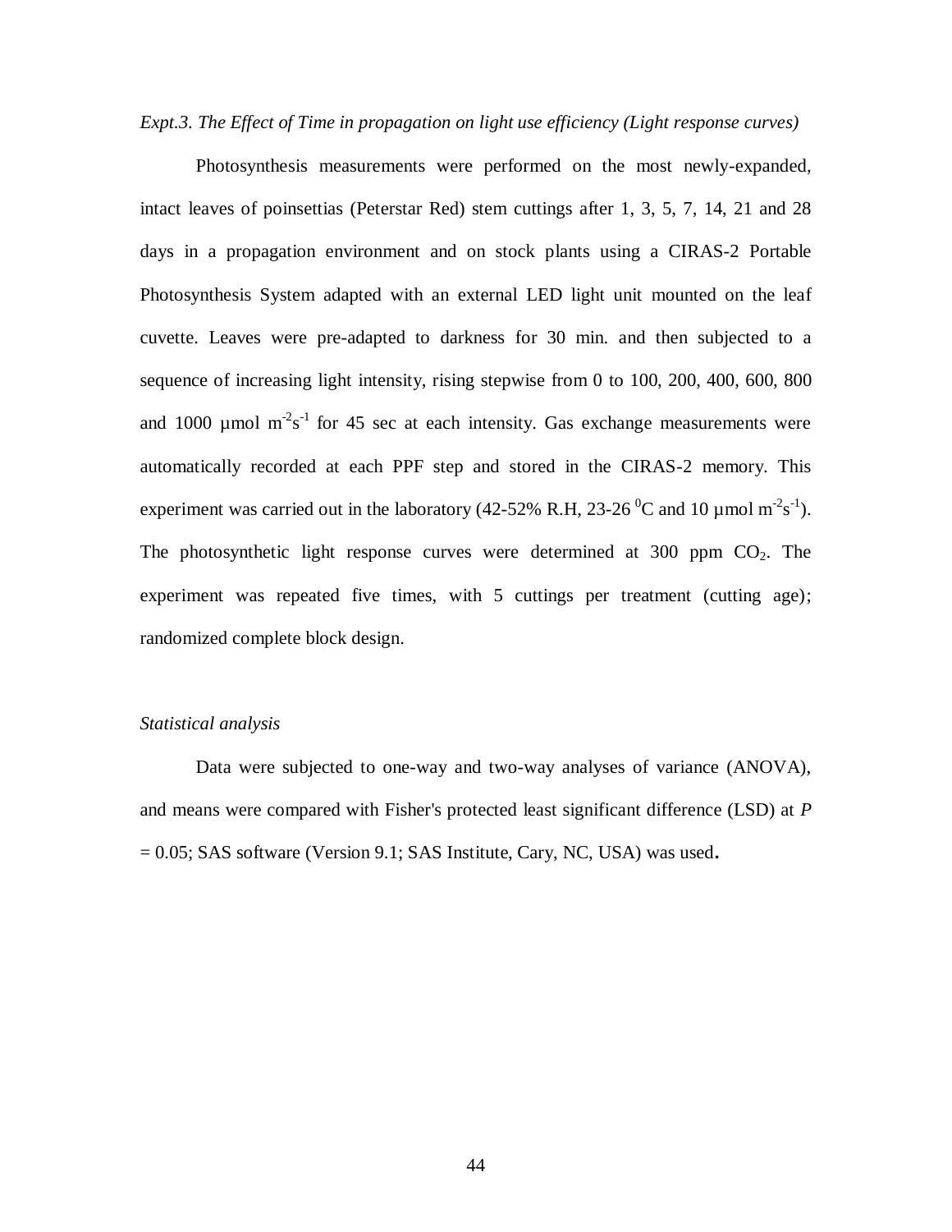*Expt.3. The Effect of Time in propagation on light use efficiency (Light response curves)*

Photosynthesis measurements were performed on the most newly-expanded, intact leaves of poinsettias (Peterstar Red) stem cuttings after 1, 3, 5, 7, 14, 21 and 28 days in a propagation environment and on stock plants using a CIRAS-2 Portable Photosynthesis System adapted with an external LED light unit mounted on the leaf cuvette. Leaves were pre-adapted to darkness for 30 min. and then subjected to a sequence of increasing light intensity, rising stepwise from 0 to 100, 200, 400, 600, 800 and 1000 µmol $m^{-2}s^{-1}$ for 45 sec at each intensity. Gas exchange measurements were automatically recorded at each PPF step and stored in the CIRAS-2 memory. This experiment was carried out in the laboratory (42-52% R.H, 23-26 $^{0}$C and 10 µmol $m^{-2}s^{-1}$). The photosynthetic light response curves were determined at 300 ppm $CO_2$. The experiment was repeated five times, with 5 cuttings per treatment (cutting age); randomized complete block design.

*Statistical analysis*

Data were subjected to one-way and two-way analyses of variance (ANOVA), and means were compared with Fisher's protected least significant difference (LSD) at $P$ = 0.05; SAS software (Version 9.1; SAS Institute, Cary, NC, USA) was used.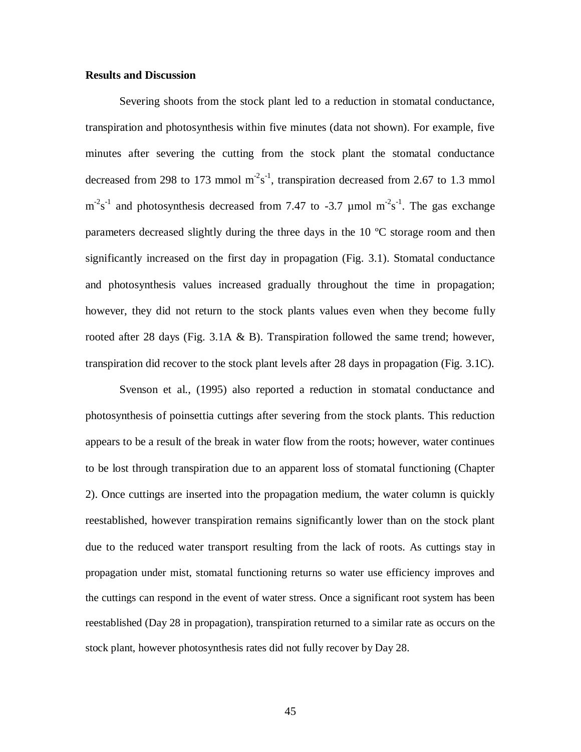**Results and Discussion**

Severing shoots from the stock plant led to a reduction in stomatal conductance, transpiration and photosynthesis within five minutes (data not shown). For example, five minutes after severing the cutting from the stock plant the stomatal conductance decreased from 298 to 173 mmol $m^{-2}s^{-1}$, transpiration decreased from 2.67 to 1.3 mmol $m^{-2}s^{-1}$ and photosynthesis decreased from 7.47 to -3.7 µmol $m^{-2}s^{-1}$. The gas exchange parameters decreased slightly during the three days in the 10 ºC storage room and then significantly increased on the first day in propagation (Fig. 3.1). Stomatal conductance and photosynthesis values increased gradually throughout the time in propagation; however, they did not return to the stock plants values even when they become fully rooted after 28 days (Fig. 3.1A & B). Transpiration followed the same trend; however, transpiration did recover to the stock plant levels after 28 days in propagation (Fig. 3.1C).

Svenson et al., (1995) also reported a reduction in stomatal conductance and photosynthesis of poinsettia cuttings after severing from the stock plants. This reduction appears to be a result of the break in water flow from the roots; however, water continues to be lost through transpiration due to an apparent loss of stomatal functioning (Chapter 2). Once cuttings are inserted into the propagation medium, the water column is quickly reestablished, however transpiration remains significantly lower than on the stock plant due to the reduced water transport resulting from the lack of roots. As cuttings stay in propagation under mist, stomatal functioning returns so water use efficiency improves and the cuttings can respond in the event of water stress. Once a significant root system has been reestablished (Day 28 in propagation), transpiration returned to a similar rate as occurs on the stock plant, however photosynthesis rates did not fully recover by Day 28.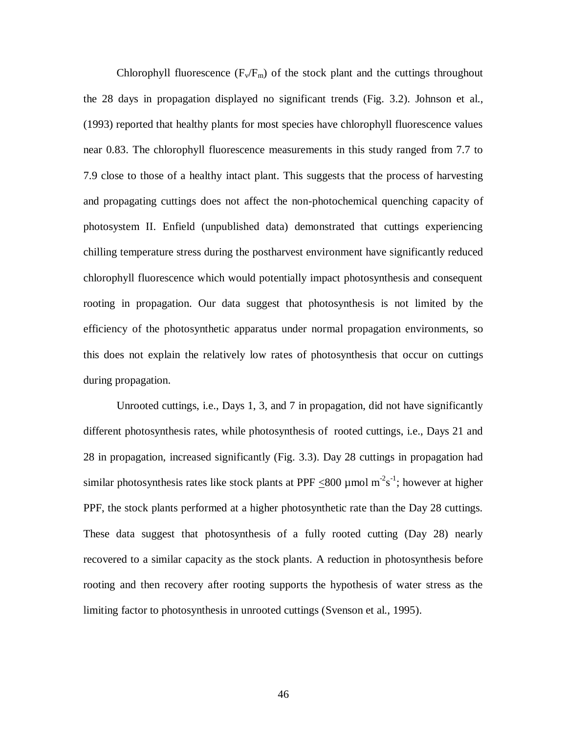Chlorophyll fluorescence ($F_v/F_m$) of the stock plant and the cuttings throughout the 28 days in propagation displayed no significant trends (Fig. 3.2). Johnson et al., (1993) reported that healthy plants for most species have chlorophyll fluorescence values near 0.83. The chlorophyll fluorescence measurements in this study ranged from 7.7 to 7.9 close to those of a healthy intact plant. This suggests that the process of harvesting and propagating cuttings does not affect the non-photochemical quenching capacity of photosystem II. Enfield (unpublished data) demonstrated that cuttings experiencing chilling temperature stress during the postharvest environment have significantly reduced chlorophyll fluorescence which would potentially impact photosynthesis and consequent rooting in propagation. Our data suggest that photosynthesis is not limited by the efficiency of the photosynthetic apparatus under normal propagation environments, so this does not explain the relatively low rates of photosynthesis that occur on cuttings during propagation.

Unrooted cuttings, i.e., Days 1, 3, and 7 in propagation, did not have significantly different photosynthesis rates, while photosynthesis of rooted cuttings, i.e., Days 21 and 28 in propagation, increased significantly (Fig. 3.3). Day 28 cuttings in propagation had similar photosynthesis rates like stock plants at PPF $\leq$800 µmol $m^{-2}s^{-1}$; however at higher PPF, the stock plants performed at a higher photosynthetic rate than the Day 28 cuttings. These data suggest that photosynthesis of a fully rooted cutting (Day 28) nearly recovered to a similar capacity as the stock plants. A reduction in photosynthesis before rooting and then recovery after rooting supports the hypothesis of water stress as the limiting factor to photosynthesis in unrooted cuttings (Svenson et al., 1995).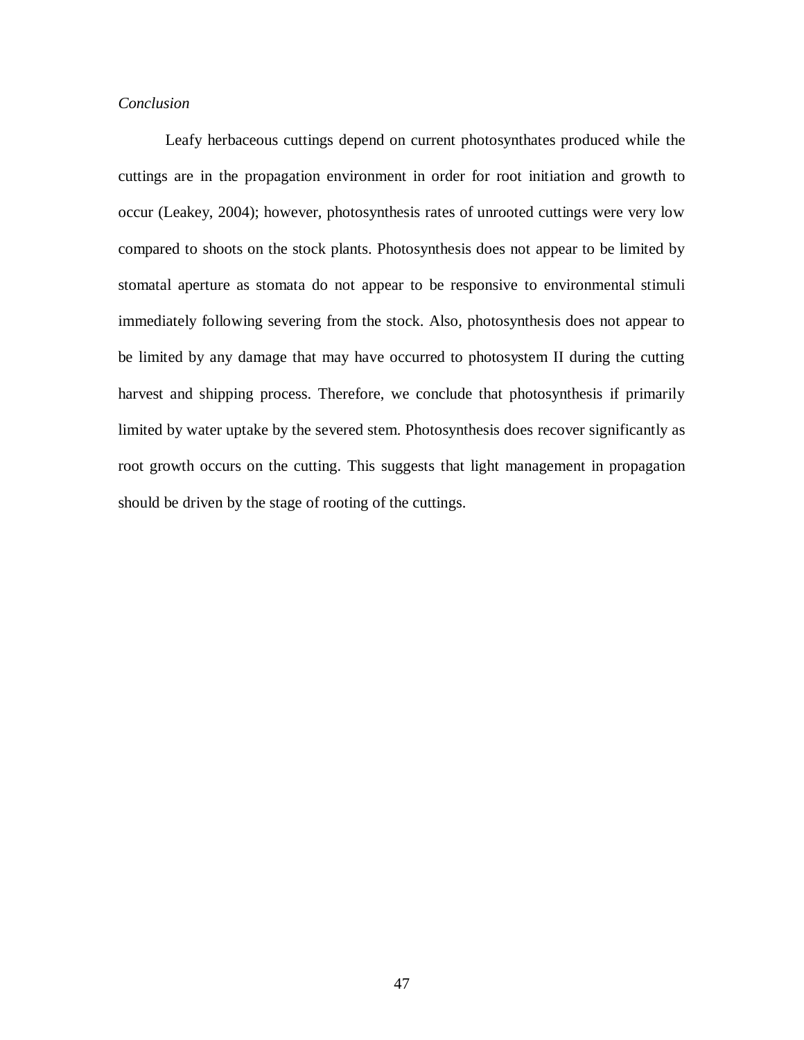*Conclusion*

Leafy herbaceous cuttings depend on current photosynthates produced while the cuttings are in the propagation environment in order for root initiation and growth to occur (Leakey, 2004); however, photosynthesis rates of unrooted cuttings were very low compared to shoots on the stock plants. Photosynthesis does not appear to be limited by stomatal aperture as stomata do not appear to be responsive to environmental stimuli immediately following severing from the stock. Also, photosynthesis does not appear to be limited by any damage that may have occurred to photosystem II during the cutting harvest and shipping process. Therefore, we conclude that photosynthesis if primarily limited by water uptake by the severed stem. Photosynthesis does recover significantly as root growth occurs on the cutting. This suggests that light management in propagation should be driven by the stage of rooting of the cuttings.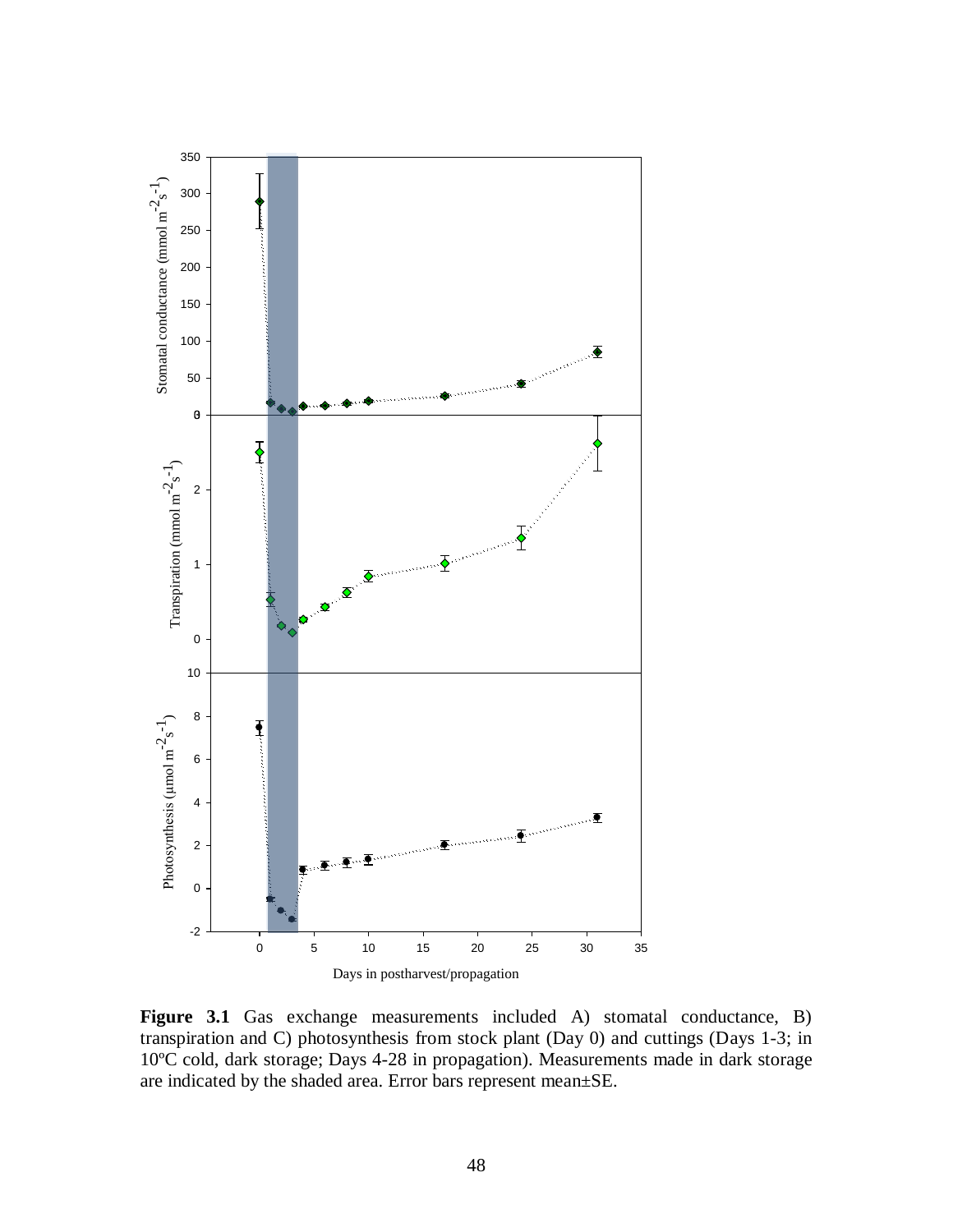**Figure 3.1** Gas exchange measurements included A) stomatal conductance, B) transpiration and C) photosynthesis from stock plant (Day 0) and cuttings (Days 1-3; in 10ºC cold, dark storage; Days 4-28 in propagation). Measurements made in dark storage are indicated by the shaded area. Error bars represent mean±SE.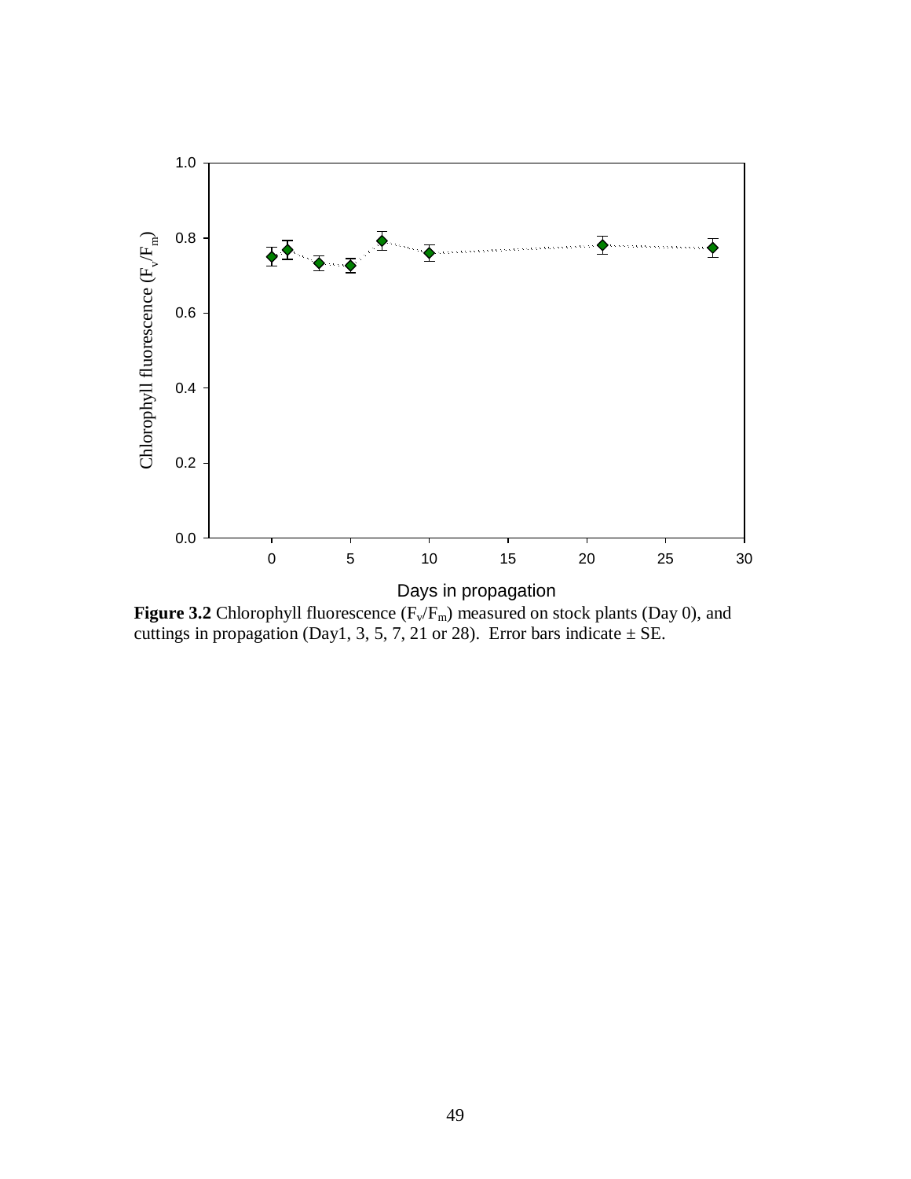**Figure 3.2** Chlorophyll fluorescence ($F_v/F_m$) measured on stock plants (Day 0), and cuttings in propagation (Day1, 3, 5, 7, 21 or 28). Error bars indicate ± SE.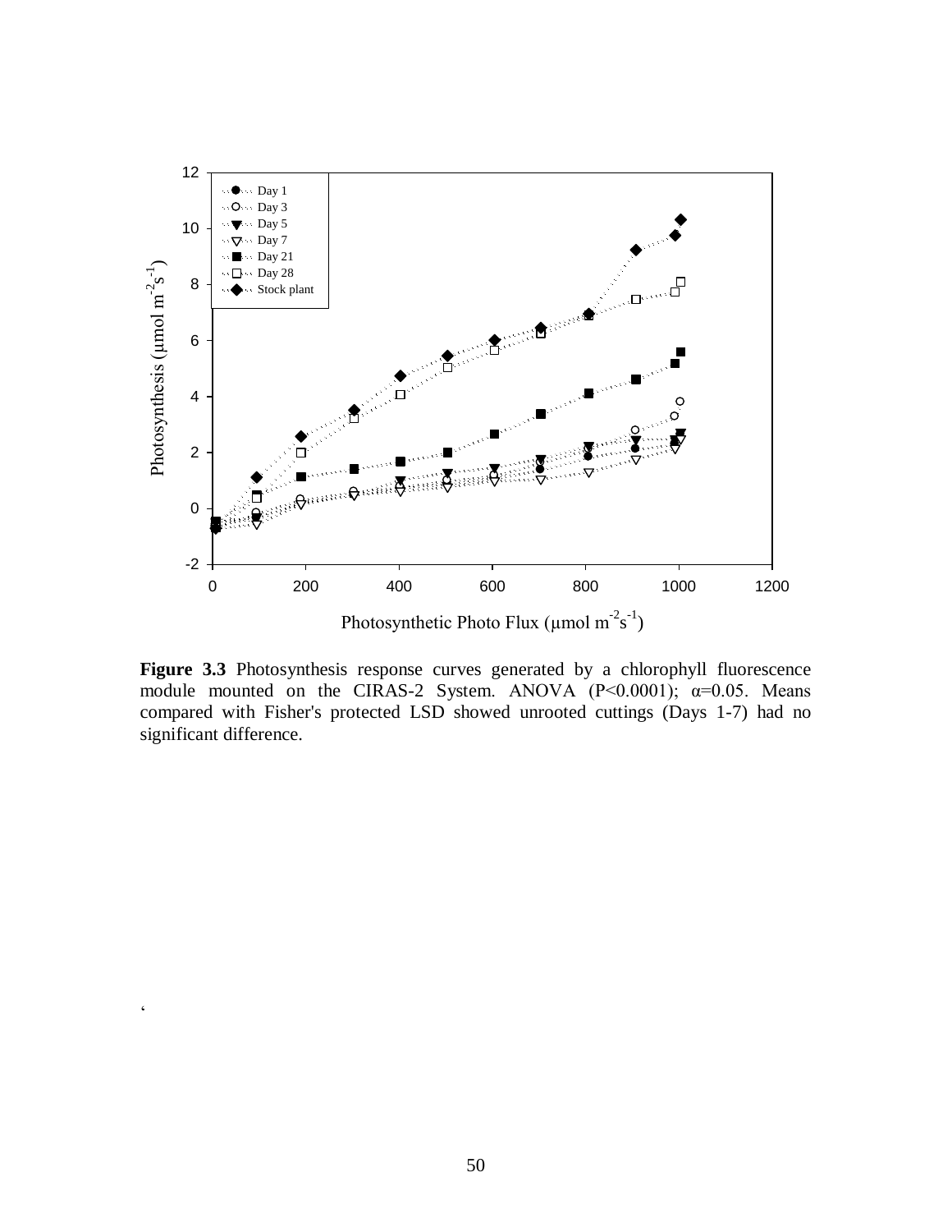**Figure 3.3** Photosynthesis response curves generated by a chlorophyll fluorescence module mounted on the CIRAS-2 System. ANOVA ($P<0.0001$); $\alpha=0.05$. Means compared with Fisher's protected LSD showed unrooted cuttings (Days 1-7) had no significant difference.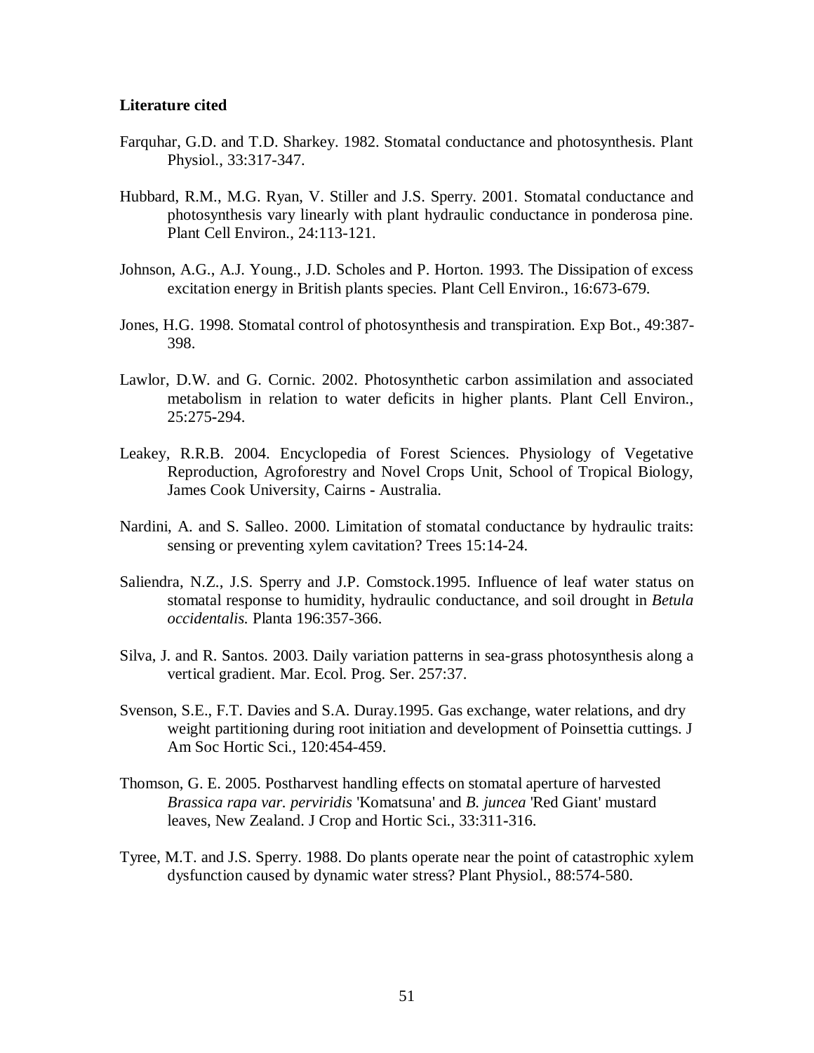**Literature cited**

Farquhar, G.D. and T.D. Sharkey. 1982. Stomatal conductance and photosynthesis. Plant Physiol., 33:317-347.

Hubbard, R.M., M.G. Ryan, V. Stiller and J.S. Sperry. 2001. Stomatal conductance and photosynthesis vary linearly with plant hydraulic conductance in ponderosa pine. Plant Cell Environ., 24:113-121.

Johnson, A.G., A.J. Young., J.D. Scholes and P. Horton. 1993. The Dissipation of excess excitation energy in British plants species. Plant Cell Environ., 16:673-679.

Jones, H.G. 1998. Stomatal control of photosynthesis and transpiration. Exp Bot., 49:387-398.

Lawlor, D.W. and G. Cornic. 2002. Photosynthetic carbon assimilation and associated metabolism in relation to water deficits in higher plants. Plant Cell Environ., 25:275-294.

Leakey, R.R.B. 2004. Encyclopedia of Forest Sciences. Physiology of Vegetative Reproduction, Agroforestry and Novel Crops Unit, School of Tropical Biology, James Cook University, Cairns - Australia.

Nardini, A. and S. Salleo. 2000. Limitation of stomatal conductance by hydraulic traits: sensing or preventing xylem cavitation? Trees 15:14-24.

Saliendra, N.Z., J.S. Sperry and J.P. Comstock.1995. Influence of leaf water status on stomatal response to humidity, hydraulic conductance, and soil drought in *Betula occidentalis.* Planta 196:357-366.

Silva, J. and R. Santos. 2003. Daily variation patterns in sea-grass photosynthesis along a vertical gradient. Mar. Ecol. Prog. Ser. 257:37.

Svenson, S.E., F.T. Davies and S.A. Duray.1995. Gas exchange, water relations, and dry weight partitioning during root initiation and development of Poinsettia cuttings. J Am Soc Hortic Sci., 120:454-459.

Thomson, G. E. 2005. Postharvest handling effects on stomatal aperture of harvested *Brassica rapa var. perviridis* 'Komatsuna' and *B. juncea* 'Red Giant' mustard leaves, New Zealand. J Crop and Hortic Sci., 33:311-316.

Tyree, M.T. and J.S. Sperry. 1988. Do plants operate near the point of catastrophic xylem dysfunction caused by dynamic water stress? Plant Physiol., 88:574-580.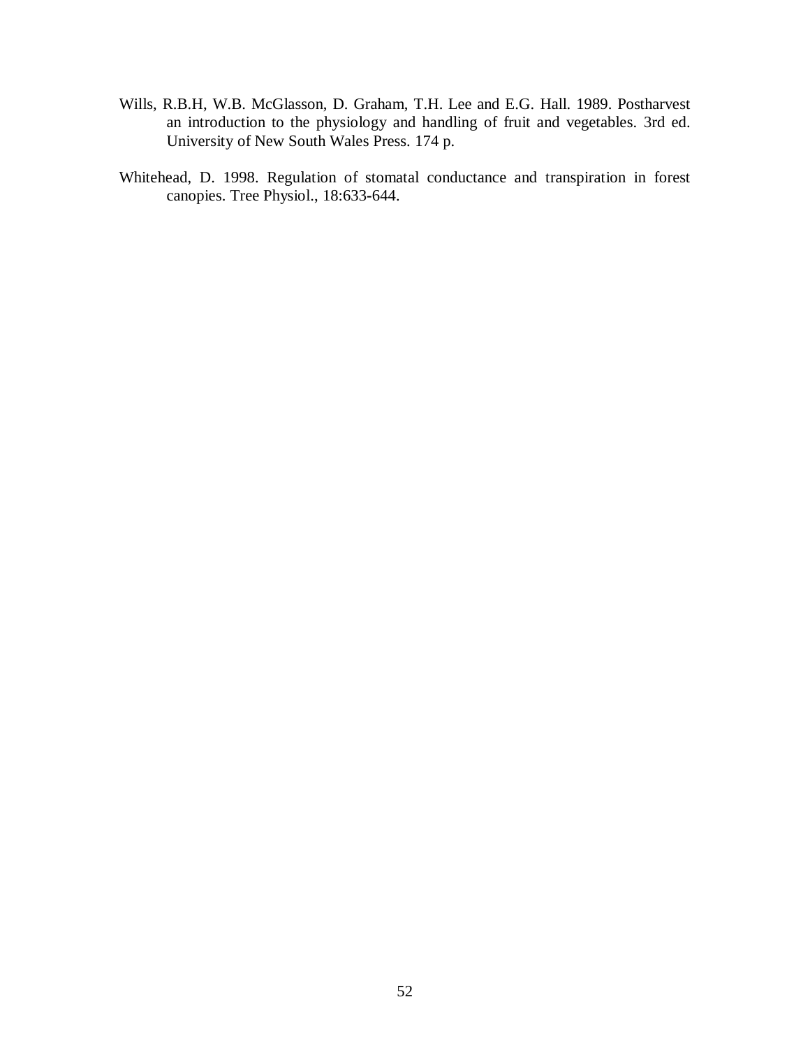Wills, R.B.H, W.B. McGlasson, D. Graham, T.H. Lee and E.G. Hall. 1989. Postharvest an introduction to the physiology and handling of fruit and vegetables. 3rd ed. University of New South Wales Press. 174 p.

Whitehead, D. 1998. Regulation of stomatal conductance and transpiration in forest canopies. Tree Physiol., 18:633-644.